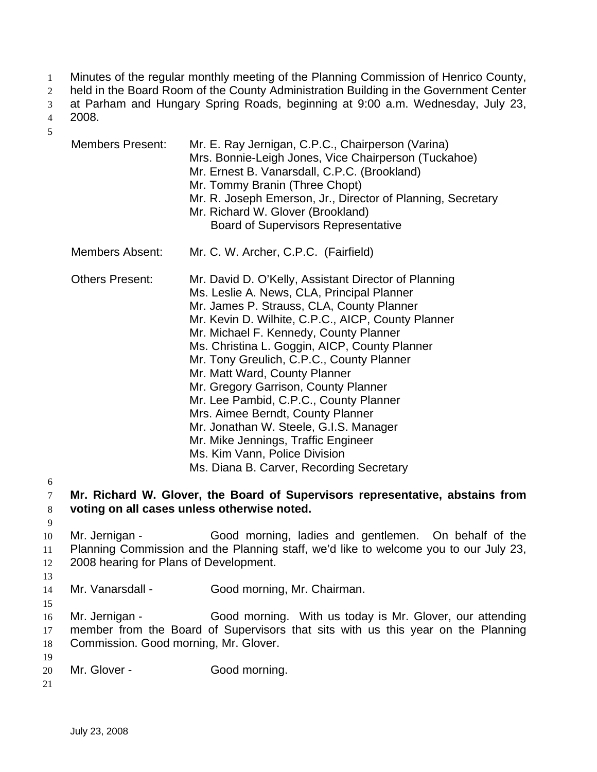Minutes of the regular monthly meeting of the Planning Commission of Henrico County, held in the Board Room of the County Administration Building in the Government Center at Parham and Hungary Spring Roads, beginning at 9:00 a.m. Wednesday, July 23, 2008.

| | |
|---|---|
| Members Present: | Mr. E. Ray Jernigan, C.P.C., Chairperson (Varina)<br>Mrs. Bonnie-Leigh Jones, Vice Chairperson (Tuckahoe)<br>Mr. Ernest B. Vanarsdall, C.P.C. (Brookland)<br>Mr. Tommy Branin (Three Chopt)<br>Mr. R. Joseph Emerson, Jr., Director of Planning, Secretary<br>Mr. Richard W. Glover (Brookland)<br>Board of Supervisors Representative |
| Members Absent: | Mr. C. W. Archer, C.P.C. (Fairfield) |
| Others Present: | Mr. David D. O'Kelly, Assistant Director of Planning<br>Ms. Leslie A. News, CLA, Principal Planner<br>Mr. James P. Strauss, CLA, County Planner<br>Mr. Kevin D. Wilhite, C.P.C., AICP, County Planner<br>Mr. Michael F. Kennedy, County Planner<br>Ms. Christina L. Goggin, AICP, County Planner<br>Mr. Tony Greulich, C.P.C., County Planner<br>Mr. Matt Ward, County Planner<br>Mr. Gregory Garrison, County Planner<br>Mr. Lee Pambid, C.P.C., County Planner<br>Mrs. Aimee Berndt, County Planner<br>Mr. Jonathan W. Steele, G.I.S. Manager<br>Mr. Mike Jennings, Traffic Engineer<br>Ms. Kim Vann, Police Division<br>Ms. Diana B. Carver, Recording Secretary |

**Mr. Richard W. Glover, the Board of Supervisors representative, abstains from voting on all cases unless otherwise noted.**

Mr. Jernigan - Good morning, ladies and gentlemen. On behalf of the Planning Commission and the Planning staff, we'd like to welcome you to our July 23, 2008 hearing for Plans of Development.

Mr. Vanarsdall - Good morning, Mr. Chairman.

Mr. Jernigan - Good morning. With us today is Mr. Glover, our attending member from the Board of Supervisors that sits with us this year on the Planning Commission. Good morning, Mr. Glover.

Mr. Glover - Good morning.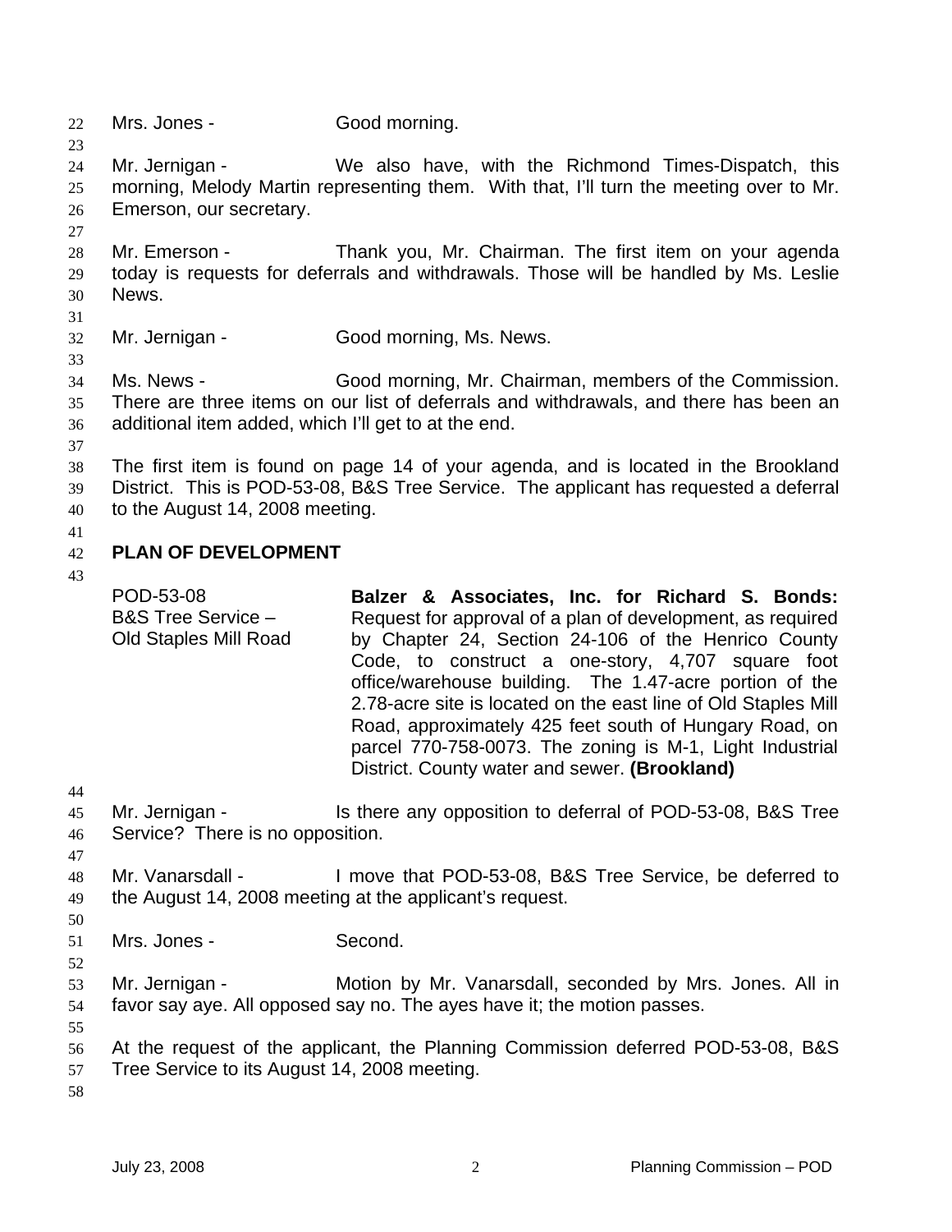Mrs. Jones - Good morning.

Mr. Jernigan - We also have, with the Richmond Times-Dispatch, this morning, Melody Martin representing them. With that, I'll turn the meeting over to Mr. Emerson, our secretary.

Mr. Emerson - Thank you, Mr. Chairman. The first item on your agenda today is requests for deferrals and withdrawals. Those will be handled by Ms. Leslie News.

Mr. Jernigan - Good morning, Ms. News.

Ms. News - Good morning, Mr. Chairman, members of the Commission. There are three items on our list of deferrals and withdrawals, and there has been an additional item added, which I'll get to at the end.

The first item is found on page 14 of your agenda, and is located in the Brookland District. This is POD-53-08, B&S Tree Service. The applicant has requested a deferral to the August 14, 2008 meeting.

## PLAN OF DEVELOPMENT

POD-53-08
B&S Tree Service –
Old Staples Mill Road

**Balzer & Associates, Inc. for Richard S. Bonds:** Request for approval of a plan of development, as required by Chapter 24, Section 24-106 of the Henrico County Code, to construct a one-story, 4,707 square foot office/warehouse building. The 1.47-acre portion of the 2.78-acre site is located on the east line of Old Staples Mill Road, approximately 425 feet south of Hungary Road, on parcel 770-758-0073. The zoning is M-1, Light Industrial District. County water and sewer. **(Brookland)**

Mr. Jernigan - Is there any opposition to deferral of POD-53-08, B&S Tree Service? There is no opposition.

Mr. Vanarsdall - I move that POD-53-08, B&S Tree Service, be deferred to the August 14, 2008 meeting at the applicant's request.

Mrs. Jones - Second.

Mr. Jernigan - Motion by Mr. Vanarsdall, seconded by Mrs. Jones. All in favor say aye. All opposed say no. The ayes have it; the motion passes.

At the request of the applicant, the Planning Commission deferred POD-53-08, B&S Tree Service to its August 14, 2008 meeting.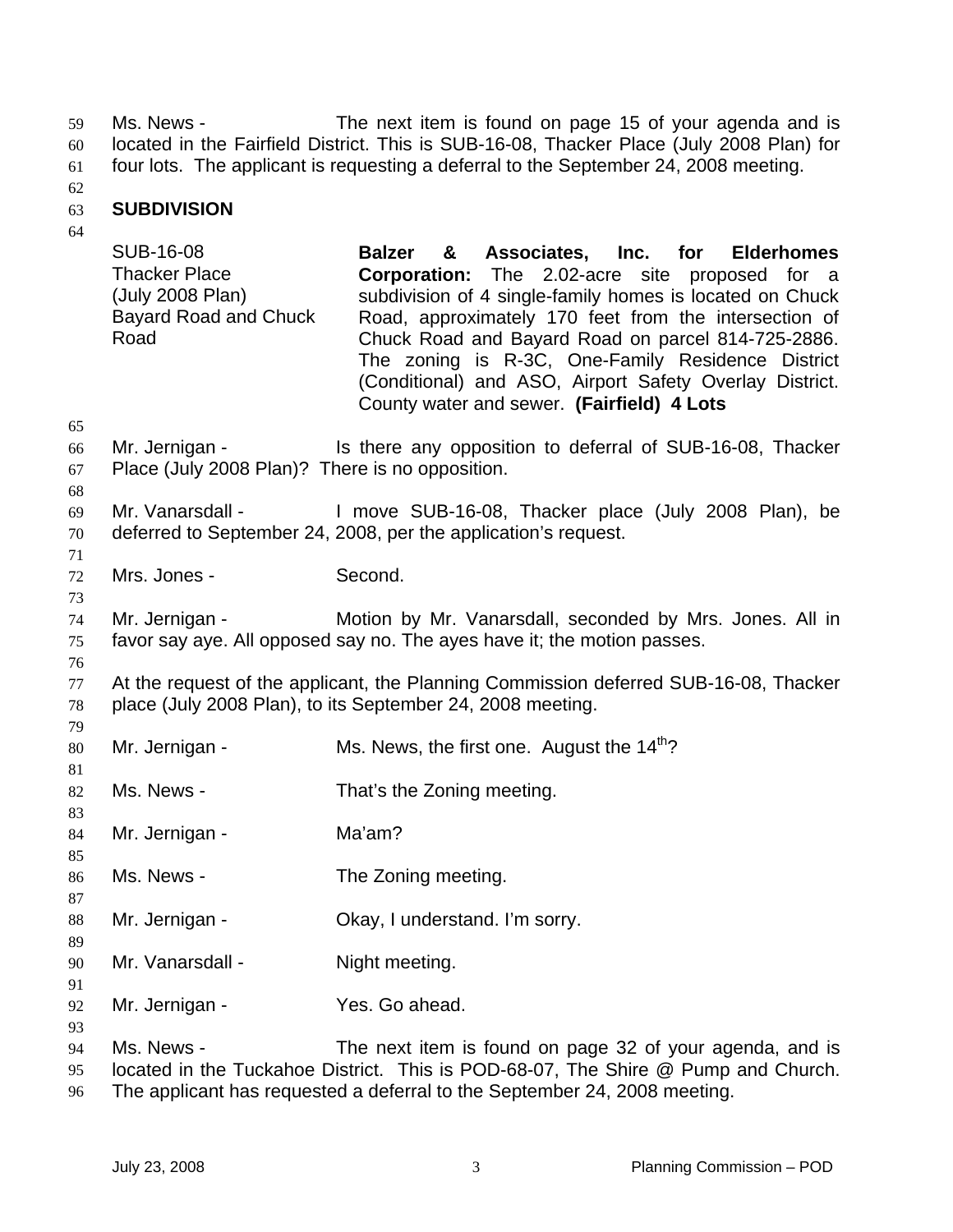Ms. News - The next item is found on page 15 of your agenda and is located in the Fairfield District. This is SUB-16-08, Thacker Place (July 2008 Plan) for four lots. The applicant is requesting a deferral to the September 24, 2008 meeting.

**SUBDIVISION**

| | |
|---|---|
| SUB-16-08<br>Thacker Place<br>(July 2008 Plan)<br>Bayard Road and Chuck Road | **Balzer & Associates, Inc. for Elderhomes Corporation:** The 2.02-acre site proposed for a subdivision of 4 single-family homes is located on Chuck Road, approximately 170 feet from the intersection of Chuck Road and Bayard Road on parcel 814-725-2886. The zoning is R-3C, One-Family Residence District (Conditional) and ASO, Airport Safety Overlay District. County water and sewer. **(Fairfield) 4 Lots** |

Mr. Jernigan - Is there any opposition to deferral of SUB-16-08, Thacker Place (July 2008 Plan)? There is no opposition.

Mr. Vanarsdall - I move SUB-16-08, Thacker place (July 2008 Plan), be deferred to September 24, 2008, per the application's request.

Mrs. Jones - Second.

Mr. Jernigan - Motion by Mr. Vanarsdall, seconded by Mrs. Jones. All in favor say aye. All opposed say no. The ayes have it; the motion passes.

At the request of the applicant, the Planning Commission deferred SUB-16-08, Thacker place (July 2008 Plan), to its September 24, 2008 meeting.

Mr. Jernigan - Ms. News, the first one. August the 14th?

Ms. News - That's the Zoning meeting.

Mr. Jernigan - Ma'am?

Ms. News - The Zoning meeting.

Mr. Jernigan - Okay, I understand. I'm sorry.

Mr. Vanarsdall - Night meeting.

Mr. Jernigan - Yes. Go ahead.

Ms. News - The next item is found on page 32 of your agenda, and is located in the Tuckahoe District. This is POD-68-07, The Shire @ Pump and Church. The applicant has requested a deferral to the September 24, 2008 meeting.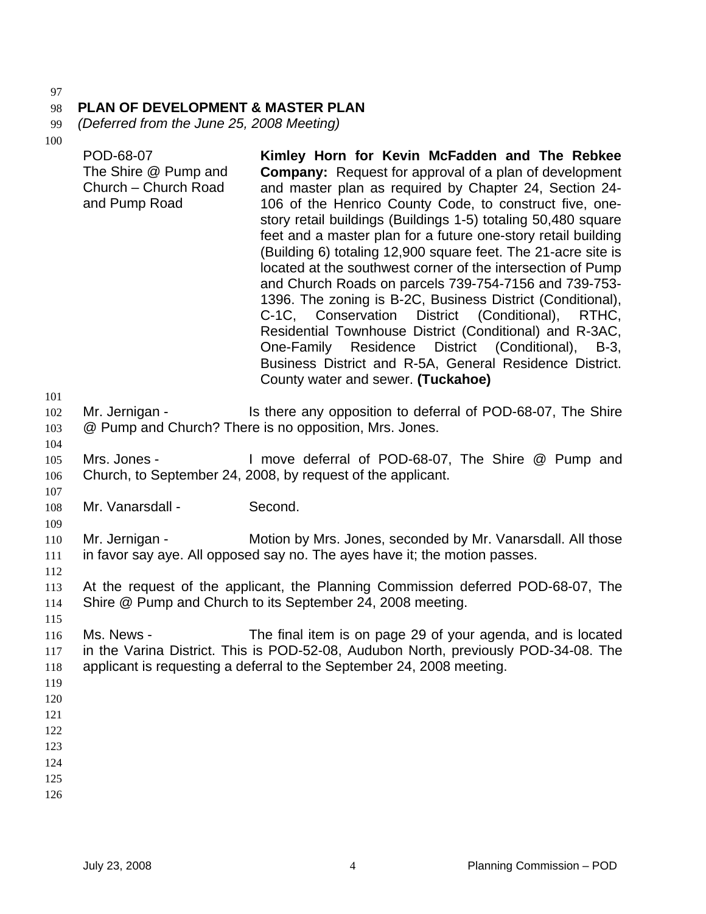## PLAN OF DEVELOPMENT & MASTER PLAN

*(Deferred from the June 25, 2008 Meeting)*

| | |
|---|---|
| POD-68-07<br>The Shire @ Pump and Church – Church Road and Pump Road | **Kimley Horn for Kevin McFadden and The Rebkee Company:** Request for approval of a plan of development and master plan as required by Chapter 24, Section 24-106 of the Henrico County Code, to construct five, one-story retail buildings (Buildings 1-5) totaling 50,480 square feet and a master plan for a future one-story retail building (Building 6) totaling 12,900 square feet. The 21-acre site is located at the southwest corner of the intersection of Pump and Church Roads on parcels 739-754-7156 and 739-753-1396. The zoning is B-2C, Business District (Conditional), C-1C, Conservation District (Conditional), RTHC, Residential Townhouse District (Conditional) and R-3AC, One-Family Residence District (Conditional), B-3, Business District and R-5A, General Residence District. County water and sewer. **(Tuckahoe)** |

Mr. Jernigan - Is there any opposition to deferral of POD-68-07, The Shire @ Pump and Church? There is no opposition, Mrs. Jones.

Mrs. Jones - I move deferral of POD-68-07, The Shire @ Pump and Church, to September 24, 2008, by request of the applicant.

Mr. Vanarsdall - Second.

Mr. Jernigan - Motion by Mrs. Jones, seconded by Mr. Vanarsdall. All those in favor say aye. All opposed say no. The ayes have it; the motion passes.

At the request of the applicant, the Planning Commission deferred POD-68-07, The Shire @ Pump and Church to its September 24, 2008 meeting.

Ms. News - The final item is on page 29 of your agenda, and is located in the Varina District. This is POD-52-08, Audubon North, previously POD-34-08. The applicant is requesting a deferral to the September 24, 2008 meeting.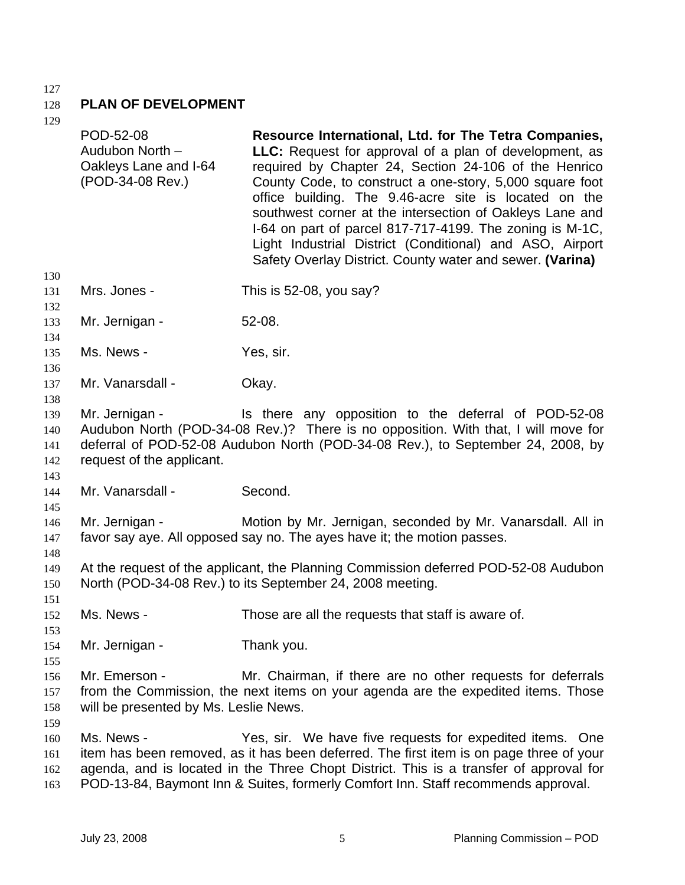## PLAN OF DEVELOPMENT

| | |
|---|---|
| POD-52-08<br>Audubon North – Oakleys Lane and I-64<br>(POD-34-08 Rev.) | **Resource International, Ltd. for The Tetra Companies, LLC:** Request for approval of a plan of development, as required by Chapter 24, Section 24-106 of the Henrico County Code, to construct a one-story, 5,000 square foot office building. The 9.46-acre site is located on the southwest corner at the intersection of Oakleys Lane and I-64 on part of parcel 817-717-4199. The zoning is M-1C, Light Industrial District (Conditional) and ASO, Airport Safety Overlay District. County water and sewer. **(Varina)** |

Mrs. Jones - This is 52-08, you say?

Mr. Jernigan - 52-08.

Ms. News - Yes, sir.

Mr. Vanarsdall - Okay.

Mr. Jernigan - Is there any opposition to the deferral of POD-52-08 Audubon North (POD-34-08 Rev.)? There is no opposition. With that, I will move for deferral of POD-52-08 Audubon North (POD-34-08 Rev.), to September 24, 2008, by request of the applicant.

Mr. Vanarsdall - Second.

Mr. Jernigan - Motion by Mr. Jernigan, seconded by Mr. Vanarsdall. All in favor say aye. All opposed say no. The ayes have it; the motion passes.

At the request of the applicant, the Planning Commission deferred POD-52-08 Audubon North (POD-34-08 Rev.) to its September 24, 2008 meeting.

Ms. News - Those are all the requests that staff is aware of.

Mr. Jernigan - Thank you.

Mr. Emerson - Mr. Chairman, if there are no other requests for deferrals from the Commission, the next items on your agenda are the expedited items. Those will be presented by Ms. Leslie News.

Ms. News - Yes, sir. We have five requests for expedited items. One item has been removed, as it has been deferred. The first item is on page three of your agenda, and is located in the Three Chopt District. This is a transfer of approval for POD-13-84, Baymont Inn & Suites, formerly Comfort Inn. Staff recommends approval.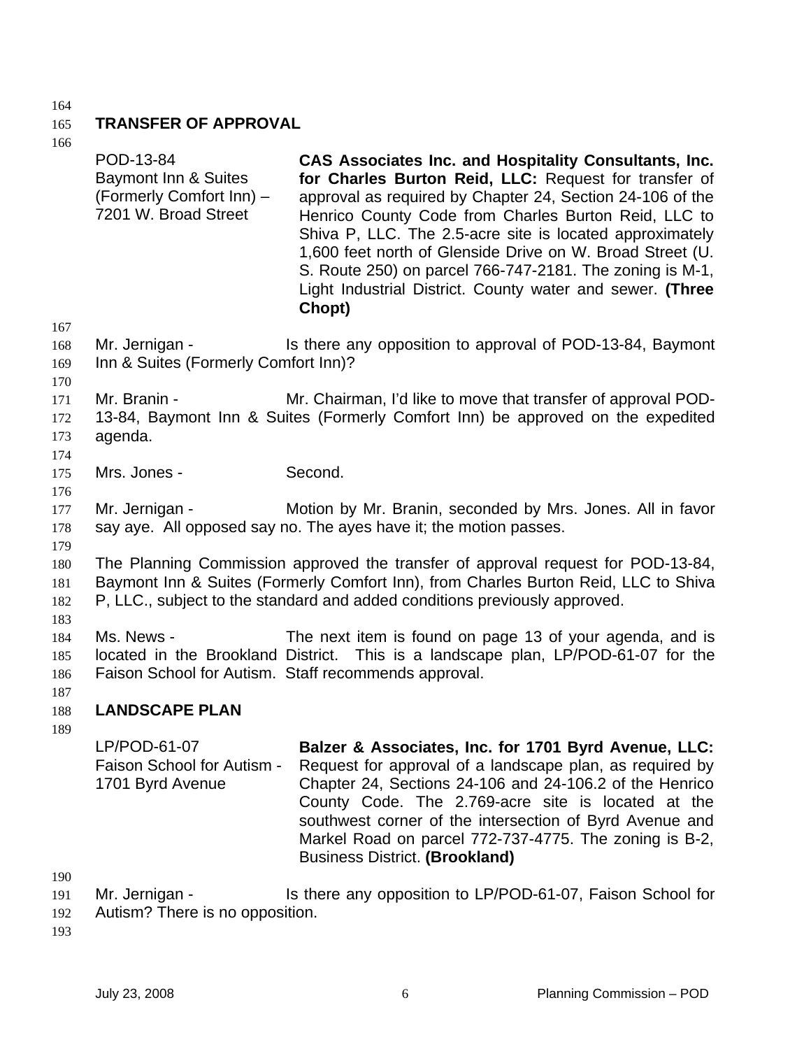## TRANSFER OF APPROVAL

| | |
|---|---|
| POD-13-84<br>Baymont Inn & Suites<br>(Formerly Comfort Inn) –<br>7201 W. Broad Street | **CAS Associates Inc. and Hospitality Consultants, Inc. for Charles Burton Reid, LLC:** Request for transfer of approval as required by Chapter 24, Section 24-106 of the Henrico County Code from Charles Burton Reid, LLC to Shiva P, LLC. The 2.5-acre site is located approximately 1,600 feet north of Glenside Drive on W. Broad Street (U. S. Route 250) on parcel 766-747-2181. The zoning is M-1, Light Industrial District. County water and sewer. **(Three Chopt)** |

Mr. Jernigan - Is there any opposition to approval of POD-13-84, Baymont Inn & Suites (Formerly Comfort Inn)?

Mr. Branin - Mr. Chairman, I'd like to move that transfer of approval POD-13-84, Baymont Inn & Suites (Formerly Comfort Inn) be approved on the expedited agenda.

Mrs. Jones - Second.

Mr. Jernigan - Motion by Mr. Branin, seconded by Mrs. Jones. All in favor say aye. All opposed say no. The ayes have it; the motion passes.

The Planning Commission approved the transfer of approval request for POD-13-84, Baymont Inn & Suites (Formerly Comfort Inn), from Charles Burton Reid, LLC to Shiva P, LLC., subject to the standard and added conditions previously approved.

Ms. News - The next item is found on page 13 of your agenda, and is located in the Brookland District. This is a landscape plan, LP/POD-61-07 for the Faison School for Autism. Staff recommends approval.

## LANDSCAPE PLAN

| | |
|---|---|
| LP/POD-61-07<br>Faison School for Autism -<br>1701 Byrd Avenue | **Balzer & Associates, Inc. for 1701 Byrd Avenue, LLC:** Request for approval of a landscape plan, as required by Chapter 24, Sections 24-106 and 24-106.2 of the Henrico County Code. The 2.769-acre site is located at the southwest corner of the intersection of Byrd Avenue and Markel Road on parcel 772-737-4775. The zoning is B-2, Business District. **(Brookland)** |

Mr. Jernigan - Is there any opposition to LP/POD-61-07, Faison School for Autism? There is no opposition.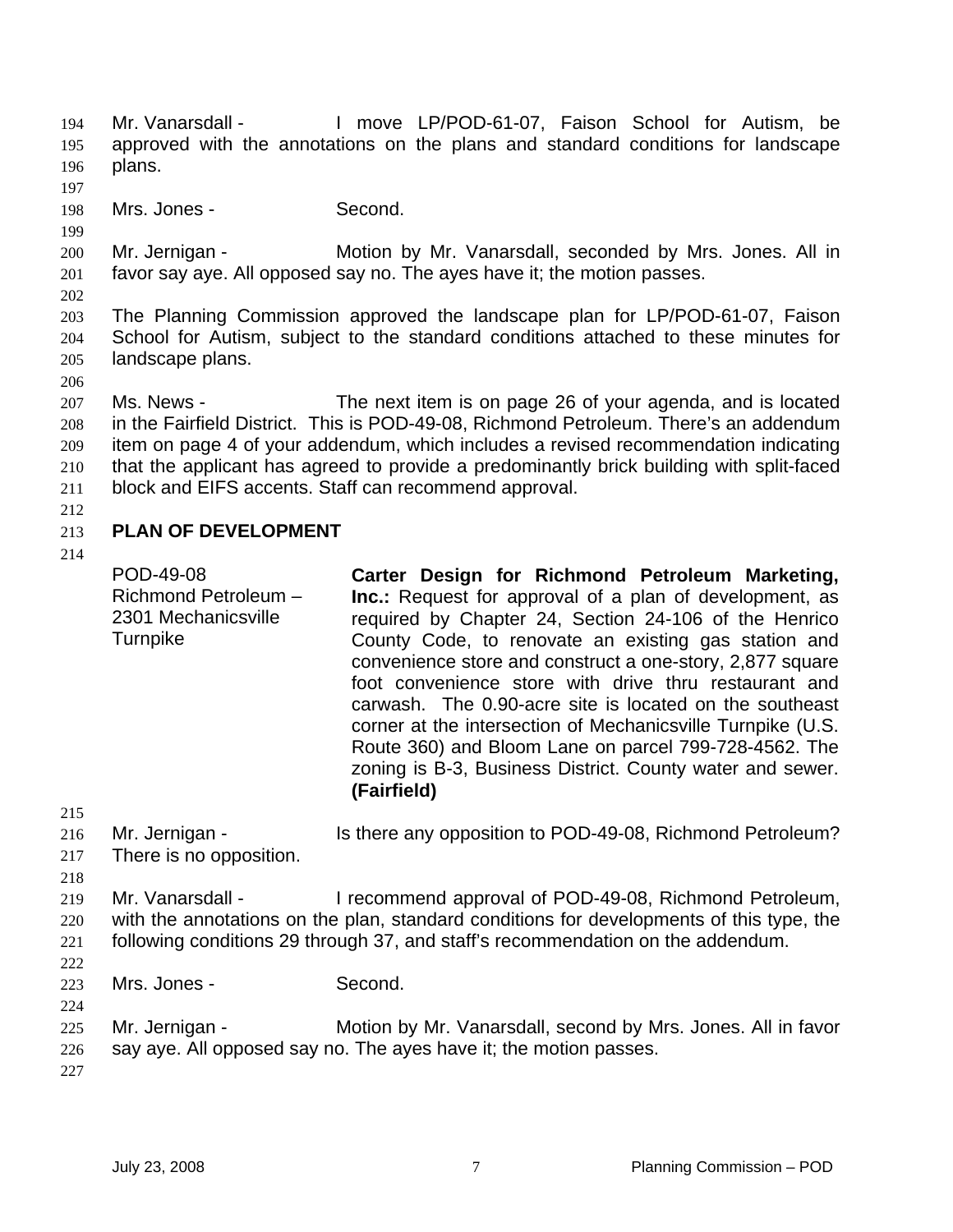Mr. Vanarsdall - I move LP/POD-61-07, Faison School for Autism, be approved with the annotations on the plans and standard conditions for landscape plans.

Mrs. Jones - Second.

Mr. Jernigan - Motion by Mr. Vanarsdall, seconded by Mrs. Jones. All in favor say aye. All opposed say no. The ayes have it; the motion passes.

The Planning Commission approved the landscape plan for LP/POD-61-07, Faison School for Autism, subject to the standard conditions attached to these minutes for landscape plans.

Ms. News - The next item is on page 26 of your agenda, and is located in the Fairfield District. This is POD-49-08, Richmond Petroleum. There's an addendum item on page 4 of your addendum, which includes a revised recommendation indicating that the applicant has agreed to provide a predominantly brick building with split-faced block and EIFS accents. Staff can recommend approval.

## PLAN OF DEVELOPMENT

| | |
|---|---|
| POD-49-08<br>Richmond Petroleum – 2301 Mechanicsville Turnpike | **Carter Design for Richmond Petroleum Marketing, Inc.:** Request for approval of a plan of development, as required by Chapter 24, Section 24-106 of the Henrico County Code, to renovate an existing gas station and convenience store and construct a one-story, 2,877 square foot convenience store with drive thru restaurant and carwash. The 0.90-acre site is located on the southeast corner at the intersection of Mechanicsville Turnpike (U.S. Route 360) and Bloom Lane on parcel 799-728-4562. The zoning is B-3, Business District. County water and sewer. **(Fairfield)** |

Mr. Jernigan - Is there any opposition to POD-49-08, Richmond Petroleum? There is no opposition.

Mr. Vanarsdall - I recommend approval of POD-49-08, Richmond Petroleum, with the annotations on the plan, standard conditions for developments of this type, the following conditions 29 through 37, and staff's recommendation on the addendum.

Mrs. Jones - Second.

Mr. Jernigan - Motion by Mr. Vanarsdall, second by Mrs. Jones. All in favor say aye. All opposed say no. The ayes have it; the motion passes.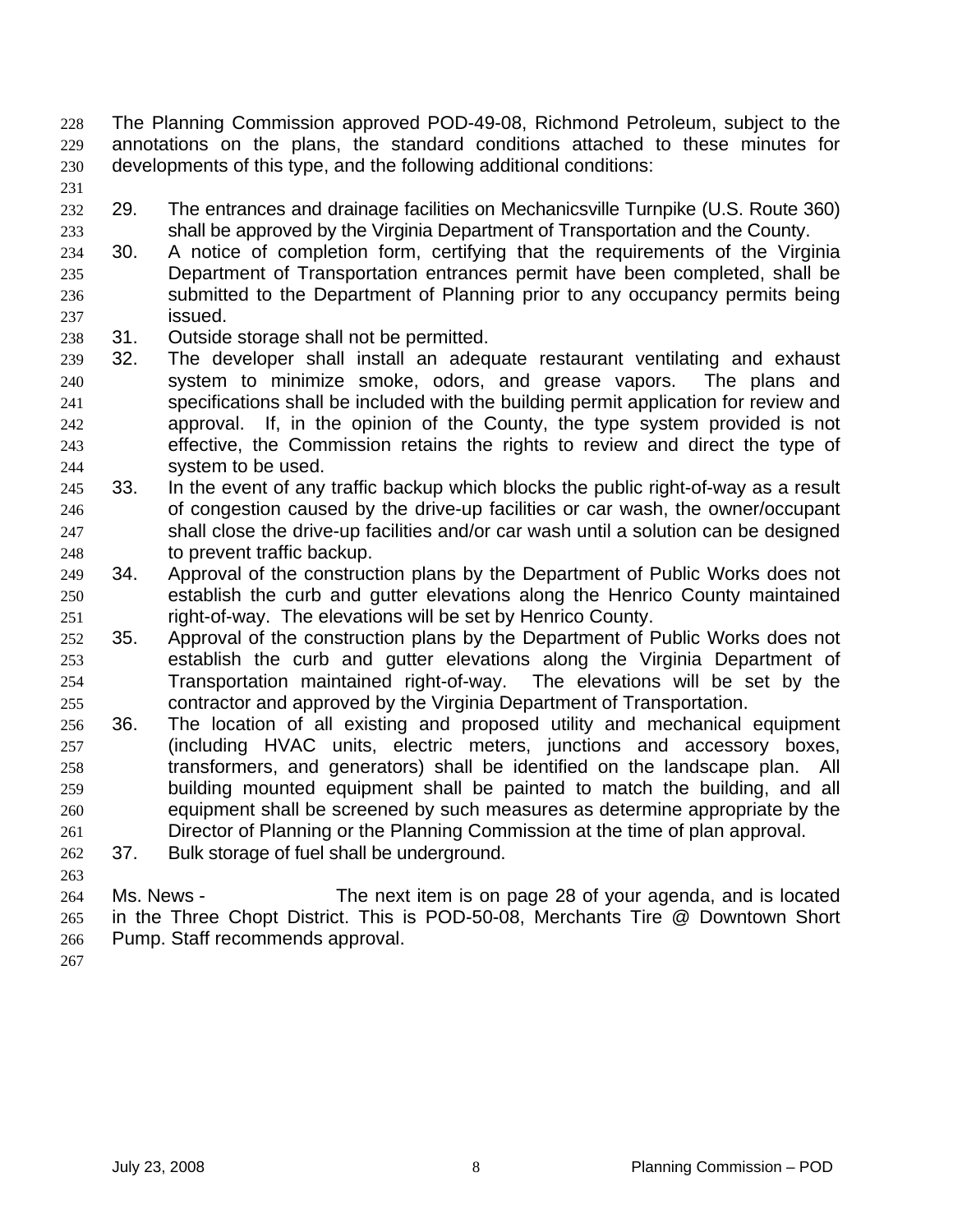The Planning Commission approved POD-49-08, Richmond Petroleum, subject to the annotations on the plans, the standard conditions attached to these minutes for developments of this type, and the following additional conditions:

29. The entrances and drainage facilities on Mechanicsville Turnpike (U.S. Route 360) shall be approved by the Virginia Department of Transportation and the County.
30. A notice of completion form, certifying that the requirements of the Virginia Department of Transportation entrances permit have been completed, shall be submitted to the Department of Planning prior to any occupancy permits being issued.
31. Outside storage shall not be permitted.
32. The developer shall install an adequate restaurant ventilating and exhaust system to minimize smoke, odors, and grease vapors. The plans and specifications shall be included with the building permit application for review and approval. If, in the opinion of the County, the type system provided is not effective, the Commission retains the rights to review and direct the type of system to be used.
33. In the event of any traffic backup which blocks the public right-of-way as a result of congestion caused by the drive-up facilities or car wash, the owner/occupant shall close the drive-up facilities and/or car wash until a solution can be designed to prevent traffic backup.
34. Approval of the construction plans by the Department of Public Works does not establish the curb and gutter elevations along the Henrico County maintained right-of-way. The elevations will be set by Henrico County.
35. Approval of the construction plans by the Department of Public Works does not establish the curb and gutter elevations along the Virginia Department of Transportation maintained right-of-way. The elevations will be set by the contractor and approved by the Virginia Department of Transportation.
36. The location of all existing and proposed utility and mechanical equipment (including HVAC units, electric meters, junctions and accessory boxes, transformers, and generators) shall be identified on the landscape plan. All building mounted equipment shall be painted to match the building, and all equipment shall be screened by such measures as determine appropriate by the Director of Planning or the Planning Commission at the time of plan approval.
37. Bulk storage of fuel shall be underground.

Ms. News - The next item is on page 28 of your agenda, and is located in the Three Chopt District. This is POD-50-08, Merchants Tire @ Downtown Short Pump. Staff recommends approval.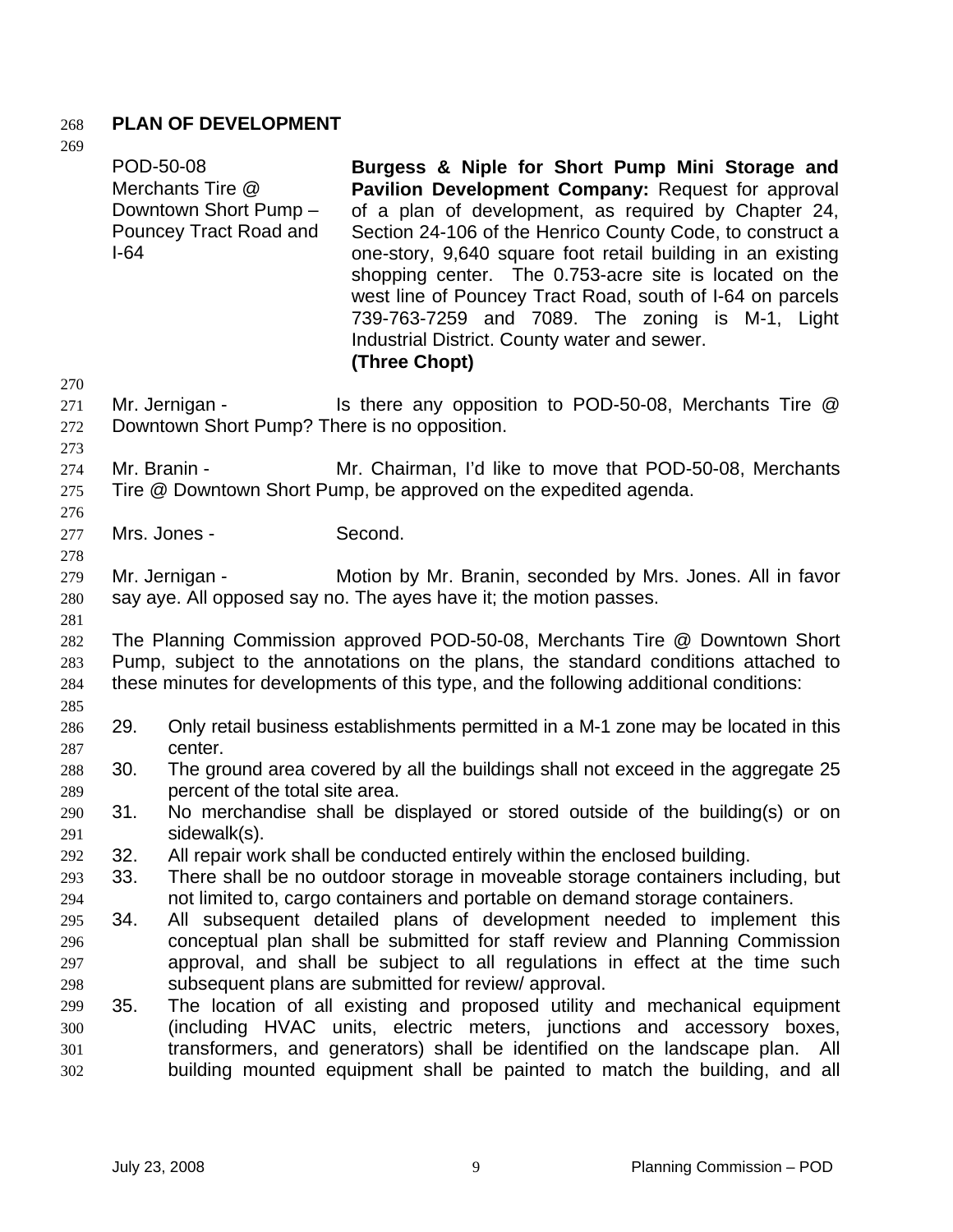## PLAN OF DEVELOPMENT

POD-50-08
Merchants Tire @ Downtown Short Pump – Pouncey Tract Road and I-64

**Burgess & Niple for Short Pump Mini Storage and Pavilion Development Company:** Request for approval of a plan of development, as required by Chapter 24, Section 24-106 of the Henrico County Code, to construct a one-story, 9,640 square foot retail building in an existing shopping center. The 0.753-acre site is located on the west line of Pouncey Tract Road, south of I-64 on parcels 739-763-7259 and 7089. The zoning is M-1, Light Industrial District. County water and sewer. **(Three Chopt)**

Mr. Jernigan - Is there any opposition to POD-50-08, Merchants Tire @ Downtown Short Pump? There is no opposition.

Mr. Branin - Mr. Chairman, I'd like to move that POD-50-08, Merchants Tire @ Downtown Short Pump, be approved on the expedited agenda.

Mrs. Jones - Second.

Mr. Jernigan - Motion by Mr. Branin, seconded by Mrs. Jones. All in favor say aye. All opposed say no. The ayes have it; the motion passes.

The Planning Commission approved POD-50-08, Merchants Tire @ Downtown Short Pump, subject to the annotations on the plans, the standard conditions attached to these minutes for developments of this type, and the following additional conditions:

29. Only retail business establishments permitted in a M-1 zone may be located in this center.
30. The ground area covered by all the buildings shall not exceed in the aggregate 25 percent of the total site area.
31. No merchandise shall be displayed or stored outside of the building(s) or on sidewalk(s).
32. All repair work shall be conducted entirely within the enclosed building.
33. There shall be no outdoor storage in moveable storage containers including, but not limited to, cargo containers and portable on demand storage containers.
34. All subsequent detailed plans of development needed to implement this conceptual plan shall be submitted for staff review and Planning Commission approval, and shall be subject to all regulations in effect at the time such subsequent plans are submitted for review/ approval.
35. The location of all existing and proposed utility and mechanical equipment (including HVAC units, electric meters, junctions and accessory boxes, transformers, and generators) shall be identified on the landscape plan. All building mounted equipment shall be painted to match the building, and all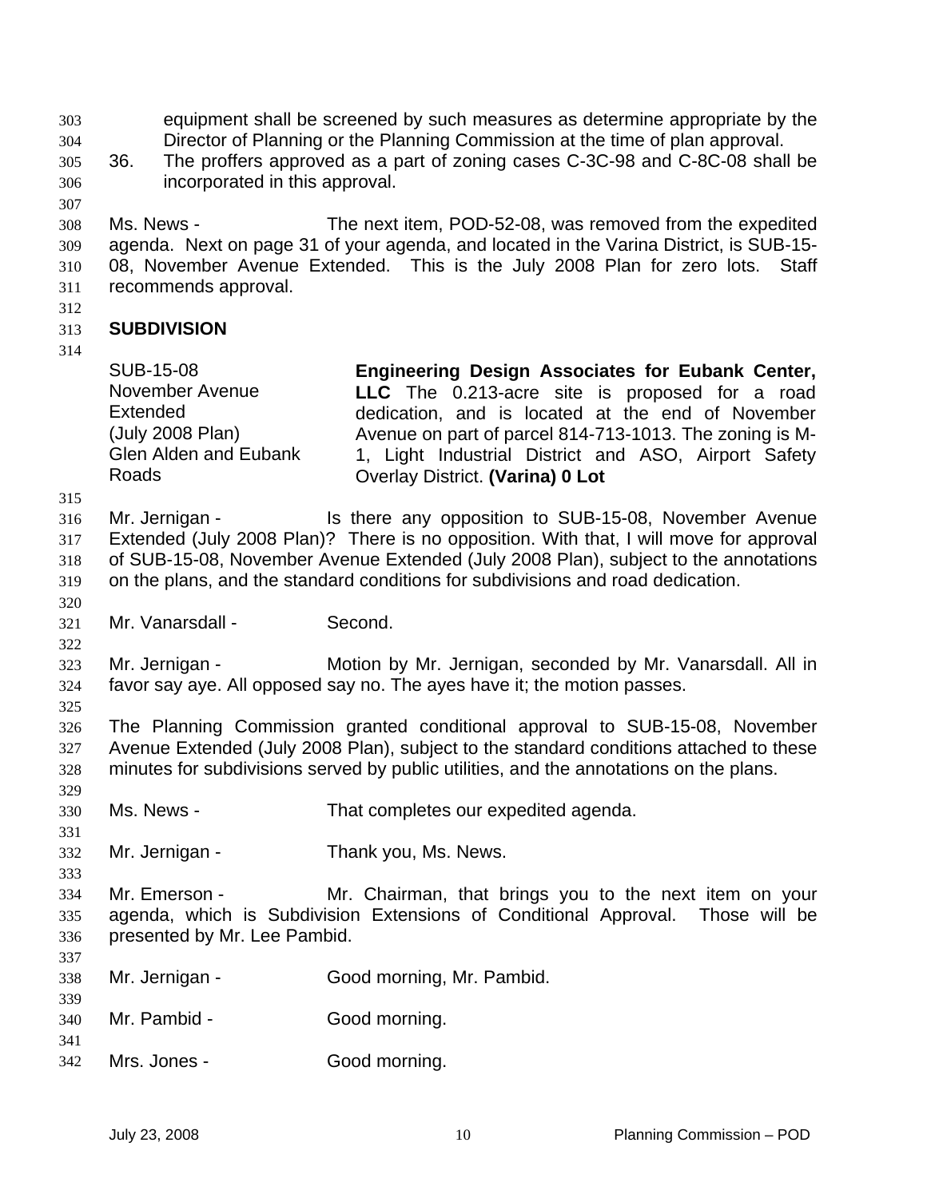equipment shall be screened by such measures as determine appropriate by the Director of Planning or the Planning Commission at the time of plan approval.

36. The proffers approved as a part of zoning cases C-3C-98 and C-8C-08 shall be incorporated in this approval.

Ms. News - The next item, POD-52-08, was removed from the expedited agenda. Next on page 31 of your agenda, and located in the Varina District, is SUB-15-08, November Avenue Extended. This is the July 2008 Plan for zero lots. Staff recommends approval.

## SUBDIVISION

| | |
|---|---|
| SUB-15-08<br>November Avenue Extended<br>(July 2008 Plan)<br>Glen Alden and Eubank Roads | **Engineering Design Associates for Eubank Center, LLC** The 0.213-acre site is proposed for a road dedication, and is located at the end of November Avenue on part of parcel 814-713-1013. The zoning is M-1, Light Industrial District and ASO, Airport Safety Overlay District. **(Varina) 0 Lot** |

Mr. Jernigan - Is there any opposition to SUB-15-08, November Avenue Extended (July 2008 Plan)? There is no opposition. With that, I will move for approval of SUB-15-08, November Avenue Extended (July 2008 Plan), subject to the annotations on the plans, and the standard conditions for subdivisions and road dedication.

Mr. Vanarsdall - Second.

Mr. Jernigan - Motion by Mr. Jernigan, seconded by Mr. Vanarsdall. All in favor say aye. All opposed say no. The ayes have it; the motion passes.

The Planning Commission granted conditional approval to SUB-15-08, November Avenue Extended (July 2008 Plan), subject to the standard conditions attached to these minutes for subdivisions served by public utilities, and the annotations on the plans.

Ms. News - That completes our expedited agenda.

Mr. Jernigan - Thank you, Ms. News.

Mr. Emerson - Mr. Chairman, that brings you to the next item on your agenda, which is Subdivision Extensions of Conditional Approval. Those will be presented by Mr. Lee Pambid.

Mr. Jernigan - Good morning, Mr. Pambid.

Mr. Pambid - Good morning.

Mrs. Jones - Good morning.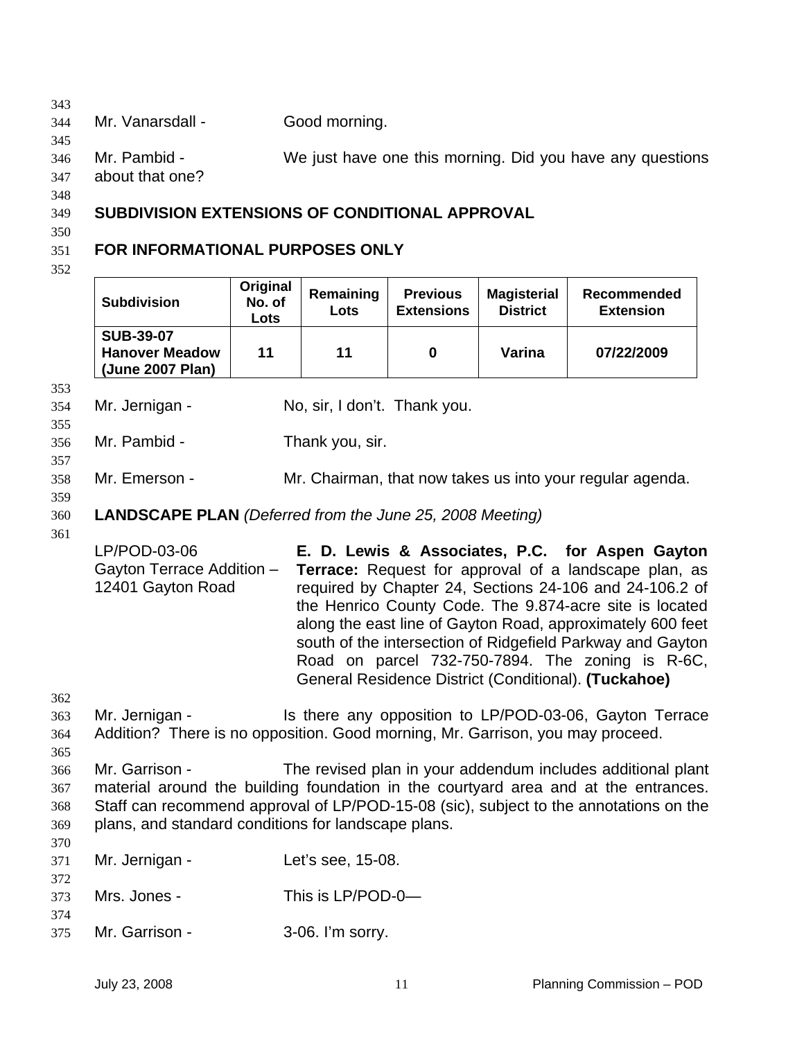Mr. Vanarsdall - Good morning.

Mr. Pambid - We just have one this morning. Did you have any questions about that one?

**SUBDIVISION EXTENSIONS OF CONDITIONAL APPROVAL**

**FOR INFORMATIONAL PURPOSES ONLY**

| Subdivision | Original No. of Lots | Remaining Lots | Previous Extensions | Magisterial District | Recommended Extension |
|---|---|---|---|---|---|
| **SUB-39-07 Hanover Meadow (June 2007 Plan)** | **11** | **11** | **0** | **Varina** | **07/22/2009** |

Mr. Jernigan - No, sir, I don't. Thank you.

Mr. Pambid - Thank you, sir.

Mr. Emerson - Mr. Chairman, that now takes us into your regular agenda.

**LANDSCAPE PLAN** *(Deferred from the June 25, 2008 Meeting)*

LP/POD-03-06
Gayton Terrace Addition – 12401 Gayton Road

**E. D. Lewis & Associates, P.C. for Aspen Gayton Terrace:** Request for approval of a landscape plan, as required by Chapter 24, Sections 24-106 and 24-106.2 of the Henrico County Code. The 9.874-acre site is located along the east line of Gayton Road, approximately 600 feet south of the intersection of Ridgefield Parkway and Gayton Road on parcel 732-750-7894. The zoning is R-6C, General Residence District (Conditional). **(Tuckahoe)**

Mr. Jernigan - Is there any opposition to LP/POD-03-06, Gayton Terrace Addition? There is no opposition. Good morning, Mr. Garrison, you may proceed.

Mr. Garrison - The revised plan in your addendum includes additional plant material around the building foundation in the courtyard area and at the entrances. Staff can recommend approval of LP/POD-15-08 (sic), subject to the annotations on the plans, and standard conditions for landscape plans.

Mr. Jernigan - Let's see, 15-08.

Mrs. Jones - This is LP/POD-0—

Mr. Garrison - 3-06. I'm sorry.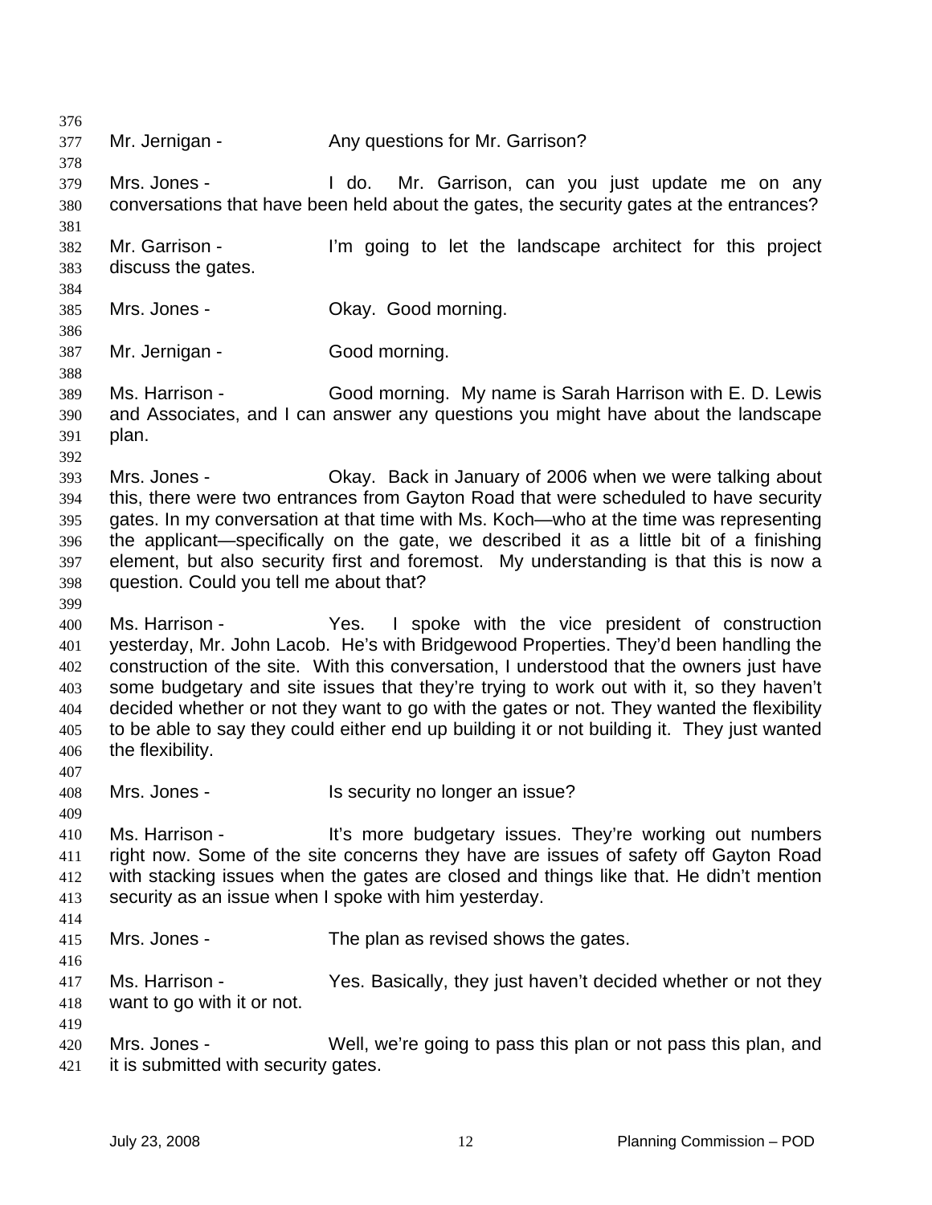Mr. Jernigan - Any questions for Mr. Garrison?

Mrs. Jones - I do. Mr. Garrison, can you just update me on any conversations that have been held about the gates, the security gates at the entrances?

Mr. Garrison - I'm going to let the landscape architect for this project discuss the gates.

Mrs. Jones - Okay. Good morning.

Mr. Jernigan - Good morning.

Ms. Harrison - Good morning. My name is Sarah Harrison with E. D. Lewis and Associates, and I can answer any questions you might have about the landscape plan.

Mrs. Jones - Okay. Back in January of 2006 when we were talking about this, there were two entrances from Gayton Road that were scheduled to have security gates. In my conversation at that time with Ms. Koch—who at the time was representing the applicant—specifically on the gate, we described it as a little bit of a finishing element, but also security first and foremost. My understanding is that this is now a question. Could you tell me about that?

Ms. Harrison - Yes. I spoke with the vice president of construction yesterday, Mr. John Lacob. He's with Bridgewood Properties. They'd been handling the construction of the site. With this conversation, I understood that the owners just have some budgetary and site issues that they're trying to work out with it, so they haven't decided whether or not they want to go with the gates or not. They wanted the flexibility to be able to say they could either end up building it or not building it. They just wanted the flexibility.

Mrs. Jones - Is security no longer an issue?

Ms. Harrison - It's more budgetary issues. They're working out numbers right now. Some of the site concerns they have are issues of safety off Gayton Road with stacking issues when the gates are closed and things like that. He didn't mention security as an issue when I spoke with him yesterday.

Mrs. Jones - The plan as revised shows the gates.

Ms. Harrison - Yes. Basically, they just haven't decided whether or not they want to go with it or not.

Mrs. Jones - Well, we're going to pass this plan or not pass this plan, and it is submitted with security gates.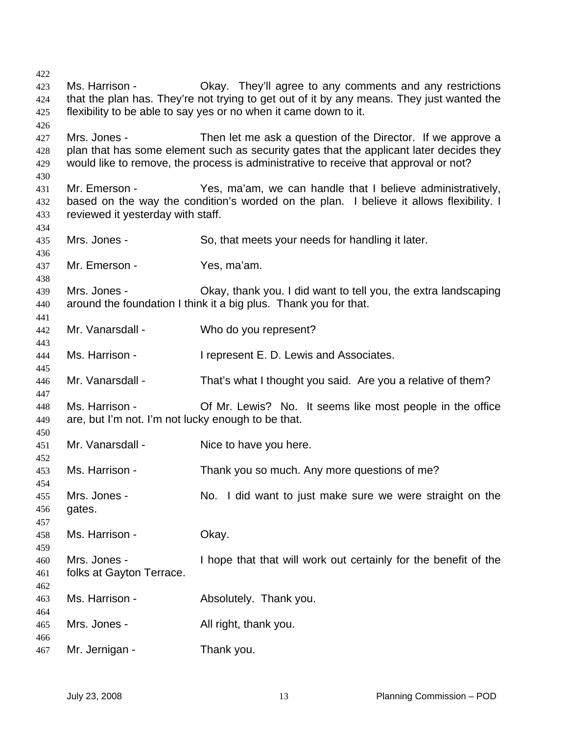Ms. Harrison - Okay. They'll agree to any comments and any restrictions that the plan has. They're not trying to get out of it by any means. They just wanted the flexibility to be able to say yes or no when it came down to it.

Mrs. Jones - Then let me ask a question of the Director. If we approve a plan that has some element such as security gates that the applicant later decides they would like to remove, the process is administrative to receive that approval or not?

Mr. Emerson - Yes, ma'am, we can handle that I believe administratively, based on the way the condition's worded on the plan. I believe it allows flexibility. I reviewed it yesterday with staff.

Mrs. Jones - So, that meets your needs for handling it later.

Mr. Emerson - Yes, ma'am.

Mrs. Jones - Okay, thank you. I did want to tell you, the extra landscaping around the foundation I think it a big plus. Thank you for that.

Mr. Vanarsdall - Who do you represent?

Ms. Harrison - I represent E. D. Lewis and Associates.

Mr. Vanarsdall - That's what I thought you said. Are you a relative of them?

Ms. Harrison - Of Mr. Lewis? No. It seems like most people in the office are, but I'm not. I'm not lucky enough to be that.

Mr. Vanarsdall - Nice to have you here.

Ms. Harrison - Thank you so much. Any more questions of me?

Mrs. Jones - No. I did want to just make sure we were straight on the gates.

Ms. Harrison - Okay.

Mrs. Jones - I hope that that will work out certainly for the benefit of the folks at Gayton Terrace.

Ms. Harrison - Absolutely. Thank you.

Mrs. Jones - All right, thank you.

Mr. Jernigan - Thank you.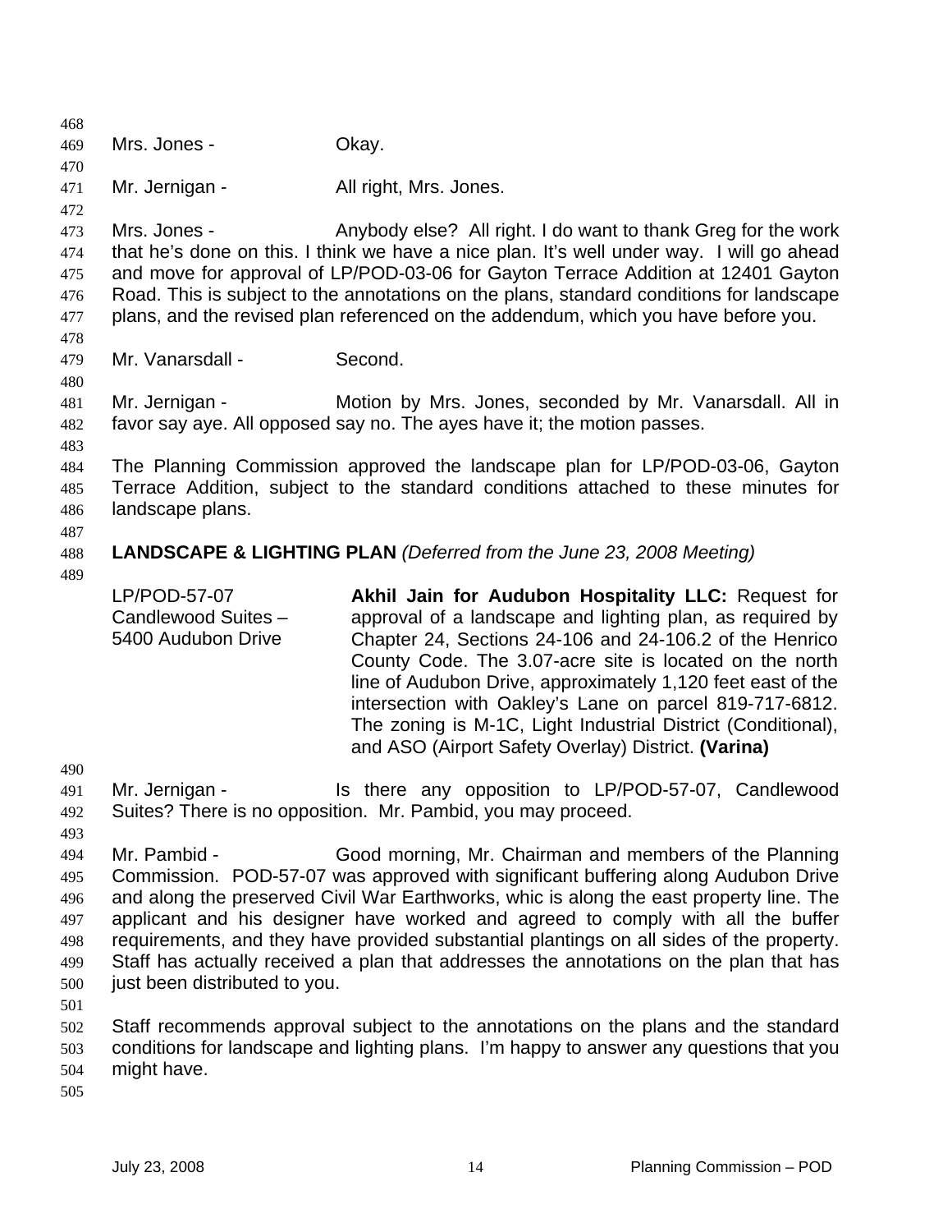Mrs. Jones - Okay.

Mr. Jernigan - All right, Mrs. Jones.

Mrs. Jones - Anybody else? All right. I do want to thank Greg for the work that he's done on this. I think we have a nice plan. It's well under way. I will go ahead and move for approval of LP/POD-03-06 for Gayton Terrace Addition at 12401 Gayton Road. This is subject to the annotations on the plans, standard conditions for landscape plans, and the revised plan referenced on the addendum, which you have before you.

Mr. Vanarsdall - Second.

Mr. Jernigan - Motion by Mrs. Jones, seconded by Mr. Vanarsdall. All in favor say aye. All opposed say no. The ayes have it; the motion passes.

The Planning Commission approved the landscape plan for LP/POD-03-06, Gayton Terrace Addition, subject to the standard conditions attached to these minutes for landscape plans.

**LANDSCAPE & LIGHTING PLAN** *(Deferred from the June 23, 2008 Meeting)*

LP/POD-57-07
Candlewood Suites –
5400 Audubon Drive

**Akhil Jain for Audubon Hospitality LLC:** Request for approval of a landscape and lighting plan, as required by Chapter 24, Sections 24-106 and 24-106.2 of the Henrico County Code. The 3.07-acre site is located on the north line of Audubon Drive, approximately 1,120 feet east of the intersection with Oakley's Lane on parcel 819-717-6812. The zoning is M-1C, Light Industrial District (Conditional), and ASO (Airport Safety Overlay) District. **(Varina)**

Mr. Jernigan - Is there any opposition to LP/POD-57-07, Candlewood Suites? There is no opposition. Mr. Pambid, you may proceed.

Mr. Pambid - Good morning, Mr. Chairman and members of the Planning Commission. POD-57-07 was approved with significant buffering along Audubon Drive and along the preserved Civil War Earthworks, whic is along the east property line. The applicant and his designer have worked and agreed to comply with all the buffer requirements, and they have provided substantial plantings on all sides of the property. Staff has actually received a plan that addresses the annotations on the plan that has just been distributed to you.

Staff recommends approval subject to the annotations on the plans and the standard conditions for landscape and lighting plans. I'm happy to answer any questions that you might have.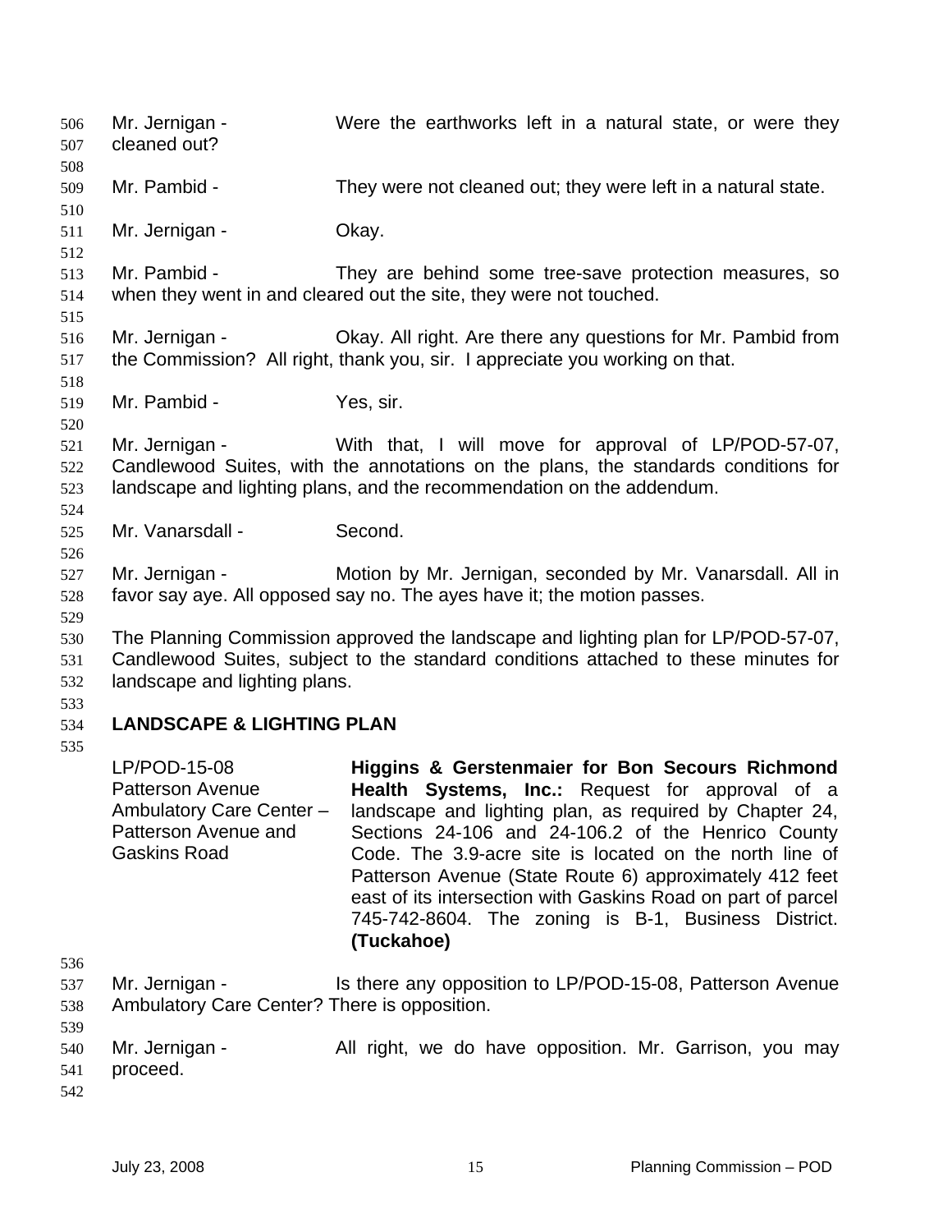Mr. Jernigan - Were the earthworks left in a natural state, or were they cleaned out?

Mr. Pambid - They were not cleaned out; they were left in a natural state.

Mr. Jernigan - Okay.

Mr. Pambid - They are behind some tree-save protection measures, so when they went in and cleared out the site, they were not touched.

Mr. Jernigan - Okay. All right. Are there any questions for Mr. Pambid from the Commission? All right, thank you, sir. I appreciate you working on that.

Mr. Pambid - Yes, sir.

Mr. Jernigan - With that, I will move for approval of LP/POD-57-07, Candlewood Suites, with the annotations on the plans, the standards conditions for landscape and lighting plans, and the recommendation on the addendum.

Mr. Vanarsdall - Second.

Mr. Jernigan - Motion by Mr. Jernigan, seconded by Mr. Vanarsdall. All in favor say aye. All opposed say no. The ayes have it; the motion passes.

The Planning Commission approved the landscape and lighting plan for LP/POD-57-07, Candlewood Suites, subject to the standard conditions attached to these minutes for landscape and lighting plans.

## LANDSCAPE & LIGHTING PLAN

| | |
|---|---|
| LP/POD-15-08<br>Patterson Avenue Ambulatory Care Center – Patterson Avenue and Gaskins Road | **Higgins & Gerstenmaier for Bon Secours Richmond Health Systems, Inc.:** Request for approval of a landscape and lighting plan, as required by Chapter 24, Sections 24-106 and 24-106.2 of the Henrico County Code. The 3.9-acre site is located on the north line of Patterson Avenue (State Route 6) approximately 412 feet east of its intersection with Gaskins Road on part of parcel 745-742-8604. The zoning is B-1, Business District. **(Tuckahoe)** |

Mr. Jernigan - Is there any opposition to LP/POD-15-08, Patterson Avenue Ambulatory Care Center? There is opposition.

Mr. Jernigan - All right, we do have opposition. Mr. Garrison, you may proceed.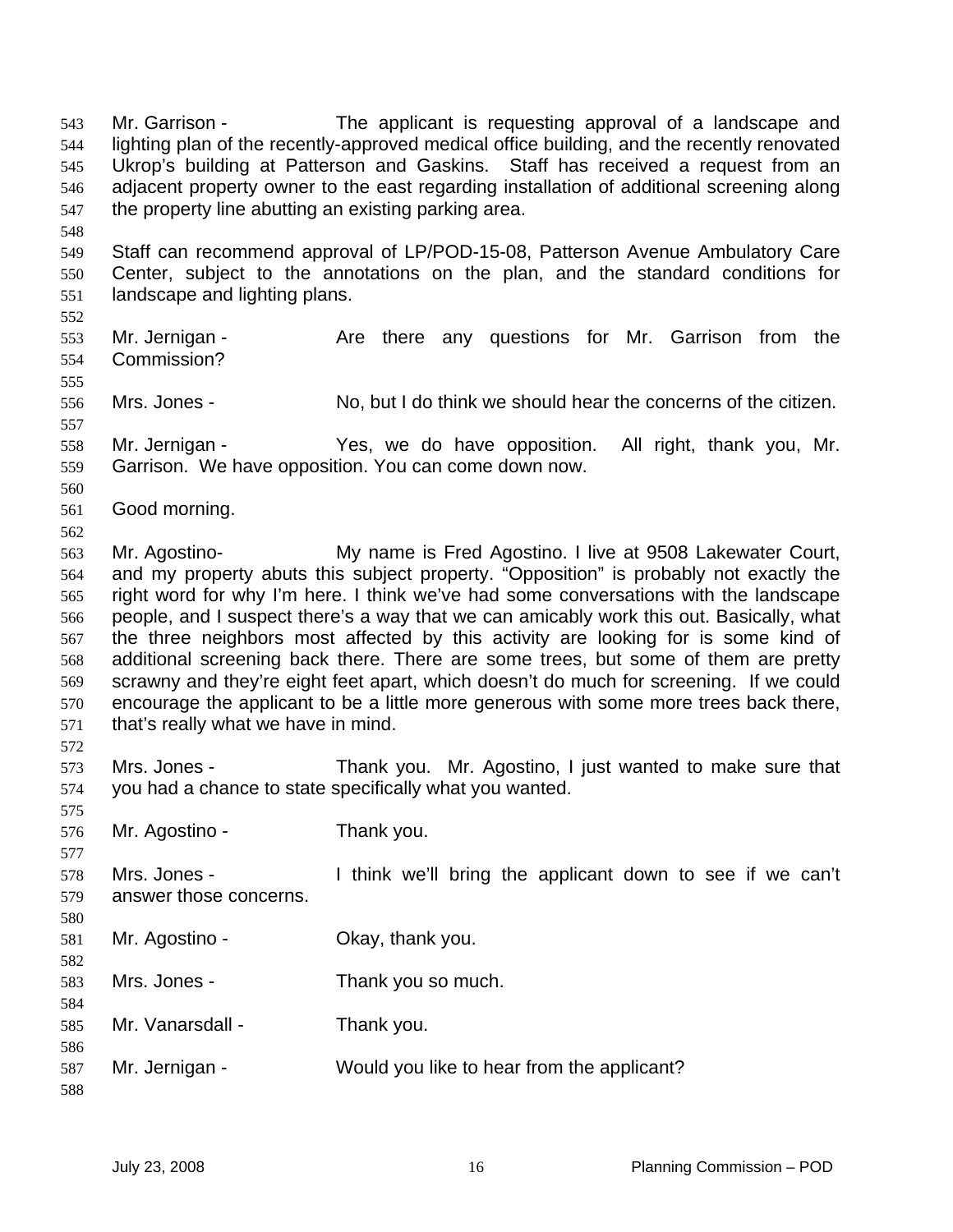543 Mr. Garrison - The applicant is requesting approval of a landscape and
544 lighting plan of the recently-approved medical office building, and the recently renovated
545 Ukrop's building at Patterson and Gaskins. Staff has received a request from an
546 adjacent property owner to the east regarding installation of additional screening along
547 the property line abutting an existing parking area.
548
549 Staff can recommend approval of LP/POD-15-08, Patterson Avenue Ambulatory Care
550 Center, subject to the annotations on the plan, and the standard conditions for
551 landscape and lighting plans.
552
553 Mr. Jernigan - Are there any questions for Mr. Garrison from the
554 Commission?
555
556 Mrs. Jones - No, but I do think we should hear the concerns of the citizen.
557
558 Mr. Jernigan - Yes, we do have opposition. All right, thank you, Mr.
559 Garrison. We have opposition. You can come down now.
560
561 Good morning.
562
563 Mr. Agostino- My name is Fred Agostino. I live at 9508 Lakewater Court,
564 and my property abuts this subject property. "Opposition" is probably not exactly the
565 right word for why I'm here. I think we've had some conversations with the landscape
566 people, and I suspect there's a way that we can amicably work this out. Basically, what
567 the three neighbors most affected by this activity are looking for is some kind of
568 additional screening back there. There are some trees, but some of them are pretty
569 scrawny and they're eight feet apart, which doesn't do much for screening. If we could
570 encourage the applicant to be a little more generous with some more trees back there,
571 that's really what we have in mind.
572
573 Mrs. Jones - Thank you. Mr. Agostino, I just wanted to make sure that
574 you had a chance to state specifically what you wanted.
575
576 Mr. Agostino - Thank you.
577
578 Mrs. Jones - I think we'll bring the applicant down to see if we can't
579 answer those concerns.
580
581 Mr. Agostino - Okay, thank you.
582
583 Mrs. Jones - Thank you so much.
584
585 Mr. Vanarsdall - Thank you.
586
587 Mr. Jernigan - Would you like to hear from the applicant?
588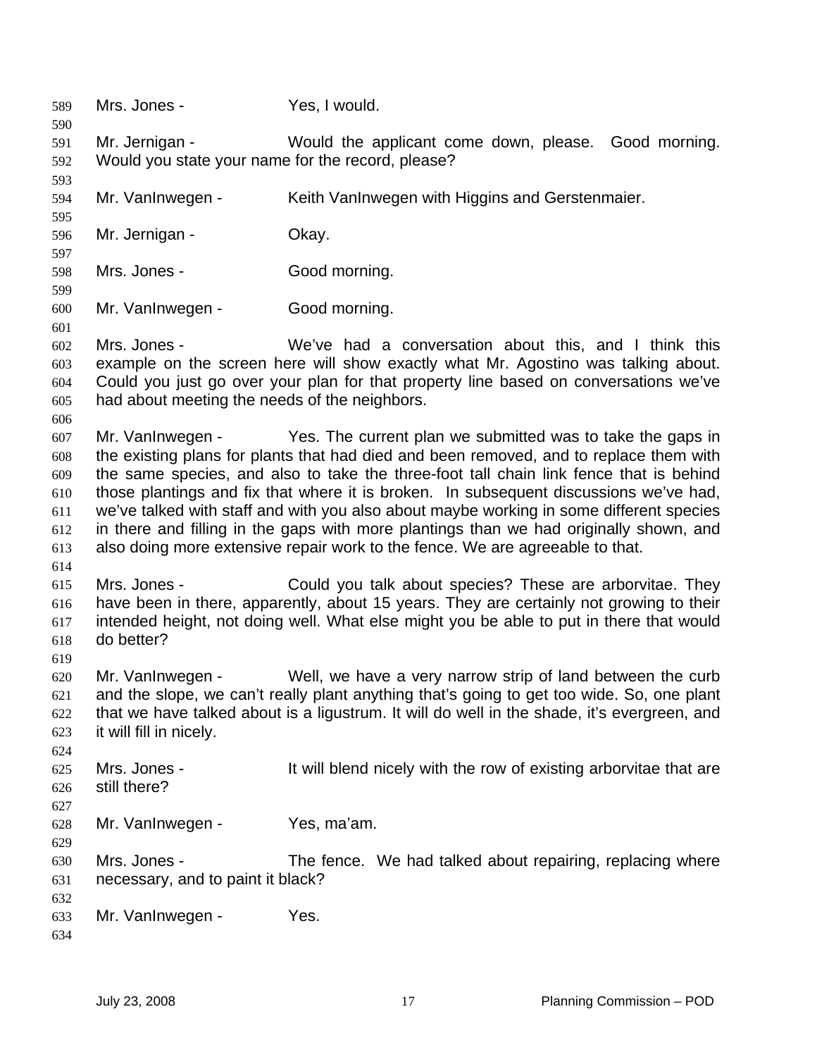Mrs. Jones - Yes, I would.

Mr. Jernigan - Would the applicant come down, please. Good morning. Would you state your name for the record, please?

Mr. VanInwegen - Keith VanInwegen with Higgins and Gerstenmaier.

Mr. Jernigan - Okay.

Mrs. Jones - Good morning.

Mr. VanInwegen - Good morning.

Mrs. Jones - We've had a conversation about this, and I think this example on the screen here will show exactly what Mr. Agostino was talking about. Could you just go over your plan for that property line based on conversations we've had about meeting the needs of the neighbors.

Mr. VanInwegen - Yes. The current plan we submitted was to take the gaps in the existing plans for plants that had died and been removed, and to replace them with the same species, and also to take the three-foot tall chain link fence that is behind those plantings and fix that where it is broken. In subsequent discussions we've had, we've talked with staff and with you also about maybe working in some different species in there and filling in the gaps with more plantings than we had originally shown, and also doing more extensive repair work to the fence. We are agreeable to that.

Mrs. Jones - Could you talk about species? These are arborvitae. They have been in there, apparently, about 15 years. They are certainly not growing to their intended height, not doing well. What else might you be able to put in there that would do better?

Mr. VanInwegen - Well, we have a very narrow strip of land between the curb and the slope, we can't really plant anything that's going to get too wide. So, one plant that we have talked about is a ligustrum. It will do well in the shade, it's evergreen, and it will fill in nicely.

Mrs. Jones - It will blend nicely with the row of existing arborvitae that are still there?

Mr. VanInwegen - Yes, ma'am.

Mrs. Jones - The fence. We had talked about repairing, replacing where necessary, and to paint it black?

Mr. VanInwegen - Yes.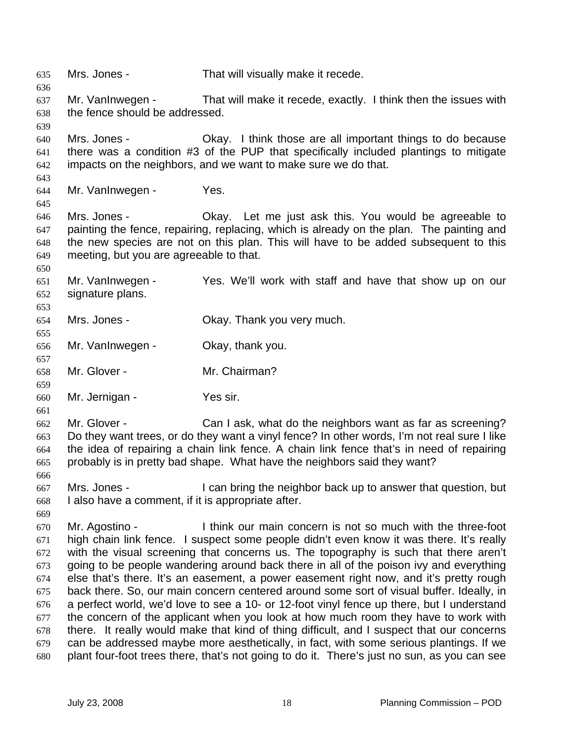Mrs. Jones - That will visually make it recede.

Mr. VanInwegen - That will make it recede, exactly. I think then the issues with the fence should be addressed.

Mrs. Jones - Okay. I think those are all important things to do because there was a condition #3 of the PUP that specifically included plantings to mitigate impacts on the neighbors, and we want to make sure we do that.

Mr. VanInwegen - Yes.

Mrs. Jones - Okay. Let me just ask this. You would be agreeable to painting the fence, repairing, replacing, which is already on the plan. The painting and the new species are not on this plan. This will have to be added subsequent to this meeting, but you are agreeable to that.

Mr. VanInwegen - Yes. We'll work with staff and have that show up on our signature plans.

Mrs. Jones - Okay. Thank you very much.

Mr. VanInwegen - Okay, thank you.

Mr. Glover - Mr. Chairman?

Mr. Jernigan - Yes sir.

Mr. Glover - Can I ask, what do the neighbors want as far as screening? Do they want trees, or do they want a vinyl fence? In other words, I'm not real sure I like the idea of repairing a chain link fence. A chain link fence that's in need of repairing probably is in pretty bad shape. What have the neighbors said they want?

Mrs. Jones - I can bring the neighbor back up to answer that question, but I also have a comment, if it is appropriate after.

Mr. Agostino - I think our main concern is not so much with the three-foot high chain link fence. I suspect some people didn't even know it was there. It's really with the visual screening that concerns us. The topography is such that there aren't going to be people wandering around back there in all of the poison ivy and everything else that's there. It's an easement, a power easement right now, and it's pretty rough back there. So, our main concern centered around some sort of visual buffer. Ideally, in a perfect world, we'd love to see a 10- or 12-foot vinyl fence up there, but I understand the concern of the applicant when you look at how much room they have to work with there. It really would make that kind of thing difficult, and I suspect that our concerns can be addressed maybe more aesthetically, in fact, with some serious plantings. If we plant four-foot trees there, that's not going to do it. There's just no sun, as you can see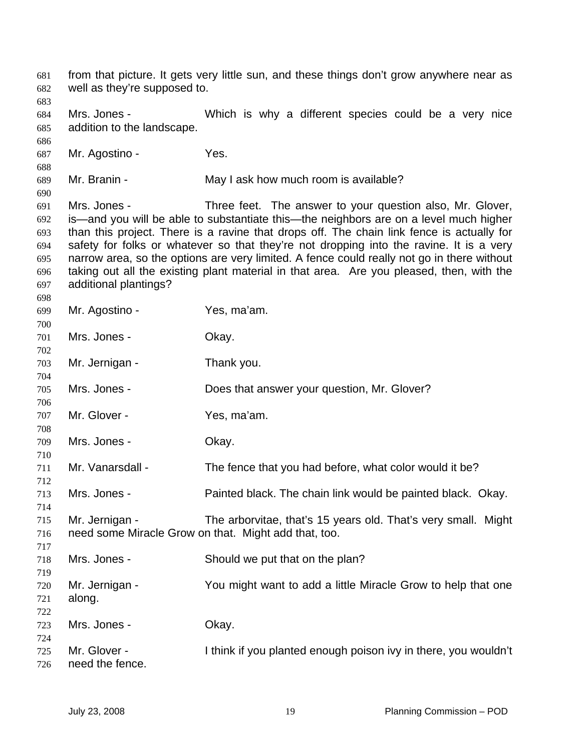from that picture. It gets very little sun, and these things don't grow anywhere near as well as they're supposed to.

Mrs. Jones - Which is why a different species could be a very nice addition to the landscape.

Mr. Agostino - Yes.

Mr. Branin - May I ask how much room is available?

Mrs. Jones - Three feet. The answer to your question also, Mr. Glover, is—and you will be able to substantiate this—the neighbors are on a level much higher than this project. There is a ravine that drops off. The chain link fence is actually for safety for folks or whatever so that they're not dropping into the ravine. It is a very narrow area, so the options are very limited. A fence could really not go in there without taking out all the existing plant material in that area. Are you pleased, then, with the additional plantings?

Mr. Agostino - Yes, ma'am.

Mrs. Jones - Okay.

Mr. Jernigan - Thank you.

Mrs. Jones - Does that answer your question, Mr. Glover?

Mr. Glover - Yes, ma'am.

Mrs. Jones - Okay.

Mr. Vanarsdall - The fence that you had before, what color would it be?

Mrs. Jones - Painted black. The chain link would be painted black. Okay.

Mr. Jernigan - The arborvitae, that's 15 years old. That's very small. Might need some Miracle Grow on that. Might add that, too.

Mrs. Jones - Should we put that on the plan?

Mr. Jernigan - You might want to add a little Miracle Grow to help that one along.

Mrs. Jones - Okay.

Mr. Glover - I think if you planted enough poison ivy in there, you wouldn't need the fence.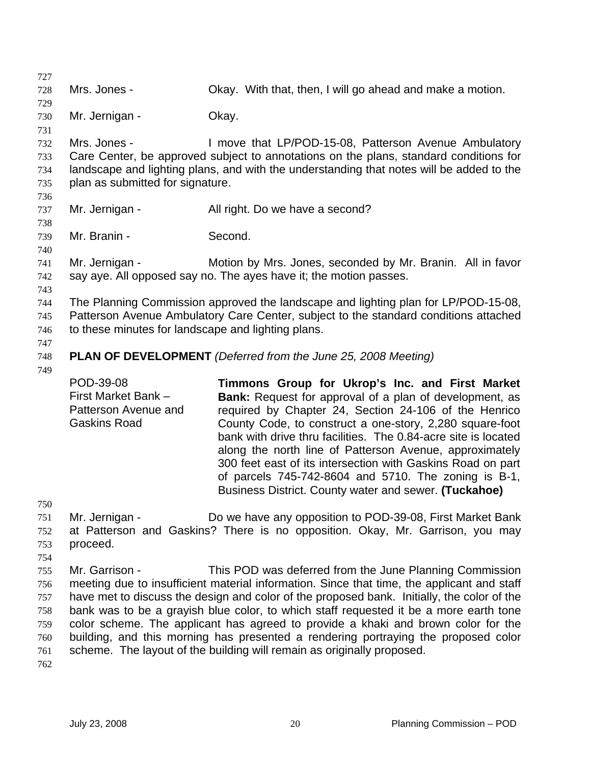Mrs. Jones - Okay. With that, then, I will go ahead and make a motion.

Mr. Jernigan - Okay.

Mrs. Jones - I move that LP/POD-15-08, Patterson Avenue Ambulatory Care Center, be approved subject to annotations on the plans, standard conditions for landscape and lighting plans, and with the understanding that notes will be added to the plan as submitted for signature.

Mr. Jernigan - All right. Do we have a second?

Mr. Branin - Second.

Mr. Jernigan - Motion by Mrs. Jones, seconded by Mr. Branin. All in favor say aye. All opposed say no. The ayes have it; the motion passes.

The Planning Commission approved the landscape and lighting plan for LP/POD-15-08, Patterson Avenue Ambulatory Care Center, subject to the standard conditions attached to these minutes for landscape and lighting plans.

**PLAN OF DEVELOPMENT** *(Deferred from the June 25, 2008 Meeting)*

POD-39-08
First Market Bank –
Patterson Avenue and
Gaskins Road

**Timmons Group for Ukrop's Inc. and First Market Bank:** Request for approval of a plan of development, as required by Chapter 24, Section 24-106 of the Henrico County Code, to construct a one-story, 2,280 square-foot bank with drive thru facilities. The 0.84-acre site is located along the north line of Patterson Avenue, approximately 300 feet east of its intersection with Gaskins Road on part of parcels 745-742-8604 and 5710. The zoning is B-1, Business District. County water and sewer. **(Tuckahoe)**

Mr. Jernigan - Do we have any opposition to POD-39-08, First Market Bank at Patterson and Gaskins? There is no opposition. Okay, Mr. Garrison, you may proceed.

Mr. Garrison - This POD was deferred from the June Planning Commission meeting due to insufficient material information. Since that time, the applicant and staff have met to discuss the design and color of the proposed bank. Initially, the color of the bank was to be a grayish blue color, to which staff requested it be a more earth tone color scheme. The applicant has agreed to provide a khaki and brown color for the building, and this morning has presented a rendering portraying the proposed color scheme. The layout of the building will remain as originally proposed.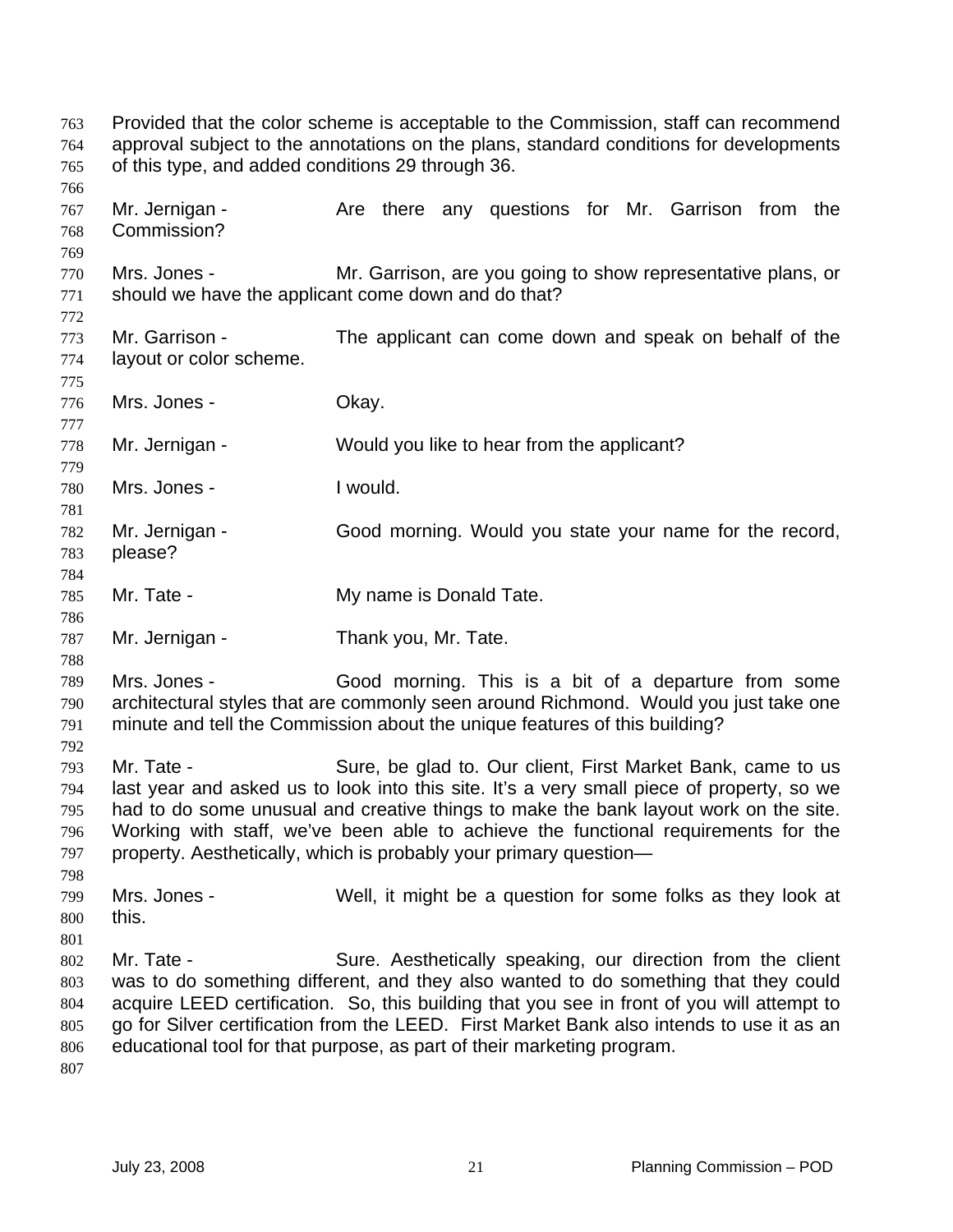Provided that the color scheme is acceptable to the Commission, staff can recommend approval subject to the annotations on the plans, standard conditions for developments of this type, and added conditions 29 through 36.

Mr. Jernigan - Are there any questions for Mr. Garrison from the Commission?

Mrs. Jones - Mr. Garrison, are you going to show representative plans, or should we have the applicant come down and do that?

Mr. Garrison - The applicant can come down and speak on behalf of the layout or color scheme.

Mrs. Jones - Okay.

Mr. Jernigan - Would you like to hear from the applicant?

Mrs. Jones - I would.

Mr. Jernigan - Good morning. Would you state your name for the record, please?

Mr. Tate - My name is Donald Tate.

Mr. Jernigan - Thank you, Mr. Tate.

Mrs. Jones - Good morning. This is a bit of a departure from some architectural styles that are commonly seen around Richmond. Would you just take one minute and tell the Commission about the unique features of this building?

Mr. Tate - Sure, be glad to. Our client, First Market Bank, came to us last year and asked us to look into this site. It's a very small piece of property, so we had to do some unusual and creative things to make the bank layout work on the site. Working with staff, we've been able to achieve the functional requirements for the property. Aesthetically, which is probably your primary question—

Mrs. Jones - Well, it might be a question for some folks as they look at this.

Mr. Tate - Sure. Aesthetically speaking, our direction from the client was to do something different, and they also wanted to do something that they could acquire LEED certification. So, this building that you see in front of you will attempt to go for Silver certification from the LEED. First Market Bank also intends to use it as an educational tool for that purpose, as part of their marketing program.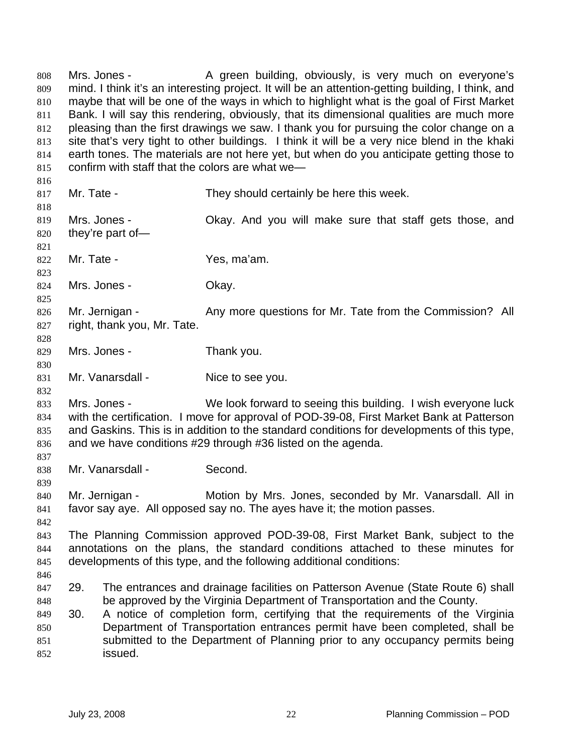Mrs. Jones - A green building, obviously, is very much on everyone's mind. I think it's an interesting project. It will be an attention-getting building, I think, and maybe that will be one of the ways in which to highlight what is the goal of First Market Bank. I will say this rendering, obviously, that its dimensional qualities are much more pleasing than the first drawings we saw. I thank you for pursuing the color change on a site that's very tight to other buildings. I think it will be a very nice blend in the khaki earth tones. The materials are not here yet, but when do you anticipate getting those to confirm with staff that the colors are what we—

Mr. Tate - They should certainly be here this week.

Mrs. Jones - Okay. And you will make sure that staff gets those, and they're part of—

Mr. Tate - Yes, ma'am.

Mrs. Jones - Okay.

Mr. Jernigan - Any more questions for Mr. Tate from the Commission? All right, thank you, Mr. Tate.

Mrs. Jones - Thank you.

Mr. Vanarsdall - Nice to see you.

Mrs. Jones - We look forward to seeing this building. I wish everyone luck with the certification. I move for approval of POD-39-08, First Market Bank at Patterson and Gaskins. This is in addition to the standard conditions for developments of this type, and we have conditions #29 through #36 listed on the agenda.

Mr. Vanarsdall - Second.

Mr. Jernigan - Motion by Mrs. Jones, seconded by Mr. Vanarsdall. All in favor say aye. All opposed say no. The ayes have it; the motion passes.

The Planning Commission approved POD-39-08, First Market Bank, subject to the annotations on the plans, the standard conditions attached to these minutes for developments of this type, and the following additional conditions:

29. The entrances and drainage facilities on Patterson Avenue (State Route 6) shall be approved by the Virginia Department of Transportation and the County.
30. A notice of completion form, certifying that the requirements of the Virginia Department of Transportation entrances permit have been completed, shall be submitted to the Department of Planning prior to any occupancy permits being issued.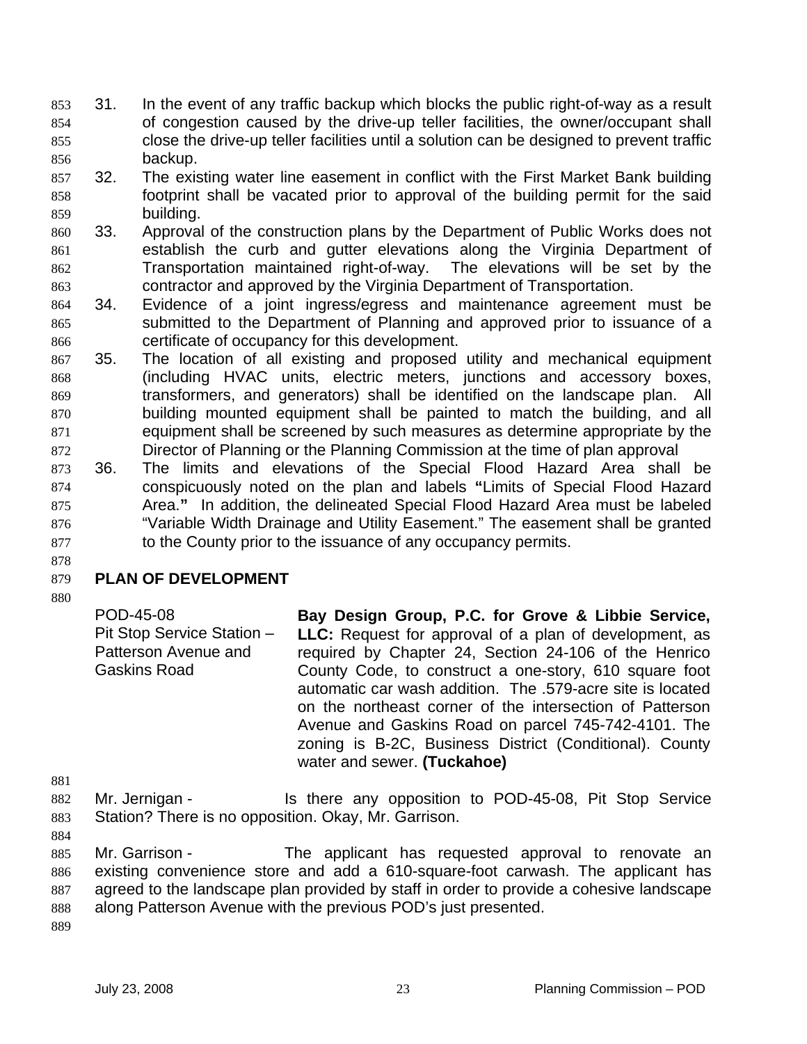31. In the event of any traffic backup which blocks the public right-of-way as a result of congestion caused by the drive-up teller facilities, the owner/occupant shall close the drive-up teller facilities until a solution can be designed to prevent traffic backup.
32. The existing water line easement in conflict with the First Market Bank building footprint shall be vacated prior to approval of the building permit for the said building.
33. Approval of the construction plans by the Department of Public Works does not establish the curb and gutter elevations along the Virginia Department of Transportation maintained right-of-way. The elevations will be set by the contractor and approved by the Virginia Department of Transportation.
34. Evidence of a joint ingress/egress and maintenance agreement must be submitted to the Department of Planning and approved prior to issuance of a certificate of occupancy for this development.
35. The location of all existing and proposed utility and mechanical equipment (including HVAC units, electric meters, junctions and accessory boxes, transformers, and generators) shall be identified on the landscape plan. All building mounted equipment shall be painted to match the building, and all equipment shall be screened by such measures as determine appropriate by the Director of Planning or the Planning Commission at the time of plan approval
36. The limits and elevations of the Special Flood Hazard Area shall be conspicuously noted on the plan and labels **"**Limits of Special Flood Hazard Area.**"** In addition, the delineated Special Flood Hazard Area must be labeled "Variable Width Drainage and Utility Easement." The easement shall be granted to the County prior to the issuance of any occupancy permits.

**PLAN OF DEVELOPMENT**

POD-45-08
Pit Stop Service Station – Patterson Avenue and Gaskins Road

**Bay Design Group, P.C. for Grove & Libbie Service, LLC:** Request for approval of a plan of development, as required by Chapter 24, Section 24-106 of the Henrico County Code, to construct a one-story, 610 square foot automatic car wash addition. The .579-acre site is located on the northeast corner of the intersection of Patterson Avenue and Gaskins Road on parcel 745-742-4101. The zoning is B-2C, Business District (Conditional). County water and sewer. **(Tuckahoe)**

Mr. Jernigan - Is there any opposition to POD-45-08, Pit Stop Service Station? There is no opposition. Okay, Mr. Garrison.

Mr. Garrison - The applicant has requested approval to renovate an existing convenience store and add a 610-square-foot carwash. The applicant has agreed to the landscape plan provided by staff in order to provide a cohesive landscape along Patterson Avenue with the previous POD's just presented.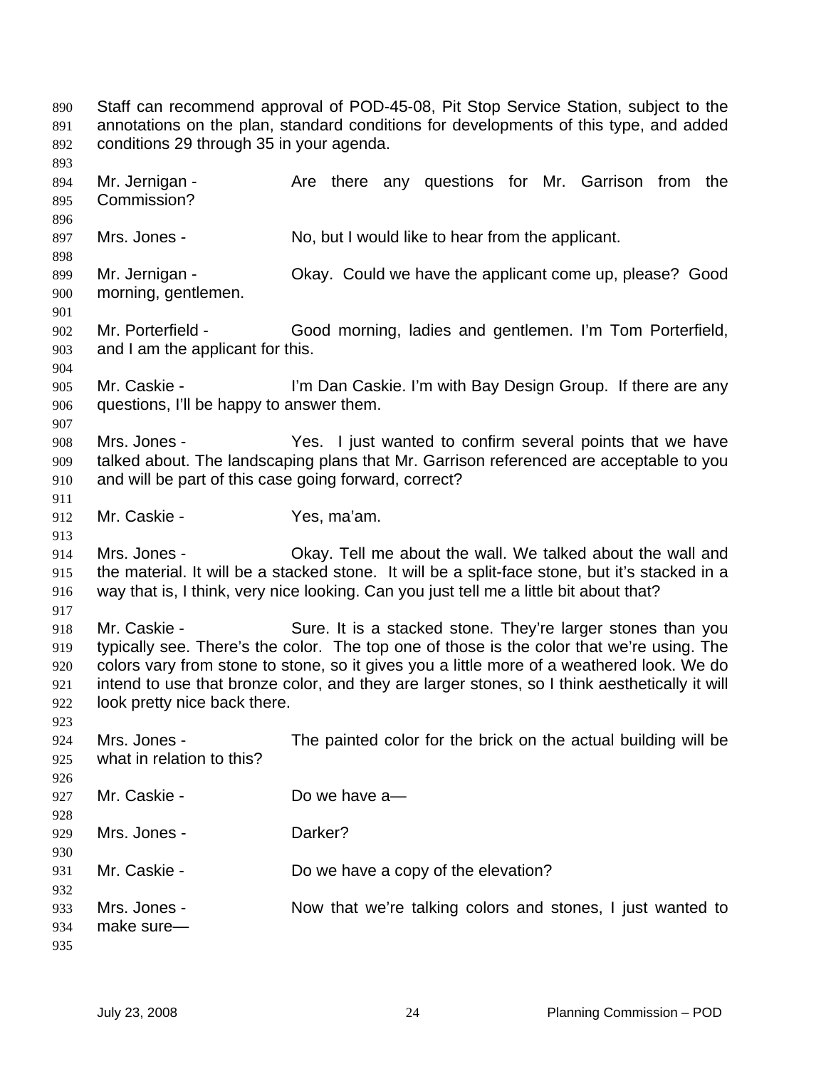Staff can recommend approval of POD-45-08, Pit Stop Service Station, subject to the annotations on the plan, standard conditions for developments of this type, and added conditions 29 through 35 in your agenda.

Mr. Jernigan - Are there any questions for Mr. Garrison from the Commission?

Mrs. Jones - No, but I would like to hear from the applicant.

Mr. Jernigan - Okay. Could we have the applicant come up, please? Good morning, gentlemen.

Mr. Porterfield - Good morning, ladies and gentlemen. I'm Tom Porterfield, and I am the applicant for this.

Mr. Caskie - I'm Dan Caskie. I'm with Bay Design Group. If there are any questions, I'll be happy to answer them.

Mrs. Jones - Yes. I just wanted to confirm several points that we have talked about. The landscaping plans that Mr. Garrison referenced are acceptable to you and will be part of this case going forward, correct?

Mr. Caskie - Yes, ma'am.

Mrs. Jones - Okay. Tell me about the wall. We talked about the wall and the material. It will be a stacked stone. It will be a split-face stone, but it's stacked in a way that is, I think, very nice looking. Can you just tell me a little bit about that?

Mr. Caskie - Sure. It is a stacked stone. They're larger stones than you typically see. There's the color. The top one of those is the color that we're using. The colors vary from stone to stone, so it gives you a little more of a weathered look. We do intend to use that bronze color, and they are larger stones, so I think aesthetically it will look pretty nice back there.

Mrs. Jones - The painted color for the brick on the actual building will be what in relation to this?

Mr. Caskie - Do we have a—

Mrs. Jones - Darker?

Mr. Caskie - Do we have a copy of the elevation?

Mrs. Jones - Now that we're talking colors and stones, I just wanted to make sure—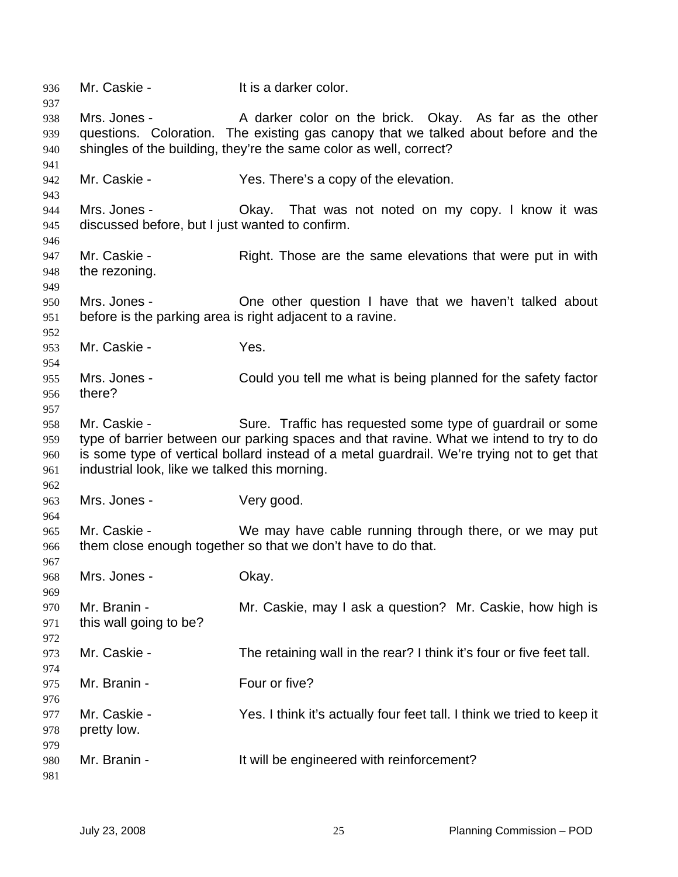Mr. Caskie - It is a darker color.

Mrs. Jones - A darker color on the brick. Okay. As far as the other questions. Coloration. The existing gas canopy that we talked about before and the shingles of the building, they're the same color as well, correct?

Mr. Caskie - Yes. There's a copy of the elevation.

Mrs. Jones - Okay. That was not noted on my copy. I know it was discussed before, but I just wanted to confirm.

Mr. Caskie - Right. Those are the same elevations that were put in with the rezoning.

Mrs. Jones - One other question I have that we haven't talked about before is the parking area is right adjacent to a ravine.

Mr. Caskie - Yes.

Mrs. Jones - Could you tell me what is being planned for the safety factor there?

Mr. Caskie - Sure. Traffic has requested some type of guardrail or some type of barrier between our parking spaces and that ravine. What we intend to try to do is some type of vertical bollard instead of a metal guardrail. We're trying not to get that industrial look, like we talked this morning.

Mrs. Jones - Very good.

Mr. Caskie - We may have cable running through there, or we may put them close enough together so that we don't have to do that.

Mrs. Jones - Okay.

Mr. Branin - Mr. Caskie, may I ask a question? Mr. Caskie, how high is this wall going to be?

Mr. Caskie - The retaining wall in the rear? I think it's four or five feet tall.

Mr. Branin - Four or five?

Mr. Caskie - Yes. I think it's actually four feet tall. I think we tried to keep it pretty low.

Mr. Branin - It will be engineered with reinforcement?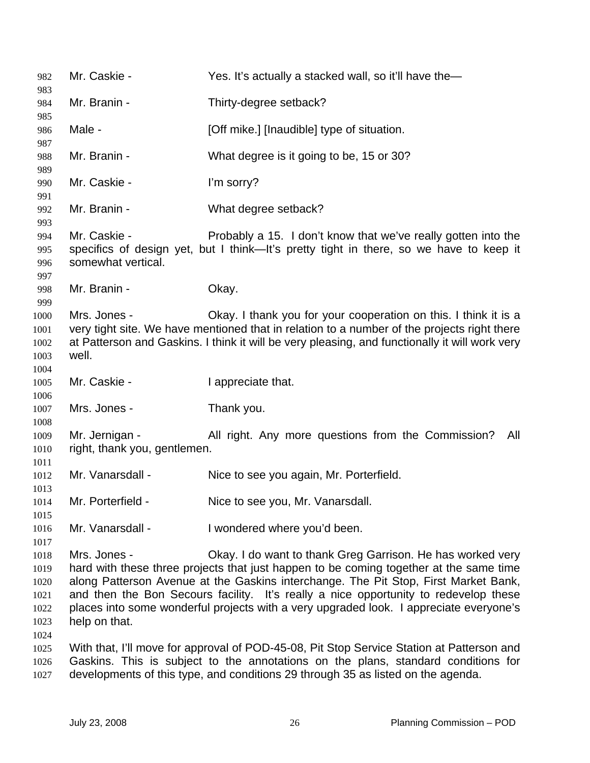Mr. Caskie - Yes. It's actually a stacked wall, so it'll have the—

Mr. Branin - Thirty-degree setback?

Male - [Off mike.] [Inaudible] type of situation.

Mr. Branin - What degree is it going to be, 15 or 30?

Mr. Caskie - I'm sorry?

Mr. Branin - What degree setback?

Mr. Caskie - Probably a 15. I don't know that we've really gotten into the specifics of design yet, but I think—It's pretty tight in there, so we have to keep it somewhat vertical.

Mr. Branin - Okay.

Mrs. Jones - Okay. I thank you for your cooperation on this. I think it is a very tight site. We have mentioned that in relation to a number of the projects right there at Patterson and Gaskins. I think it will be very pleasing, and functionally it will work very well.

Mr. Caskie - I appreciate that.

Mrs. Jones - Thank you.

Mr. Jernigan - All right. Any more questions from the Commission? All right, thank you, gentlemen.

Mr. Vanarsdall - Nice to see you again, Mr. Porterfield.

Mr. Porterfield - Nice to see you, Mr. Vanarsdall.

Mr. Vanarsdall - I wondered where you'd been.

Mrs. Jones - Okay. I do want to thank Greg Garrison. He has worked very hard with these three projects that just happen to be coming together at the same time along Patterson Avenue at the Gaskins interchange. The Pit Stop, First Market Bank, and then the Bon Secours facility. It's really a nice opportunity to redevelop these places into some wonderful projects with a very upgraded look. I appreciate everyone's help on that.

With that, I'll move for approval of POD-45-08, Pit Stop Service Station at Patterson and Gaskins. This is subject to the annotations on the plans, standard conditions for developments of this type, and conditions 29 through 35 as listed on the agenda.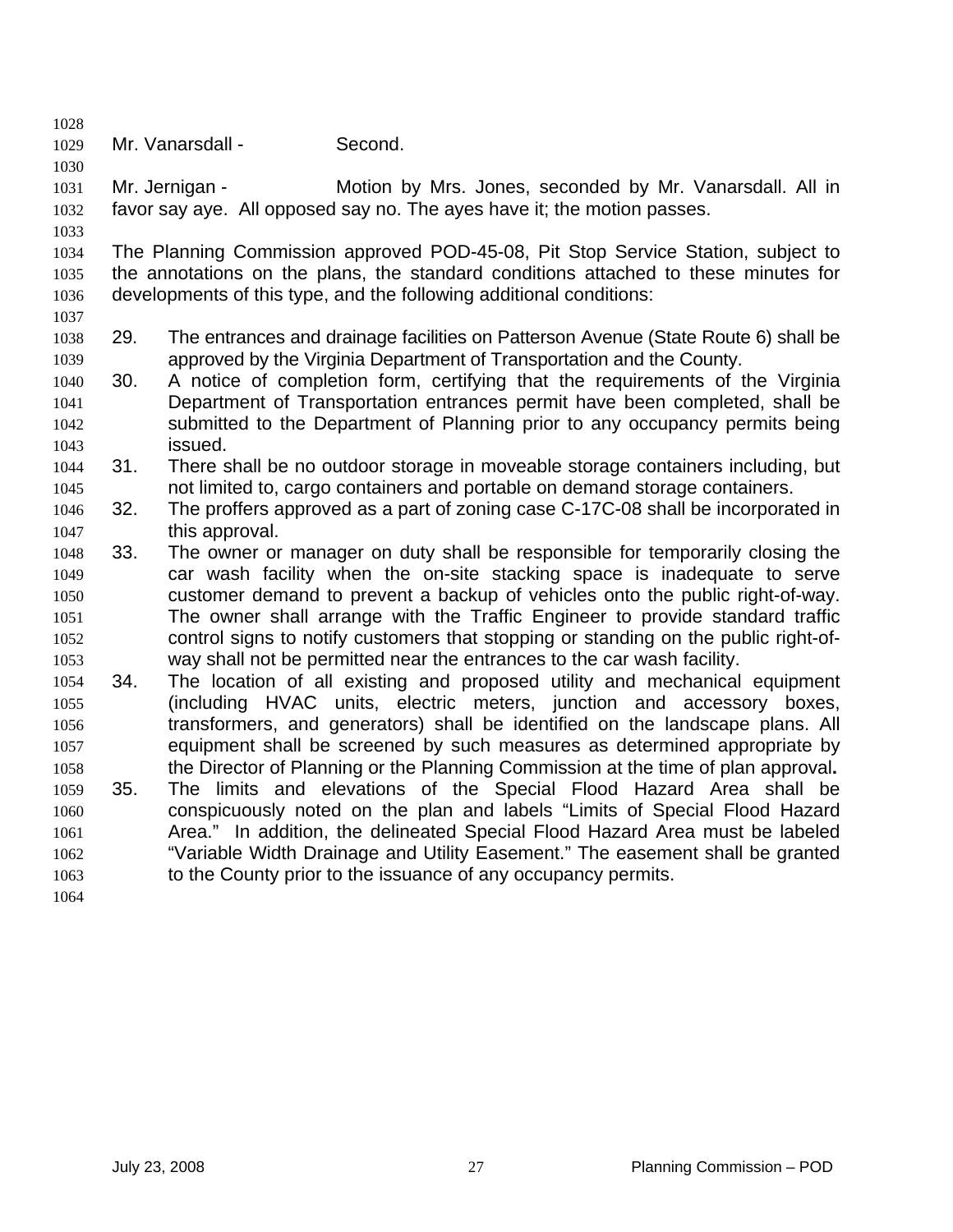Mr. Vanarsdall - Second.

Mr. Jernigan - Motion by Mrs. Jones, seconded by Mr. Vanarsdall. All in favor say aye. All opposed say no. The ayes have it; the motion passes.

The Planning Commission approved POD-45-08, Pit Stop Service Station, subject to the annotations on the plans, the standard conditions attached to these minutes for developments of this type, and the following additional conditions:

29. The entrances and drainage facilities on Patterson Avenue (State Route 6) shall be approved by the Virginia Department of Transportation and the County.
30. A notice of completion form, certifying that the requirements of the Virginia Department of Transportation entrances permit have been completed, shall be submitted to the Department of Planning prior to any occupancy permits being issued.
31. There shall be no outdoor storage in moveable storage containers including, but not limited to, cargo containers and portable on demand storage containers.
32. The proffers approved as a part of zoning case C-17C-08 shall be incorporated in this approval.
33. The owner or manager on duty shall be responsible for temporarily closing the car wash facility when the on-site stacking space is inadequate to serve customer demand to prevent a backup of vehicles onto the public right-of-way. The owner shall arrange with the Traffic Engineer to provide standard traffic control signs to notify customers that stopping or standing on the public right-of-way shall not be permitted near the entrances to the car wash facility.
34. The location of all existing and proposed utility and mechanical equipment (including HVAC units, electric meters, junction and accessory boxes, transformers, and generators) shall be identified on the landscape plans. All equipment shall be screened by such measures as determined appropriate by the Director of Planning or the Planning Commission at the time of plan approval.
35. The limits and elevations of the Special Flood Hazard Area shall be conspicuously noted on the plan and labels "Limits of Special Flood Hazard Area." In addition, the delineated Special Flood Hazard Area must be labeled "Variable Width Drainage and Utility Easement." The easement shall be granted to the County prior to the issuance of any occupancy permits.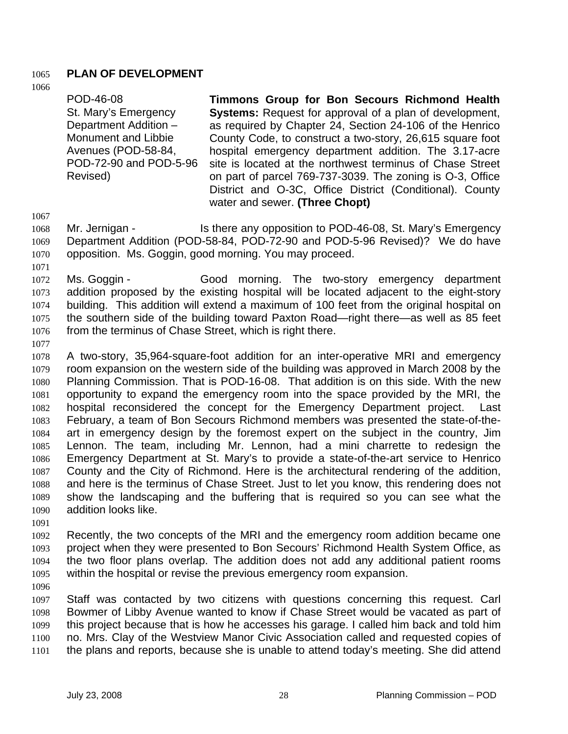## PLAN OF DEVELOPMENT

| | |
|---|---|
| POD-46-08<br>St. Mary's Emergency Department Addition – Monument and Libbie Avenues (POD-58-84, POD-72-90 and POD-5-96 Revised) | **Timmons Group for Bon Secours Richmond Health Systems:** Request for approval of a plan of development, as required by Chapter 24, Section 24-106 of the Henrico County Code, to construct a two-story, 26,615 square foot hospital emergency department addition. The 3.17-acre site is located at the northwest terminus of Chase Street on part of parcel 769-737-3039. The zoning is O-3, Office District and O-3C, Office District (Conditional). County water and sewer. **(Three Chopt)** |

Mr. Jernigan - Is there any opposition to POD-46-08, St. Mary's Emergency Department Addition (POD-58-84, POD-72-90 and POD-5-96 Revised)? We do have opposition. Ms. Goggin, good morning. You may proceed.

Ms. Goggin - Good morning. The two-story emergency department addition proposed by the existing hospital will be located adjacent to the eight-story building. This addition will extend a maximum of 100 feet from the original hospital on the southern side of the building toward Paxton Road—right there—as well as 85 feet from the terminus of Chase Street, which is right there.

A two-story, 35,964-square-foot addition for an inter-operative MRI and emergency room expansion on the western side of the building was approved in March 2008 by the Planning Commission. That is POD-16-08. That addition is on this side. With the new opportunity to expand the emergency room into the space provided by the MRI, the hospital reconsidered the concept for the Emergency Department project. Last February, a team of Bon Secours Richmond members was presented the state-of-the-art in emergency design by the foremost expert on the subject in the country, Jim Lennon. The team, including Mr. Lennon, had a mini charrette to redesign the Emergency Department at St. Mary's to provide a state-of-the-art service to Henrico County and the City of Richmond. Here is the architectural rendering of the addition, and here is the terminus of Chase Street. Just to let you know, this rendering does not show the landscaping and the buffering that is required so you can see what the addition looks like.

Recently, the two concepts of the MRI and the emergency room addition became one project when they were presented to Bon Secours' Richmond Health System Office, as the two floor plans overlap. The addition does not add any additional patient rooms within the hospital or revise the previous emergency room expansion.

Staff was contacted by two citizens with questions concerning this request. Carl Bowmer of Libby Avenue wanted to know if Chase Street would be vacated as part of this project because that is how he accesses his garage. I called him back and told him no. Mrs. Clay of the Westview Manor Civic Association called and requested copies of the plans and reports, because she is unable to attend today's meeting. She did attend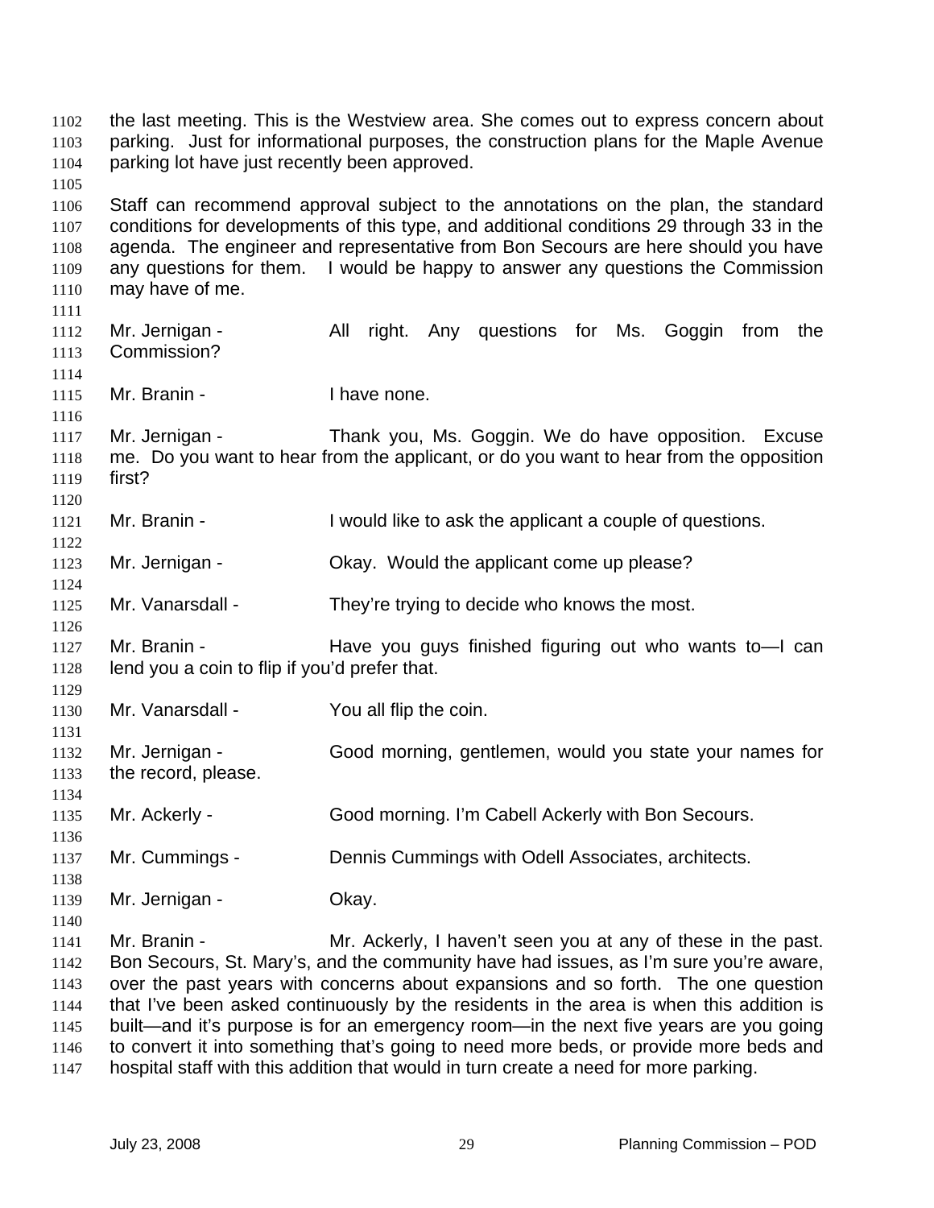the last meeting. This is the Westview area. She comes out to express concern about parking. Just for informational purposes, the construction plans for the Maple Avenue parking lot have just recently been approved.

Staff can recommend approval subject to the annotations on the plan, the standard conditions for developments of this type, and additional conditions 29 through 33 in the agenda. The engineer and representative from Bon Secours are here should you have any questions for them. I would be happy to answer any questions the Commission may have of me.

Mr. Jernigan - All right. Any questions for Ms. Goggin from the Commission?

Mr. Branin - I have none.

Mr. Jernigan - Thank you, Ms. Goggin. We do have opposition. Excuse me. Do you want to hear from the applicant, or do you want to hear from the opposition first?

Mr. Branin - I would like to ask the applicant a couple of questions.

Mr. Jernigan - Okay. Would the applicant come up please?

Mr. Vanarsdall - They're trying to decide who knows the most.

Mr. Branin - Have you guys finished figuring out who wants to—I can lend you a coin to flip if you'd prefer that.

Mr. Vanarsdall - You all flip the coin.

Mr. Jernigan - Good morning, gentlemen, would you state your names for the record, please.

Mr. Ackerly - Good morning. I'm Cabell Ackerly with Bon Secours.

Mr. Cummings - Dennis Cummings with Odell Associates, architects.

Mr. Jernigan - Okay.

Mr. Branin - Mr. Ackerly, I haven't seen you at any of these in the past. Bon Secours, St. Mary's, and the community have had issues, as I'm sure you're aware, over the past years with concerns about expansions and so forth. The one question that I've been asked continuously by the residents in the area is when this addition is built—and it's purpose is for an emergency room—in the next five years are you going to convert it into something that's going to need more beds, or provide more beds and hospital staff with this addition that would in turn create a need for more parking.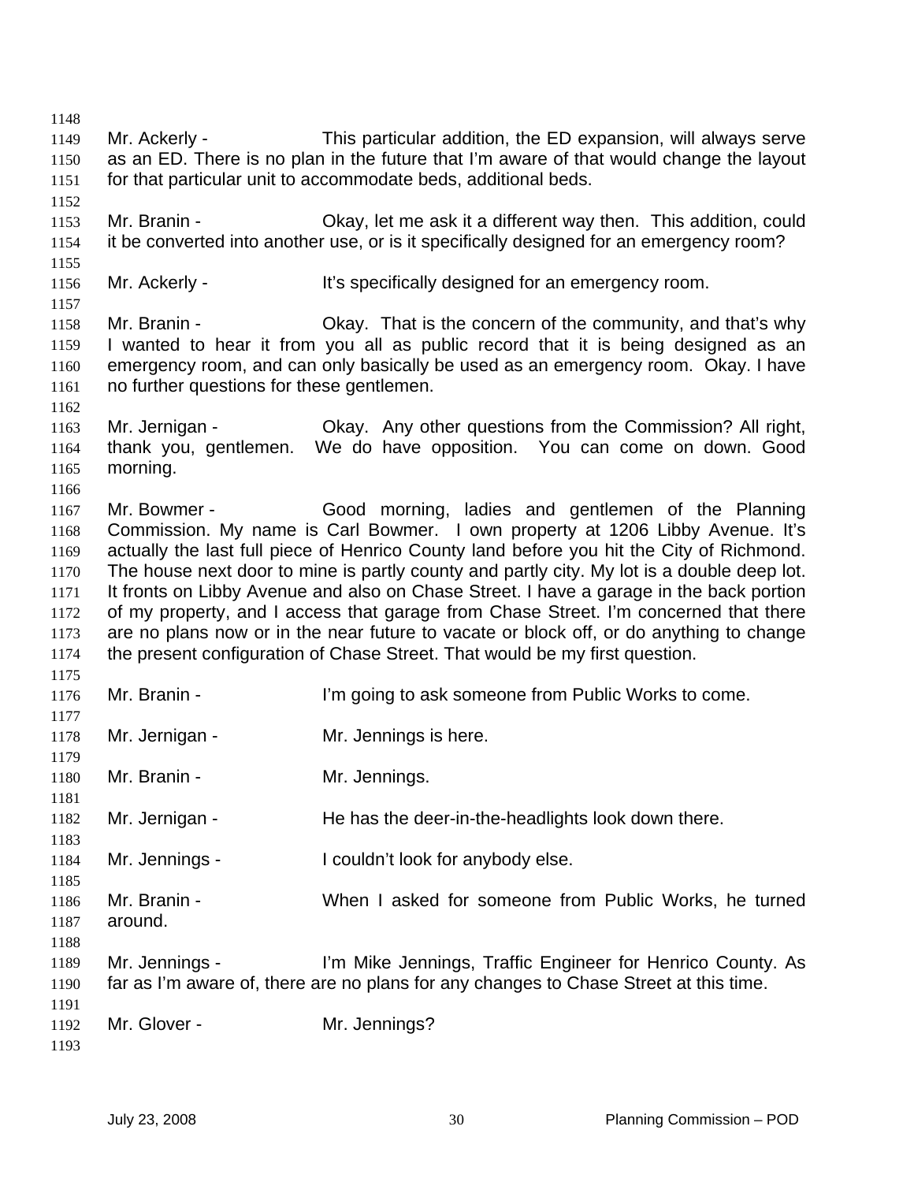Mr. Ackerly - This particular addition, the ED expansion, will always serve as an ED. There is no plan in the future that I'm aware of that would change the layout for that particular unit to accommodate beds, additional beds.

Mr. Branin - Okay, let me ask it a different way then. This addition, could it be converted into another use, or is it specifically designed for an emergency room?

Mr. Ackerly - It's specifically designed for an emergency room.

Mr. Branin - Okay. That is the concern of the community, and that's why I wanted to hear it from you all as public record that it is being designed as an emergency room, and can only basically be used as an emergency room. Okay. I have no further questions for these gentlemen.

Mr. Jernigan - Okay. Any other questions from the Commission? All right, thank you, gentlemen. We do have opposition. You can come on down. Good morning.

Mr. Bowmer - Good morning, ladies and gentlemen of the Planning Commission. My name is Carl Bowmer. I own property at 1206 Libby Avenue. It's actually the last full piece of Henrico County land before you hit the City of Richmond. The house next door to mine is partly county and partly city. My lot is a double deep lot. It fronts on Libby Avenue and also on Chase Street. I have a garage in the back portion of my property, and I access that garage from Chase Street. I'm concerned that there are no plans now or in the near future to vacate or block off, or do anything to change the present configuration of Chase Street. That would be my first question.

Mr. Branin - I'm going to ask someone from Public Works to come.

Mr. Jernigan - Mr. Jennings is here.

Mr. Branin - Mr. Jennings.

Mr. Jernigan - He has the deer-in-the-headlights look down there.

Mr. Jennings - I couldn't look for anybody else.

Mr. Branin - When I asked for someone from Public Works, he turned around.

Mr. Jennings - I'm Mike Jennings, Traffic Engineer for Henrico County. As far as I'm aware of, there are no plans for any changes to Chase Street at this time.

Mr. Glover - Mr. Jennings?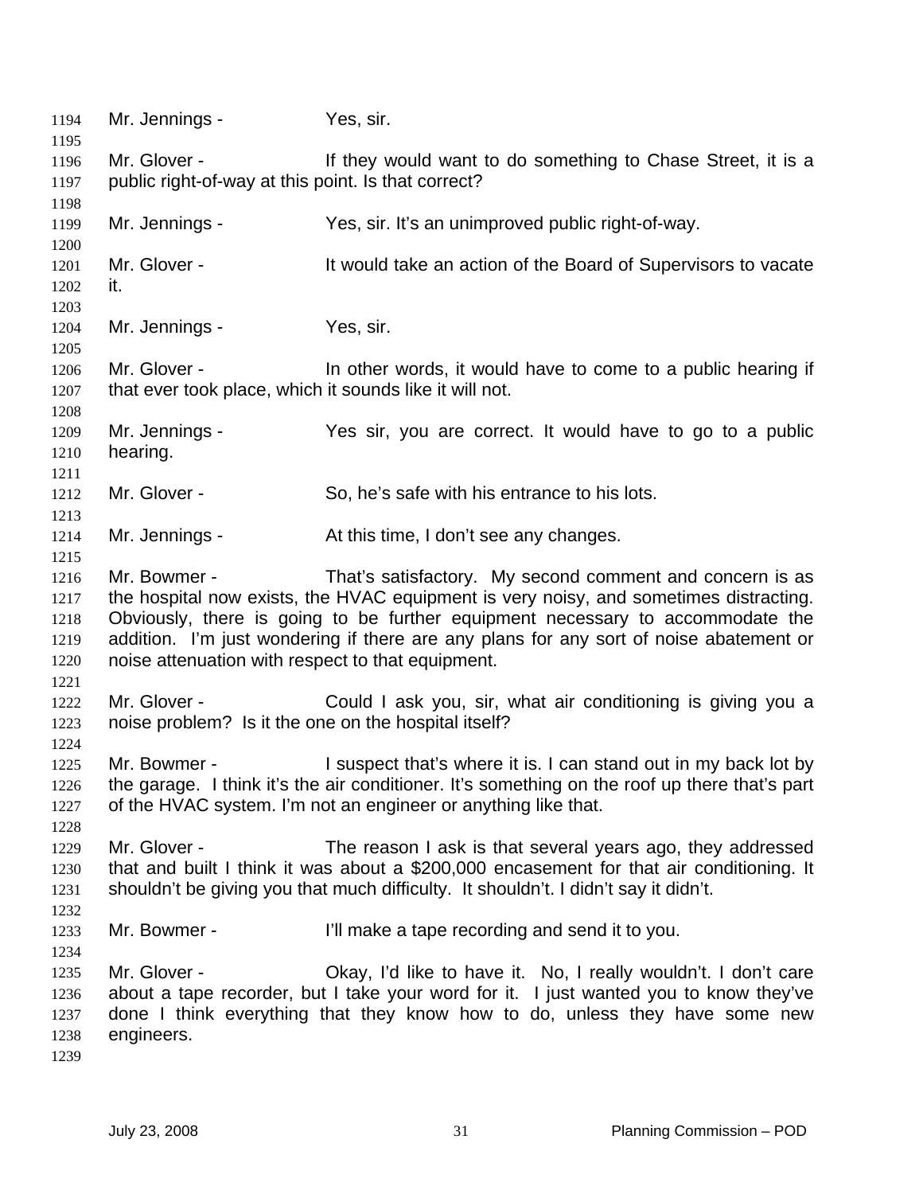Mr. Jennings - Yes, sir.

Mr. Glover - If they would want to do something to Chase Street, it is a public right-of-way at this point. Is that correct?

Mr. Jennings - Yes, sir. It's an unimproved public right-of-way.

Mr. Glover - It would take an action of the Board of Supervisors to vacate it.

Mr. Jennings - Yes, sir.

Mr. Glover - In other words, it would have to come to a public hearing if that ever took place, which it sounds like it will not.

Mr. Jennings - Yes sir, you are correct. It would have to go to a public hearing.

Mr. Glover - So, he's safe with his entrance to his lots.

Mr. Jennings - At this time, I don't see any changes.

Mr. Bowmer - That's satisfactory. My second comment and concern is as the hospital now exists, the HVAC equipment is very noisy, and sometimes distracting. Obviously, there is going to be further equipment necessary to accommodate the addition. I'm just wondering if there are any plans for any sort of noise abatement or noise attenuation with respect to that equipment.

Mr. Glover - Could I ask you, sir, what air conditioning is giving you a noise problem? Is it the one on the hospital itself?

Mr. Bowmer - I suspect that's where it is. I can stand out in my back lot by the garage. I think it's the air conditioner. It's something on the roof up there that's part of the HVAC system. I'm not an engineer or anything like that.

Mr. Glover - The reason I ask is that several years ago, they addressed that and built I think it was about a $200,000 encasement for that air conditioning. It shouldn't be giving you that much difficulty. It shouldn't. I didn't say it didn't.

Mr. Bowmer - I'll make a tape recording and send it to you.

Mr. Glover - Okay, I'd like to have it. No, I really wouldn't. I don't care about a tape recorder, but I take your word for it. I just wanted you to know they've done I think everything that they know how to do, unless they have some new engineers.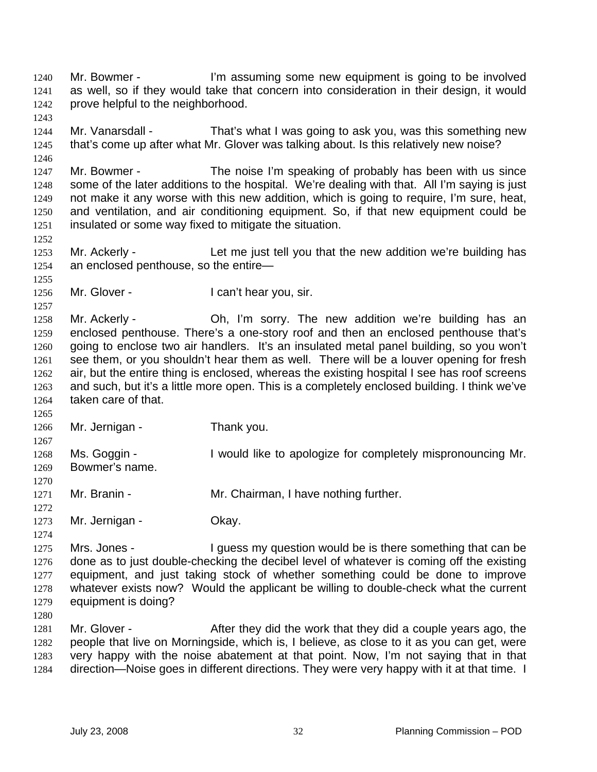Mr. Bowmer - I'm assuming some new equipment is going to be involved as well, so if they would take that concern into consideration in their design, it would prove helpful to the neighborhood.

Mr. Vanarsdall - That's what I was going to ask you, was this something new that's come up after what Mr. Glover was talking about. Is this relatively new noise?

Mr. Bowmer - The noise I'm speaking of probably has been with us since some of the later additions to the hospital. We're dealing with that. All I'm saying is just not make it any worse with this new addition, which is going to require, I'm sure, heat, and ventilation, and air conditioning equipment. So, if that new equipment could be insulated or some way fixed to mitigate the situation.

Mr. Ackerly - Let me just tell you that the new addition we're building has an enclosed penthouse, so the entire—

Mr. Glover - I can't hear you, sir.

Mr. Ackerly - Oh, I'm sorry. The new addition we're building has an enclosed penthouse. There's a one-story roof and then an enclosed penthouse that's going to enclose two air handlers. It's an insulated metal panel building, so you won't see them, or you shouldn't hear them as well. There will be a louver opening for fresh air, but the entire thing is enclosed, whereas the existing hospital I see has roof screens and such, but it's a little more open. This is a completely enclosed building. I think we've taken care of that.

Mr. Jernigan - Thank you.

Ms. Goggin - I would like to apologize for completely mispronouncing Mr. Bowmer's name.

Mr. Branin - Mr. Chairman, I have nothing further.

Mr. Jernigan - Okay.

Mrs. Jones - I guess my question would be is there something that can be done as to just double-checking the decibel level of whatever is coming off the existing equipment, and just taking stock of whether something could be done to improve whatever exists now? Would the applicant be willing to double-check what the current equipment is doing?

Mr. Glover - After they did the work that they did a couple years ago, the people that live on Morningside, which is, I believe, as close to it as you can get, were very happy with the noise abatement at that point. Now, I'm not saying that in that direction—Noise goes in different directions. They were very happy with it at that time. I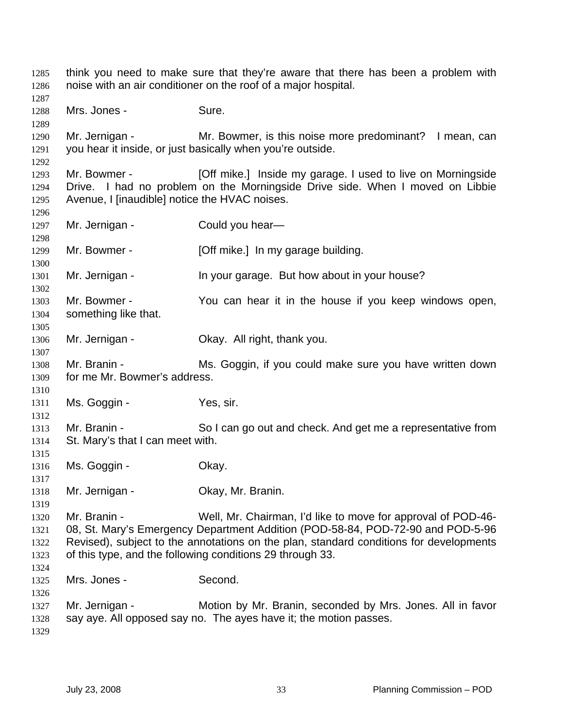think you need to make sure that they're aware that there has been a problem with noise with an air conditioner on the roof of a major hospital.

Mrs. Jones - Sure.

Mr. Jernigan - Mr. Bowmer, is this noise more predominant? I mean, can you hear it inside, or just basically when you're outside.

Mr. Bowmer - [Off mike.] Inside my garage. I used to live on Morningside Drive. I had no problem on the Morningside Drive side. When I moved on Libbie Avenue, I [inaudible] notice the HVAC noises.

Mr. Jernigan - Could you hear—

Mr. Bowmer - [Off mike.] In my garage building.

Mr. Jernigan - In your garage. But how about in your house?

Mr. Bowmer - You can hear it in the house if you keep windows open, something like that.

Mr. Jernigan - Okay. All right, thank you.

Mr. Branin - Ms. Goggin, if you could make sure you have written down for me Mr. Bowmer's address.

Ms. Goggin - Yes, sir.

Mr. Branin - So I can go out and check. And get me a representative from St. Mary's that I can meet with.

Ms. Goggin - Okay.

Mr. Jernigan - Okay, Mr. Branin.

Mr. Branin - Well, Mr. Chairman, I'd like to move for approval of POD-46-08, St. Mary's Emergency Department Addition (POD-58-84, POD-72-90 and POD-5-96 Revised), subject to the annotations on the plan, standard conditions for developments of this type, and the following conditions 29 through 33.

Mrs. Jones - Second.

Mr. Jernigan - Motion by Mr. Branin, seconded by Mrs. Jones. All in favor say aye. All opposed say no. The ayes have it; the motion passes.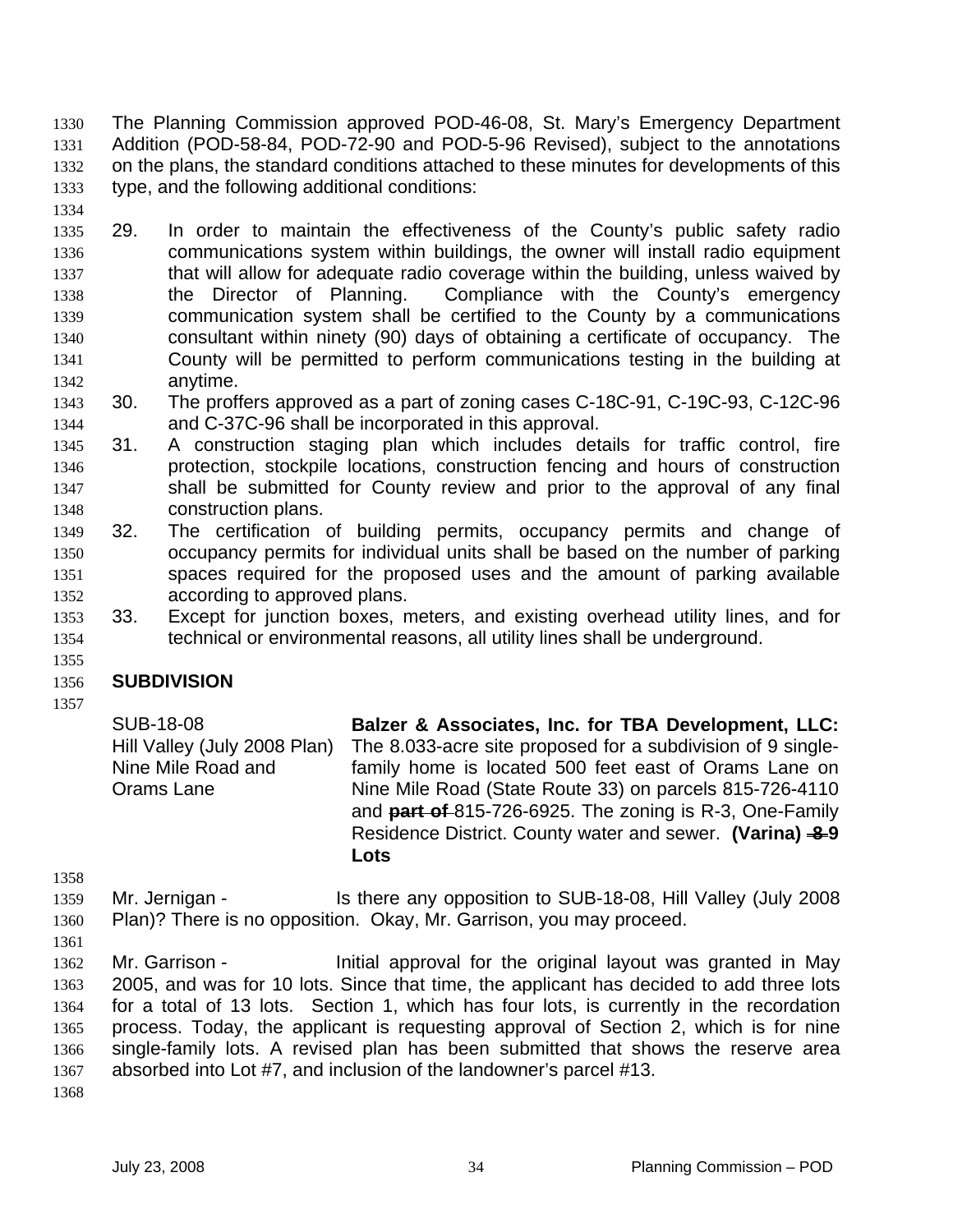The Planning Commission approved POD-46-08, St. Mary's Emergency Department Addition (POD-58-84, POD-72-90 and POD-5-96 Revised), subject to the annotations on the plans, the standard conditions attached to these minutes for developments of this type, and the following additional conditions:

29. In order to maintain the effectiveness of the County's public safety radio communications system within buildings, the owner will install radio equipment that will allow for adequate radio coverage within the building, unless waived by the Director of Planning. Compliance with the County's emergency communication system shall be certified to the County by a communications consultant within ninety (90) days of obtaining a certificate of occupancy. The County will be permitted to perform communications testing in the building at anytime.
30. The proffers approved as a part of zoning cases C-18C-91, C-19C-93, C-12C-96 and C-37C-96 shall be incorporated in this approval.
31. A construction staging plan which includes details for traffic control, fire protection, stockpile locations, construction fencing and hours of construction shall be submitted for County review and prior to the approval of any final construction plans.
32. The certification of building permits, occupancy permits and change of occupancy permits for individual units shall be based on the number of parking spaces required for the proposed uses and the amount of parking available according to approved plans.
33. Except for junction boxes, meters, and existing overhead utility lines, and for technical or environmental reasons, all utility lines shall be underground.

## SUBDIVISION

| | |
|---|---|
| SUB-18-08<br>Hill Valley (July 2008 Plan)<br>Nine Mile Road and<br>Orams Lane | **Balzer & Associates, Inc. for TBA Development, LLC:** The 8.033-acre site proposed for a subdivision of 9 single-family home is located 500 feet east of Orams Lane on Nine Mile Road (State Route 33) on parcels 815-726-4110 and ~~**part of**~~ 815-726-6925. The zoning is R-3, One-Family Residence District. County water and sewer. **(Varina) ~~8~~ 9 Lots** |

Mr. Jernigan - Is there any opposition to SUB-18-08, Hill Valley (July 2008 Plan)? There is no opposition. Okay, Mr. Garrison, you may proceed.

Mr. Garrison - Initial approval for the original layout was granted in May 2005, and was for 10 lots. Since that time, the applicant has decided to add three lots for a total of 13 lots. Section 1, which has four lots, is currently in the recordation process. Today, the applicant is requesting approval of Section 2, which is for nine single-family lots. A revised plan has been submitted that shows the reserve area absorbed into Lot #7, and inclusion of the landowner's parcel #13.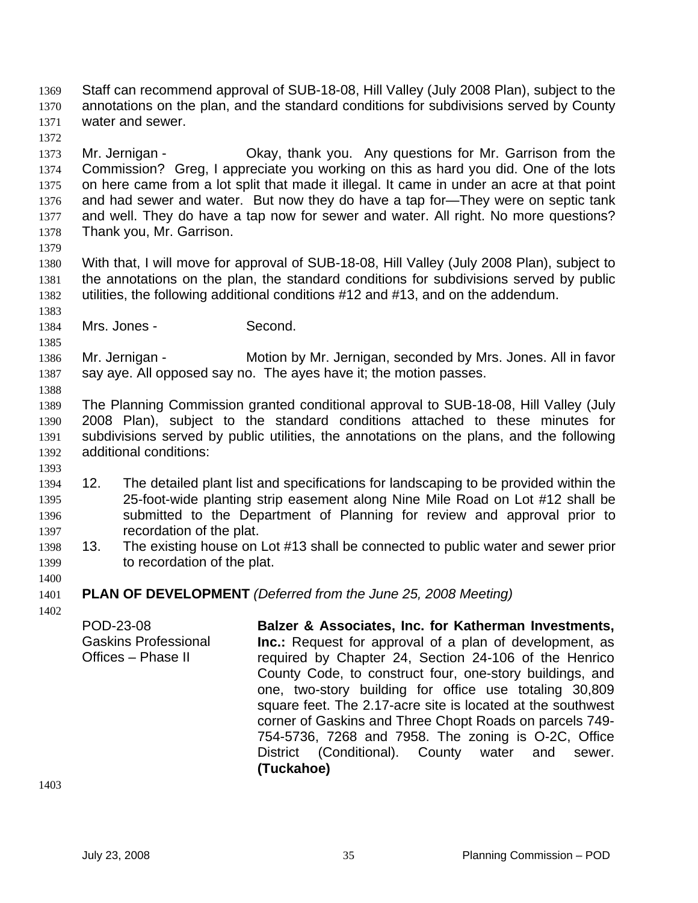Staff can recommend approval of SUB-18-08, Hill Valley (July 2008 Plan), subject to the annotations on the plan, and the standard conditions for subdivisions served by County water and sewer.

Mr. Jernigan - Okay, thank you. Any questions for Mr. Garrison from the Commission? Greg, I appreciate you working on this as hard you did. One of the lots on here came from a lot split that made it illegal. It came in under an acre at that point and had sewer and water. But now they do have a tap for—They were on septic tank and well. They do have a tap now for sewer and water. All right. No more questions? Thank you, Mr. Garrison.

With that, I will move for approval of SUB-18-08, Hill Valley (July 2008 Plan), subject to the annotations on the plan, the standard conditions for subdivisions served by public utilities, the following additional conditions #12 and #13, and on the addendum.

Mrs. Jones - Second.

Mr. Jernigan - Motion by Mr. Jernigan, seconded by Mrs. Jones. All in favor say aye. All opposed say no. The ayes have it; the motion passes.

The Planning Commission granted conditional approval to SUB-18-08, Hill Valley (July 2008 Plan), subject to the standard conditions attached to these minutes for subdivisions served by public utilities, the annotations on the plans, and the following additional conditions:

12. The detailed plant list and specifications for landscaping to be provided within the 25-foot-wide planting strip easement along Nine Mile Road on Lot #12 shall be submitted to the Department of Planning for review and approval prior to recordation of the plat.
13. The existing house on Lot #13 shall be connected to public water and sewer prior to recordation of the plat.

**PLAN OF DEVELOPMENT** *(Deferred from the June 25, 2008 Meeting)*

POD-23-08
Gaskins Professional Offices – Phase II

**Balzer & Associates, Inc. for Katherman Investments, Inc.:** Request for approval of a plan of development, as required by Chapter 24, Section 24-106 of the Henrico County Code, to construct four, one-story buildings, and one, two-story building for office use totaling 30,809 square feet. The 2.17-acre site is located at the southwest corner of Gaskins and Three Chopt Roads on parcels 749-754-5736, 7268 and 7958. The zoning is O-2C, Office District (Conditional). County water and sewer. **(Tuckahoe)**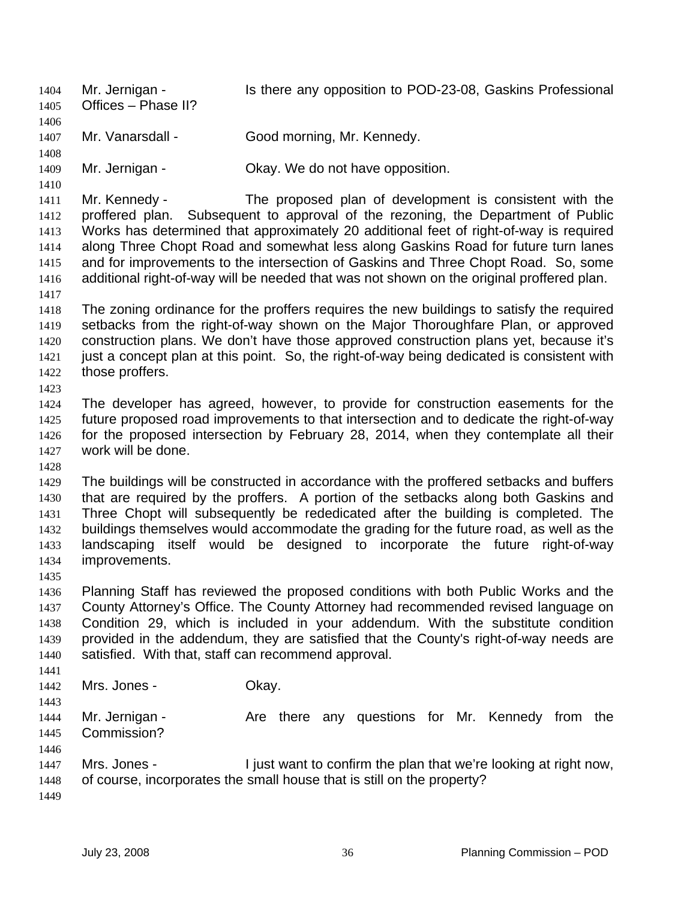Mr. Jernigan - Is there any opposition to POD-23-08, Gaskins Professional Offices – Phase II?

Mr. Vanarsdall - Good morning, Mr. Kennedy.

Mr. Jernigan - Okay. We do not have opposition.

Mr. Kennedy - The proposed plan of development is consistent with the proffered plan. Subsequent to approval of the rezoning, the Department of Public Works has determined that approximately 20 additional feet of right-of-way is required along Three Chopt Road and somewhat less along Gaskins Road for future turn lanes and for improvements to the intersection of Gaskins and Three Chopt Road. So, some additional right-of-way will be needed that was not shown on the original proffered plan.

The zoning ordinance for the proffers requires the new buildings to satisfy the required setbacks from the right-of-way shown on the Major Thoroughfare Plan, or approved construction plans. We don't have those approved construction plans yet, because it's just a concept plan at this point. So, the right-of-way being dedicated is consistent with those proffers.

The developer has agreed, however, to provide for construction easements for the future proposed road improvements to that intersection and to dedicate the right-of-way for the proposed intersection by February 28, 2014, when they contemplate all their work will be done.

The buildings will be constructed in accordance with the proffered setbacks and buffers that are required by the proffers. A portion of the setbacks along both Gaskins and Three Chopt will subsequently be rededicated after the building is completed. The buildings themselves would accommodate the grading for the future road, as well as the landscaping itself would be designed to incorporate the future right-of-way improvements.

Planning Staff has reviewed the proposed conditions with both Public Works and the County Attorney's Office. The County Attorney had recommended revised language on Condition 29, which is included in your addendum. With the substitute condition provided in the addendum, they are satisfied that the County's right-of-way needs are satisfied. With that, staff can recommend approval.

Mrs. Jones - Okay.

Mr. Jernigan - Are there any questions for Mr. Kennedy from the Commission?

Mrs. Jones - I just want to confirm the plan that we're looking at right now, of course, incorporates the small house that is still on the property?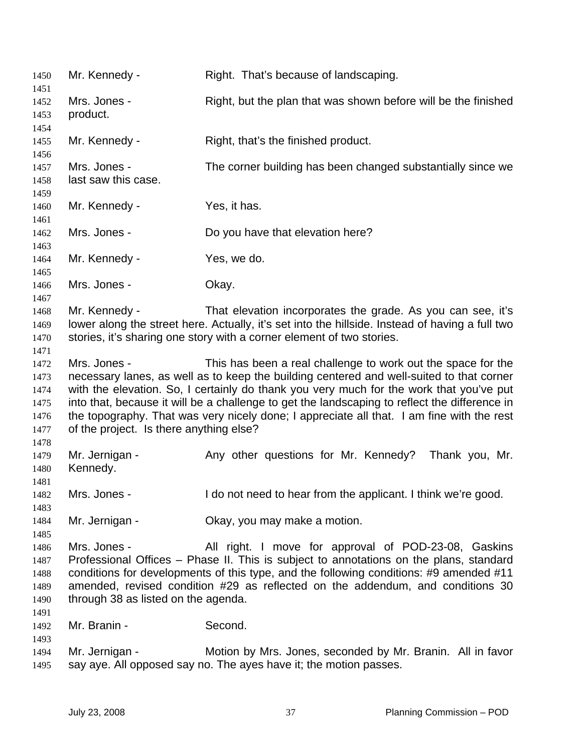Mr. Kennedy - Right. That's because of landscaping.

Mrs. Jones - Right, but the plan that was shown before will be the finished product.

Mr. Kennedy - Right, that's the finished product.

Mrs. Jones - The corner building has been changed substantially since we last saw this case.

Mr. Kennedy - Yes, it has.

Mrs. Jones - Do you have that elevation here?

Mr. Kennedy - Yes, we do.

Mrs. Jones - Okay.

Mr. Kennedy - That elevation incorporates the grade. As you can see, it's lower along the street here. Actually, it's set into the hillside. Instead of having a full two stories, it's sharing one story with a corner element of two stories.

Mrs. Jones - This has been a real challenge to work out the space for the necessary lanes, as well as to keep the building centered and well-suited to that corner with the elevation. So, I certainly do thank you very much for the work that you've put into that, because it will be a challenge to get the landscaping to reflect the difference in the topography. That was very nicely done; I appreciate all that. I am fine with the rest of the project. Is there anything else?

Mr. Jernigan - Any other questions for Mr. Kennedy? Thank you, Mr. Kennedy.

Mrs. Jones - I do not need to hear from the applicant. I think we're good.

Mr. Jernigan - Okay, you may make a motion.

Mrs. Jones - All right. I move for approval of POD-23-08, Gaskins Professional Offices – Phase II. This is subject to annotations on the plans, standard conditions for developments of this type, and the following conditions: #9 amended #11 amended, revised condition #29 as reflected on the addendum, and conditions 30 through 38 as listed on the agenda.

Mr. Branin - Second.

Mr. Jernigan - Motion by Mrs. Jones, seconded by Mr. Branin. All in favor say aye. All opposed say no. The ayes have it; the motion passes.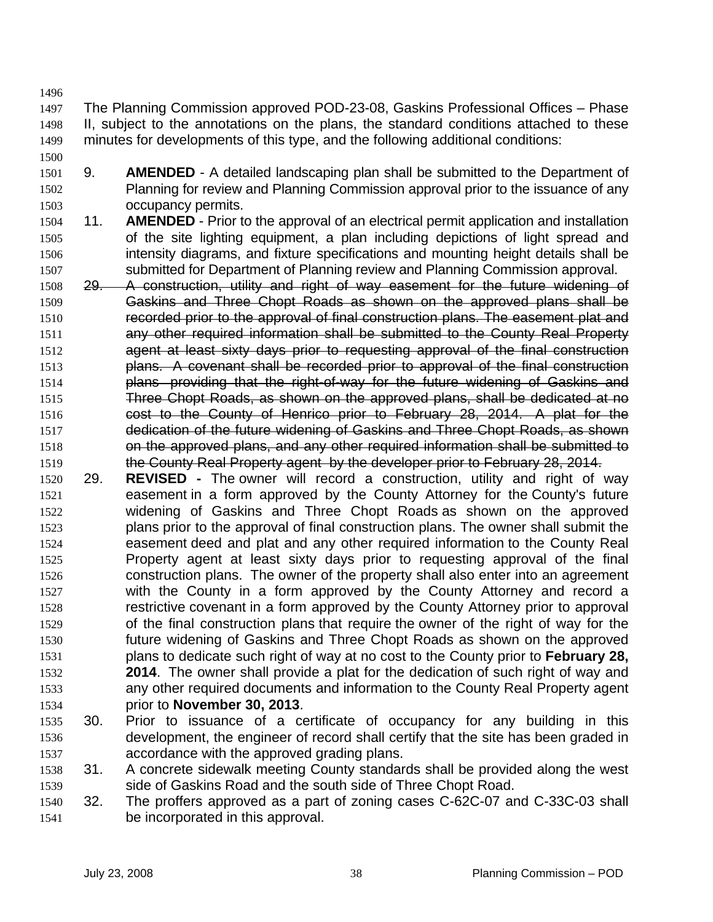The Planning Commission approved POD-23-08, Gaskins Professional Offices – Phase II, subject to the annotations on the plans, the standard conditions attached to these minutes for developments of this type, and the following additional conditions:

9. **AMENDED** - A detailed landscaping plan shall be submitted to the Department of Planning for review and Planning Commission approval prior to the issuance of any occupancy permits.
11. **AMENDED** - Prior to the approval of an electrical permit application and installation of the site lighting equipment, a plan including depictions of light spread and intensity diagrams, and fixture specifications and mounting height details shall be submitted for Department of Planning review and Planning Commission approval.
29. ~~A construction, utility and right of way easement for the future widening of Gaskins and Three Chopt Roads as shown on the approved plans shall be recorded prior to the approval of final construction plans. The easement plat and any other required information shall be submitted to the County Real Property agent at least sixty days prior to requesting approval of the final construction plans. A covenant shall be recorded prior to approval of the final construction plans providing that the right-of-way for the future widening of Gaskins and Three Chopt Roads, as shown on the approved plans, shall be dedicated at no cost to the County of Henrico prior to February 28, 2014. A plat for the dedication of the future widening of Gaskins and Three Chopt Roads, as shown on the approved plans, and any other required information shall be submitted to the County Real Property agent by the developer prior to February 28, 2014.~~
29. **REVISED -** The owner will record a construction, utility and right of way easement in a form approved by the County Attorney for the County's future widening of Gaskins and Three Chopt Roads as shown on the approved plans prior to the approval of final construction plans. The owner shall submit the easement deed and plat and any other required information to the County Real Property agent at least sixty days prior to requesting approval of the final construction plans. The owner of the property shall also enter into an agreement with the County in a form approved by the County Attorney and record a restrictive covenant in a form approved by the County Attorney prior to approval of the final construction plans that require the owner of the right of way for the future widening of Gaskins and Three Chopt Roads as shown on the approved plans to dedicate such right of way at no cost to the County prior to **February 28, 2014**. The owner shall provide a plat for the dedication of such right of way and any other required documents and information to the County Real Property agent prior to **November 30, 2013**.
30. Prior to issuance of a certificate of occupancy for any building in this development, the engineer of record shall certify that the site has been graded in accordance with the approved grading plans.
31. A concrete sidewalk meeting County standards shall be provided along the west side of Gaskins Road and the south side of Three Chopt Road.
32. The proffers approved as a part of zoning cases C-62C-07 and C-33C-03 shall be incorporated in this approval.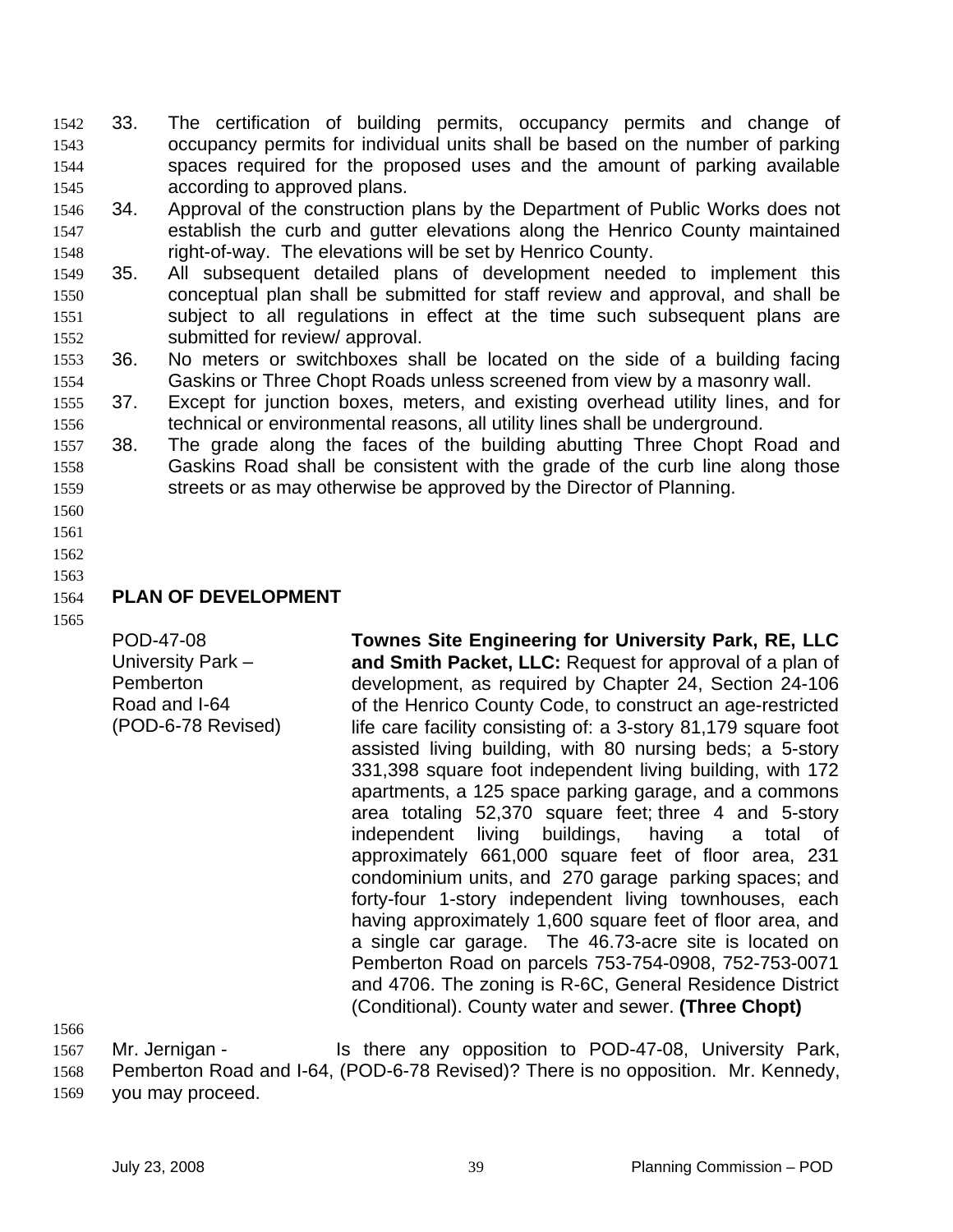33. The certification of building permits, occupancy permits and change of occupancy permits for individual units shall be based on the number of parking spaces required for the proposed uses and the amount of parking available according to approved plans.
34. Approval of the construction plans by the Department of Public Works does not establish the curb and gutter elevations along the Henrico County maintained right-of-way. The elevations will be set by Henrico County.
35. All subsequent detailed plans of development needed to implement this conceptual plan shall be submitted for staff review and approval, and shall be subject to all regulations in effect at the time such subsequent plans are submitted for review/ approval.
36. No meters or switchboxes shall be located on the side of a building facing Gaskins or Three Chopt Roads unless screened from view by a masonry wall.
37. Except for junction boxes, meters, and existing overhead utility lines, and for technical or environmental reasons, all utility lines shall be underground.
38. The grade along the faces of the building abutting Three Chopt Road and Gaskins Road shall be consistent with the grade of the curb line along those streets or as may otherwise be approved by the Director of Planning.

**PLAN OF DEVELOPMENT**

POD-47-08
University Park – Pemberton Road and I-64
(POD-6-78 Revised)

**Townes Site Engineering for University Park, RE, LLC and Smith Packet, LLC:** Request for approval of a plan of development, as required by Chapter 24, Section 24-106 of the Henrico County Code, to construct an age-restricted life care facility consisting of: a 3-story 81,179 square foot assisted living building, with 80 nursing beds; a 5-story 331,398 square foot independent living building, with 172 apartments, a 125 space parking garage, and a commons area totaling 52,370 square feet; three 4 and 5-story independent living buildings, having a total of approximately 661,000 square feet of floor area, 231 condominium units, and 270 garage parking spaces; and forty-four 1-story independent living townhouses, each having approximately 1,600 square feet of floor area, and a single car garage. The 46.73-acre site is located on Pemberton Road on parcels 753-754-0908, 752-753-0071 and 4706. The zoning is R-6C, General Residence District (Conditional). County water and sewer. **(Three Chopt)**

Mr. Jernigan - Is there any opposition to POD-47-08, University Park, Pemberton Road and I-64, (POD-6-78 Revised)? There is no opposition. Mr. Kennedy, you may proceed.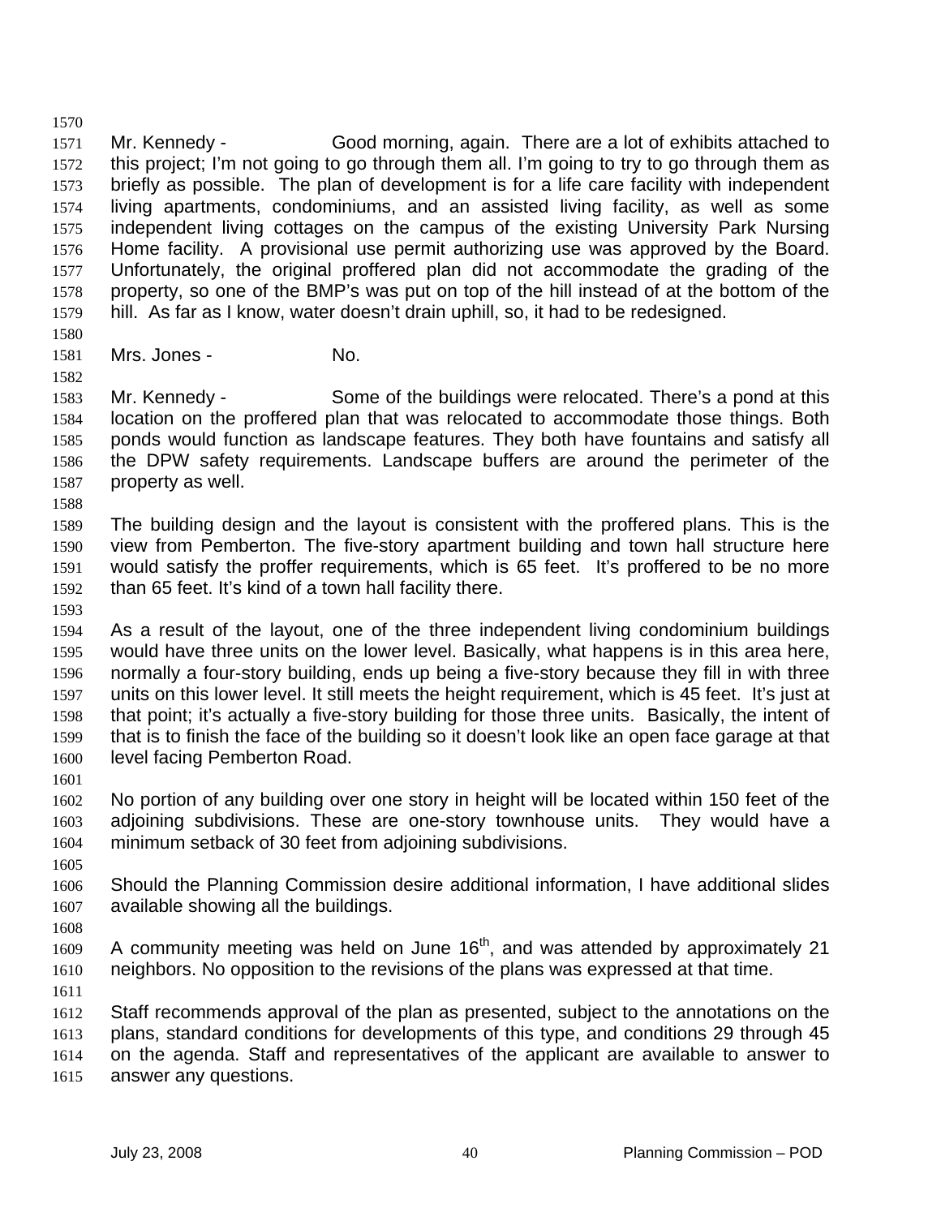Mr. Kennedy - Good morning, again. There are a lot of exhibits attached to this project; I'm not going to go through them all. I'm going to try to go through them as briefly as possible. The plan of development is for a life care facility with independent living apartments, condominiums, and an assisted living facility, as well as some independent living cottages on the campus of the existing University Park Nursing Home facility. A provisional use permit authorizing use was approved by the Board. Unfortunately, the original proffered plan did not accommodate the grading of the property, so one of the BMP's was put on top of the hill instead of at the bottom of the hill. As far as I know, water doesn't drain uphill, so, it had to be redesigned.

Mrs. Jones - No.

Mr. Kennedy - Some of the buildings were relocated. There's a pond at this location on the proffered plan that was relocated to accommodate those things. Both ponds would function as landscape features. They both have fountains and satisfy all the DPW safety requirements. Landscape buffers are around the perimeter of the property as well.

The building design and the layout is consistent with the proffered plans. This is the view from Pemberton. The five-story apartment building and town hall structure here would satisfy the proffer requirements, which is 65 feet. It's proffered to be no more than 65 feet. It's kind of a town hall facility there.

As a result of the layout, one of the three independent living condominium buildings would have three units on the lower level. Basically, what happens is in this area here, normally a four-story building, ends up being a five-story because they fill in with three units on this lower level. It still meets the height requirement, which is 45 feet. It's just at that point; it's actually a five-story building for those three units. Basically, the intent of that is to finish the face of the building so it doesn't look like an open face garage at that level facing Pemberton Road.

No portion of any building over one story in height will be located within 150 feet of the adjoining subdivisions. These are one-story townhouse units. They would have a minimum setback of 30 feet from adjoining subdivisions.

Should the Planning Commission desire additional information, I have additional slides available showing all the buildings.

A community meeting was held on June 16th, and was attended by approximately 21 neighbors. No opposition to the revisions of the plans was expressed at that time.

Staff recommends approval of the plan as presented, subject to the annotations on the plans, standard conditions for developments of this type, and conditions 29 through 45 on the agenda. Staff and representatives of the applicant are available to answer to answer any questions.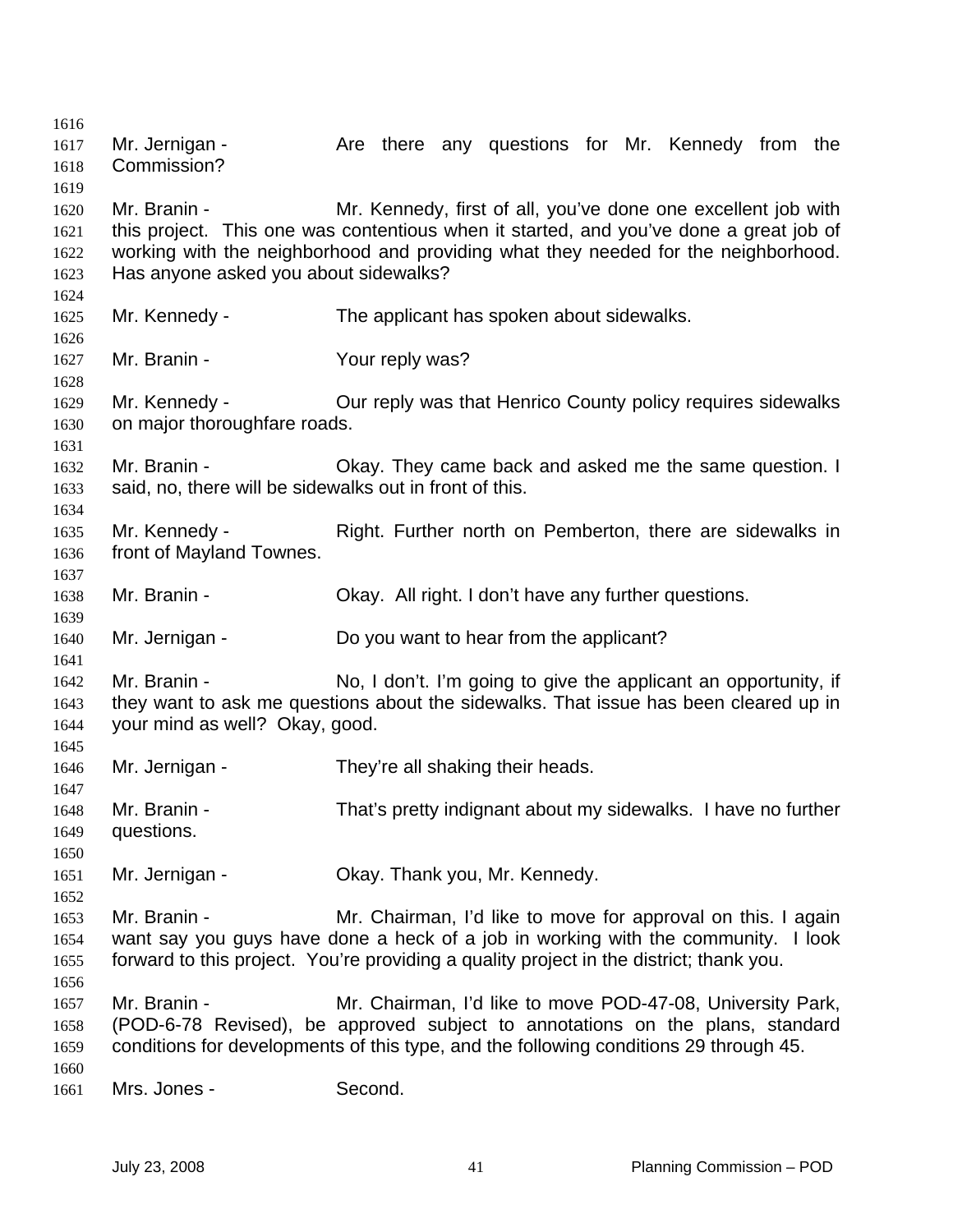Mr. Jernigan - Are there any questions for Mr. Kennedy from the Commission?

Mr. Branin - Mr. Kennedy, first of all, you've done one excellent job with this project. This one was contentious when it started, and you've done a great job of working with the neighborhood and providing what they needed for the neighborhood. Has anyone asked you about sidewalks?

Mr. Kennedy - The applicant has spoken about sidewalks.

Mr. Branin - Your reply was?

Mr. Kennedy - Our reply was that Henrico County policy requires sidewalks on major thoroughfare roads.

Mr. Branin - Okay. They came back and asked me the same question. I said, no, there will be sidewalks out in front of this.

Mr. Kennedy - Right. Further north on Pemberton, there are sidewalks in front of Mayland Townes.

Mr. Branin - Okay. All right. I don't have any further questions.

Mr. Jernigan - Do you want to hear from the applicant?

Mr. Branin - No, I don't. I'm going to give the applicant an opportunity, if they want to ask me questions about the sidewalks. That issue has been cleared up in your mind as well? Okay, good.

Mr. Jernigan - They're all shaking their heads.

Mr. Branin - That's pretty indignant about my sidewalks. I have no further questions.

Mr. Jernigan - Okay. Thank you, Mr. Kennedy.

Mr. Branin - Mr. Chairman, I'd like to move for approval on this. I again want say you guys have done a heck of a job in working with the community. I look forward to this project. You're providing a quality project in the district; thank you.

Mr. Branin - Mr. Chairman, I'd like to move POD-47-08, University Park, (POD-6-78 Revised), be approved subject to annotations on the plans, standard conditions for developments of this type, and the following conditions 29 through 45.

Mrs. Jones - Second.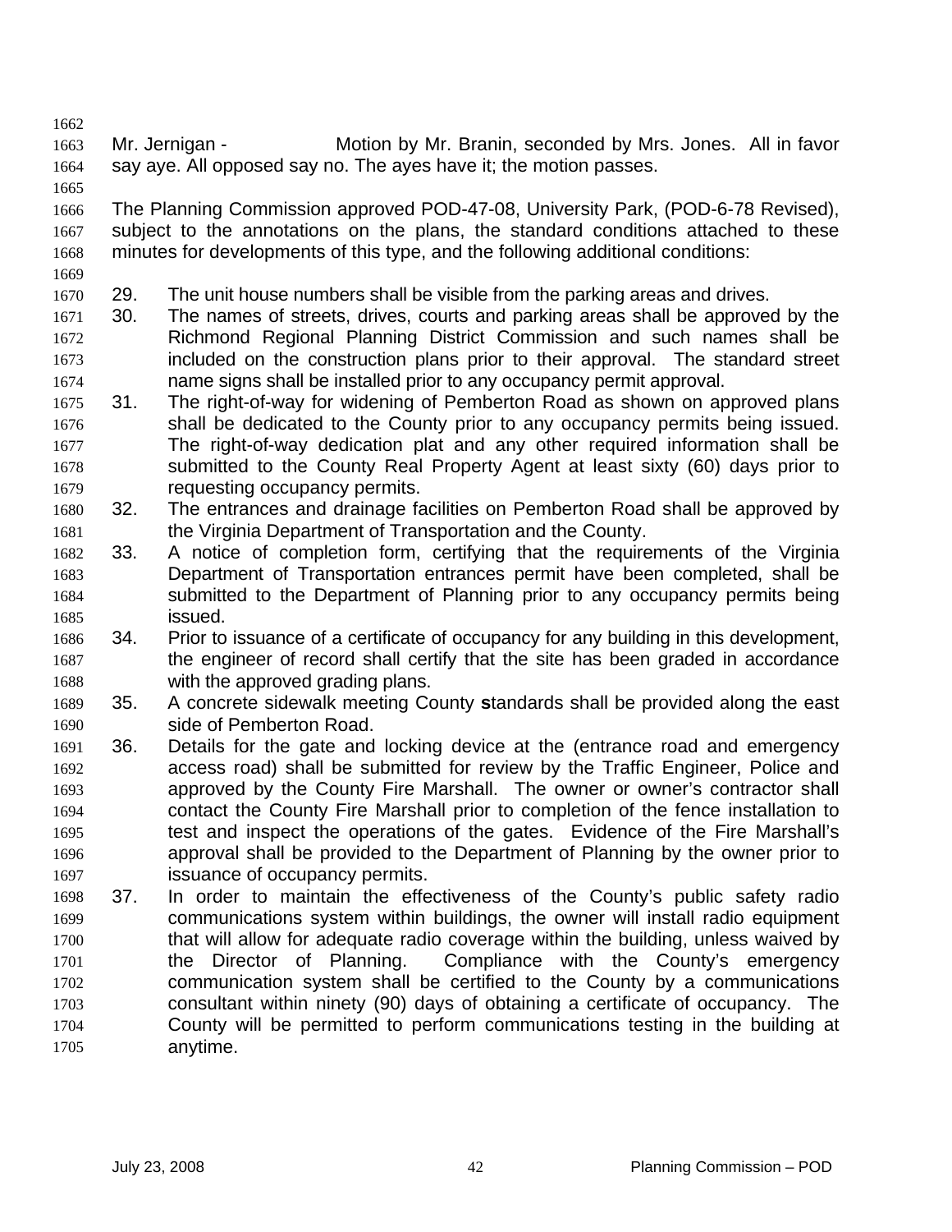Mr. Jernigan - Motion by Mr. Branin, seconded by Mrs. Jones. All in favor say aye. All opposed say no. The ayes have it; the motion passes.

The Planning Commission approved POD-47-08, University Park, (POD-6-78 Revised), subject to the annotations on the plans, the standard conditions attached to these minutes for developments of this type, and the following additional conditions:

29. The unit house numbers shall be visible from the parking areas and drives.
30. The names of streets, drives, courts and parking areas shall be approved by the Richmond Regional Planning District Commission and such names shall be included on the construction plans prior to their approval. The standard street name signs shall be installed prior to any occupancy permit approval.
31. The right-of-way for widening of Pemberton Road as shown on approved plans shall be dedicated to the County prior to any occupancy permits being issued. The right-of-way dedication plat and any other required information shall be submitted to the County Real Property Agent at least sixty (60) days prior to requesting occupancy permits.
32. The entrances and drainage facilities on Pemberton Road shall be approved by the Virginia Department of Transportation and the County.
33. A notice of completion form, certifying that the requirements of the Virginia Department of Transportation entrances permit have been completed, shall be submitted to the Department of Planning prior to any occupancy permits being issued.
34. Prior to issuance of a certificate of occupancy for any building in this development, the engineer of record shall certify that the site has been graded in accordance with the approved grading plans.
35. A concrete sidewalk meeting County **s**tandards shall be provided along the east side of Pemberton Road.
36. Details for the gate and locking device at the (entrance road and emergency access road) shall be submitted for review by the Traffic Engineer, Police and approved by the County Fire Marshall. The owner or owner's contractor shall contact the County Fire Marshall prior to completion of the fence installation to test and inspect the operations of the gates. Evidence of the Fire Marshall's approval shall be provided to the Department of Planning by the owner prior to issuance of occupancy permits.
37. In order to maintain the effectiveness of the County's public safety radio communications system within buildings, the owner will install radio equipment that will allow for adequate radio coverage within the building, unless waived by the Director of Planning. Compliance with the County's emergency communication system shall be certified to the County by a communications consultant within ninety (90) days of obtaining a certificate of occupancy. The County will be permitted to perform communications testing in the building at anytime.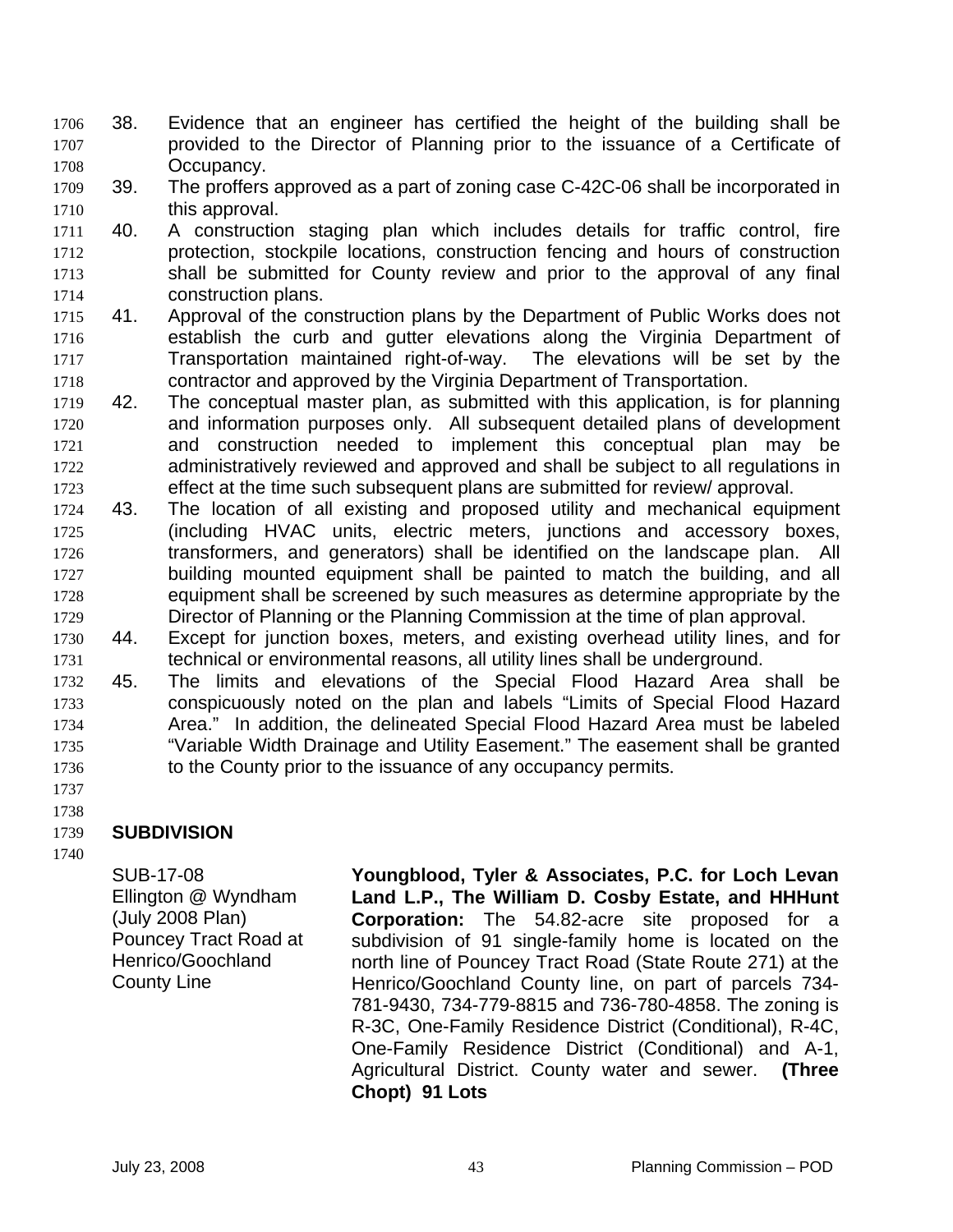38. Evidence that an engineer has certified the height of the building shall be provided to the Director of Planning prior to the issuance of a Certificate of Occupancy.
39. The proffers approved as a part of zoning case C-42C-06 shall be incorporated in this approval.
40. A construction staging plan which includes details for traffic control, fire protection, stockpile locations, construction fencing and hours of construction shall be submitted for County review and prior to the approval of any final construction plans.
41. Approval of the construction plans by the Department of Public Works does not establish the curb and gutter elevations along the Virginia Department of Transportation maintained right-of-way. The elevations will be set by the contractor and approved by the Virginia Department of Transportation.
42. The conceptual master plan, as submitted with this application, is for planning and information purposes only. All subsequent detailed plans of development and construction needed to implement this conceptual plan may be administratively reviewed and approved and shall be subject to all regulations in effect at the time such subsequent plans are submitted for review/ approval.
43. The location of all existing and proposed utility and mechanical equipment (including HVAC units, electric meters, junctions and accessory boxes, transformers, and generators) shall be identified on the landscape plan. All building mounted equipment shall be painted to match the building, and all equipment shall be screened by such measures as determine appropriate by the Director of Planning or the Planning Commission at the time of plan approval.
44. Except for junction boxes, meters, and existing overhead utility lines, and for technical or environmental reasons, all utility lines shall be underground.
45. The limits and elevations of the Special Flood Hazard Area shall be conspicuously noted on the plan and labels "Limits of Special Flood Hazard Area." In addition, the delineated Special Flood Hazard Area must be labeled "Variable Width Drainage and Utility Easement." The easement shall be granted to the County prior to the issuance of any occupancy permits.

**SUBDIVISION**

SUB-17-08
Ellington @ Wyndham (July 2008 Plan)
Pouncey Tract Road at Henrico/Goochland County Line

**Youngblood, Tyler & Associates, P.C. for Loch Levan Land L.P., The William D. Cosby Estate, and HHHunt Corporation:** The 54.82-acre site proposed for a subdivision of 91 single-family home is located on the north line of Pouncey Tract Road (State Route 271) at the Henrico/Goochland County line, on part of parcels 734-781-9430, 734-779-8815 and 736-780-4858. The zoning is R-3C, One-Family Residence District (Conditional), R-4C, One-Family Residence District (Conditional) and A-1, Agricultural District. County water and sewer. **(Three Chopt) 91 Lots**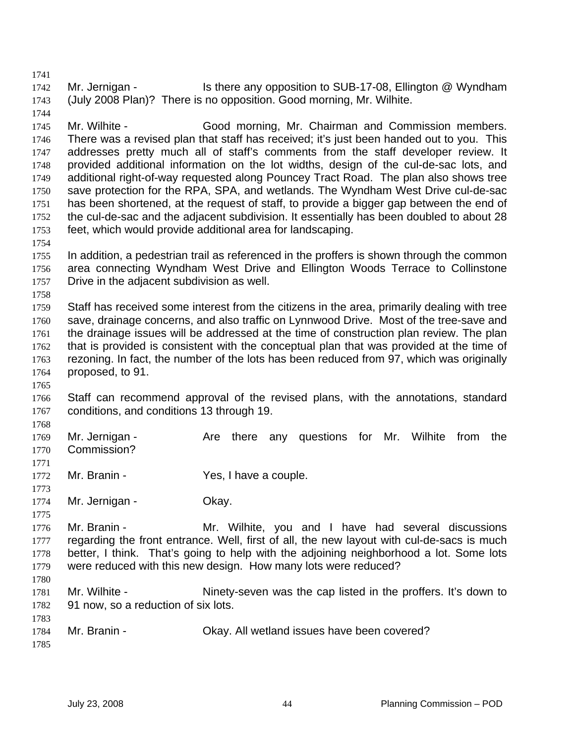Mr. Jernigan - Is there any opposition to SUB-17-08, Ellington @ Wyndham (July 2008 Plan)? There is no opposition. Good morning, Mr. Wilhite.

Mr. Wilhite - Good morning, Mr. Chairman and Commission members. There was a revised plan that staff has received; it's just been handed out to you. This addresses pretty much all of staff's comments from the staff developer review. It provided additional information on the lot widths, design of the cul-de-sac lots, and additional right-of-way requested along Pouncey Tract Road. The plan also shows tree save protection for the RPA, SPA, and wetlands. The Wyndham West Drive cul-de-sac has been shortened, at the request of staff, to provide a bigger gap between the end of the cul-de-sac and the adjacent subdivision. It essentially has been doubled to about 28 feet, which would provide additional area for landscaping.

In addition, a pedestrian trail as referenced in the proffers is shown through the common area connecting Wyndham West Drive and Ellington Woods Terrace to Collinstone Drive in the adjacent subdivision as well.

Staff has received some interest from the citizens in the area, primarily dealing with tree save, drainage concerns, and also traffic on Lynnwood Drive. Most of the tree-save and the drainage issues will be addressed at the time of construction plan review. The plan that is provided is consistent with the conceptual plan that was provided at the time of rezoning. In fact, the number of the lots has been reduced from 97, which was originally proposed, to 91.

Staff can recommend approval of the revised plans, with the annotations, standard conditions, and conditions 13 through 19.

Mr. Jernigan - Are there any questions for Mr. Wilhite from the Commission?

Mr. Branin - Yes, I have a couple.

Mr. Jernigan - Okay.

Mr. Branin - Mr. Wilhite, you and I have had several discussions regarding the front entrance. Well, first of all, the new layout with cul-de-sacs is much better, I think. That's going to help with the adjoining neighborhood a lot. Some lots were reduced with this new design. How many lots were reduced?

Mr. Wilhite - Ninety-seven was the cap listed in the proffers. It's down to 91 now, so a reduction of six lots.

Mr. Branin - Okay. All wetland issues have been covered?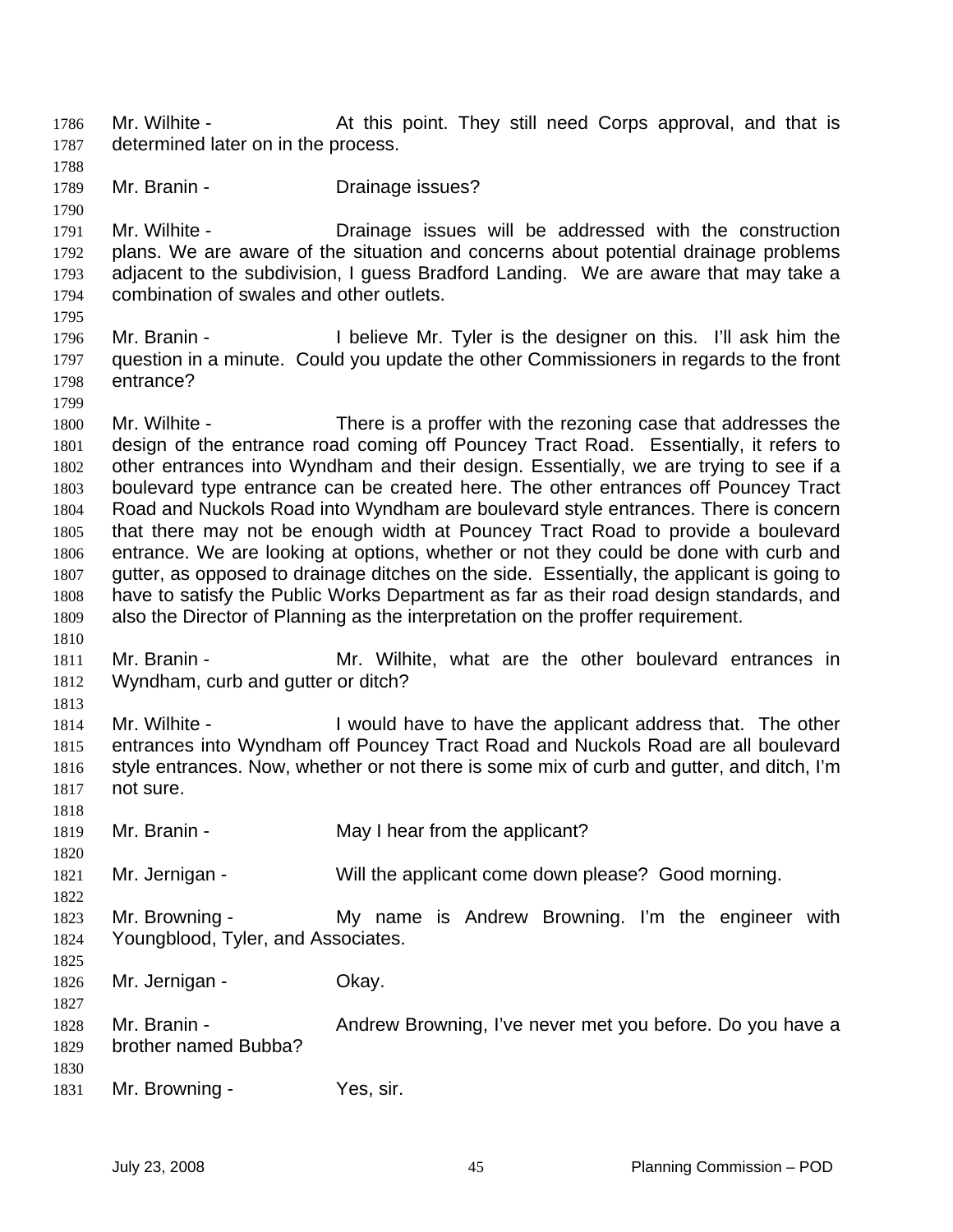Mr. Wilhite - At this point. They still need Corps approval, and that is determined later on in the process.

Mr. Branin - Drainage issues?

Mr. Wilhite - Drainage issues will be addressed with the construction plans. We are aware of the situation and concerns about potential drainage problems adjacent to the subdivision, I guess Bradford Landing. We are aware that may take a combination of swales and other outlets.

Mr. Branin - I believe Mr. Tyler is the designer on this. I'll ask him the question in a minute. Could you update the other Commissioners in regards to the front entrance?

Mr. Wilhite - There is a proffer with the rezoning case that addresses the design of the entrance road coming off Pouncey Tract Road. Essentially, it refers to other entrances into Wyndham and their design. Essentially, we are trying to see if a boulevard type entrance can be created here. The other entrances off Pouncey Tract Road and Nuckols Road into Wyndham are boulevard style entrances. There is concern that there may not be enough width at Pouncey Tract Road to provide a boulevard entrance. We are looking at options, whether or not they could be done with curb and gutter, as opposed to drainage ditches on the side. Essentially, the applicant is going to have to satisfy the Public Works Department as far as their road design standards, and also the Director of Planning as the interpretation on the proffer requirement.

Mr. Branin - Mr. Wilhite, what are the other boulevard entrances in Wyndham, curb and gutter or ditch?

Mr. Wilhite - I would have to have the applicant address that. The other entrances into Wyndham off Pouncey Tract Road and Nuckols Road are all boulevard style entrances. Now, whether or not there is some mix of curb and gutter, and ditch, I'm not sure.

Mr. Branin - May I hear from the applicant?

Mr. Jernigan - Will the applicant come down please? Good morning.

Mr. Browning - My name is Andrew Browning. I'm the engineer with Youngblood, Tyler, and Associates.

Mr. Jernigan - Okay.

Mr. Branin - Andrew Browning, I've never met you before. Do you have a brother named Bubba?

Mr. Browning - Yes, sir.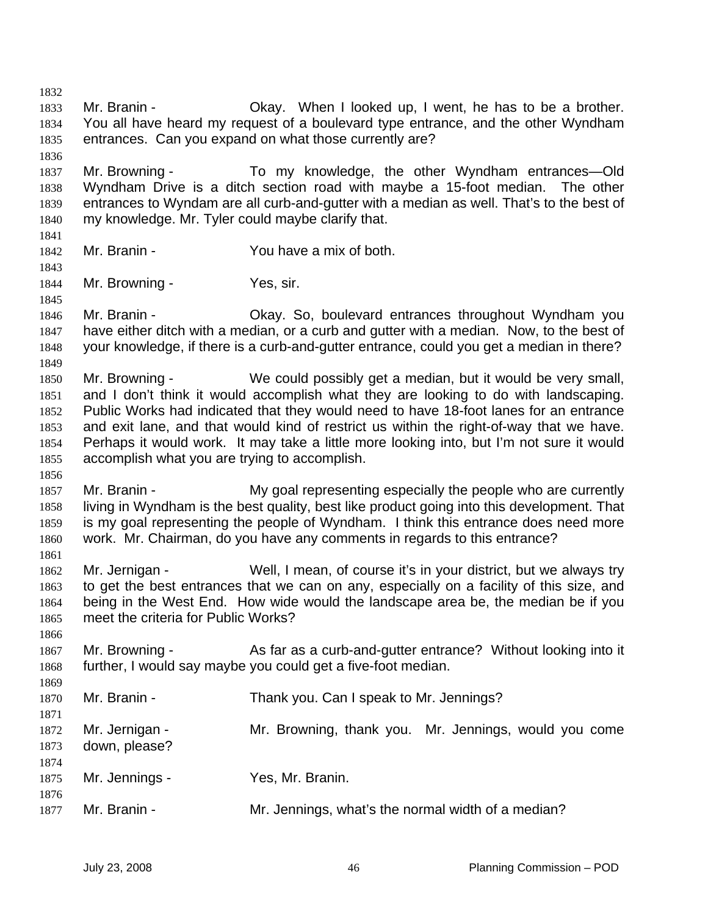Mr. Branin - Okay. When I looked up, I went, he has to be a brother. You all have heard my request of a boulevard type entrance, and the other Wyndham entrances. Can you expand on what those currently are?

Mr. Browning - To my knowledge, the other Wyndham entrances—Old Wyndham Drive is a ditch section road with maybe a 15-foot median. The other entrances to Wyndam are all curb-and-gutter with a median as well. That's to the best of my knowledge. Mr. Tyler could maybe clarify that.

Mr. Branin - You have a mix of both.

Mr. Browning - Yes, sir.

Mr. Branin - Okay. So, boulevard entrances throughout Wyndham you have either ditch with a median, or a curb and gutter with a median. Now, to the best of your knowledge, if there is a curb-and-gutter entrance, could you get a median in there?

Mr. Browning - We could possibly get a median, but it would be very small, and I don't think it would accomplish what they are looking to do with landscaping. Public Works had indicated that they would need to have 18-foot lanes for an entrance and exit lane, and that would kind of restrict us within the right-of-way that we have. Perhaps it would work. It may take a little more looking into, but I'm not sure it would accomplish what you are trying to accomplish.

Mr. Branin - My goal representing especially the people who are currently living in Wyndham is the best quality, best like product going into this development. That is my goal representing the people of Wyndham. I think this entrance does need more work. Mr. Chairman, do you have any comments in regards to this entrance?

Mr. Jernigan - Well, I mean, of course it's in your district, but we always try to get the best entrances that we can on any, especially on a facility of this size, and being in the West End. How wide would the landscape area be, the median be if you meet the criteria for Public Works?

Mr. Browning - As far as a curb-and-gutter entrance? Without looking into it further, I would say maybe you could get a five-foot median.

Mr. Branin - Thank you. Can I speak to Mr. Jennings?

Mr. Jernigan - Mr. Browning, thank you. Mr. Jennings, would you come down, please?

Mr. Jennings - Yes, Mr. Branin.

Mr. Branin - Mr. Jennings, what's the normal width of a median?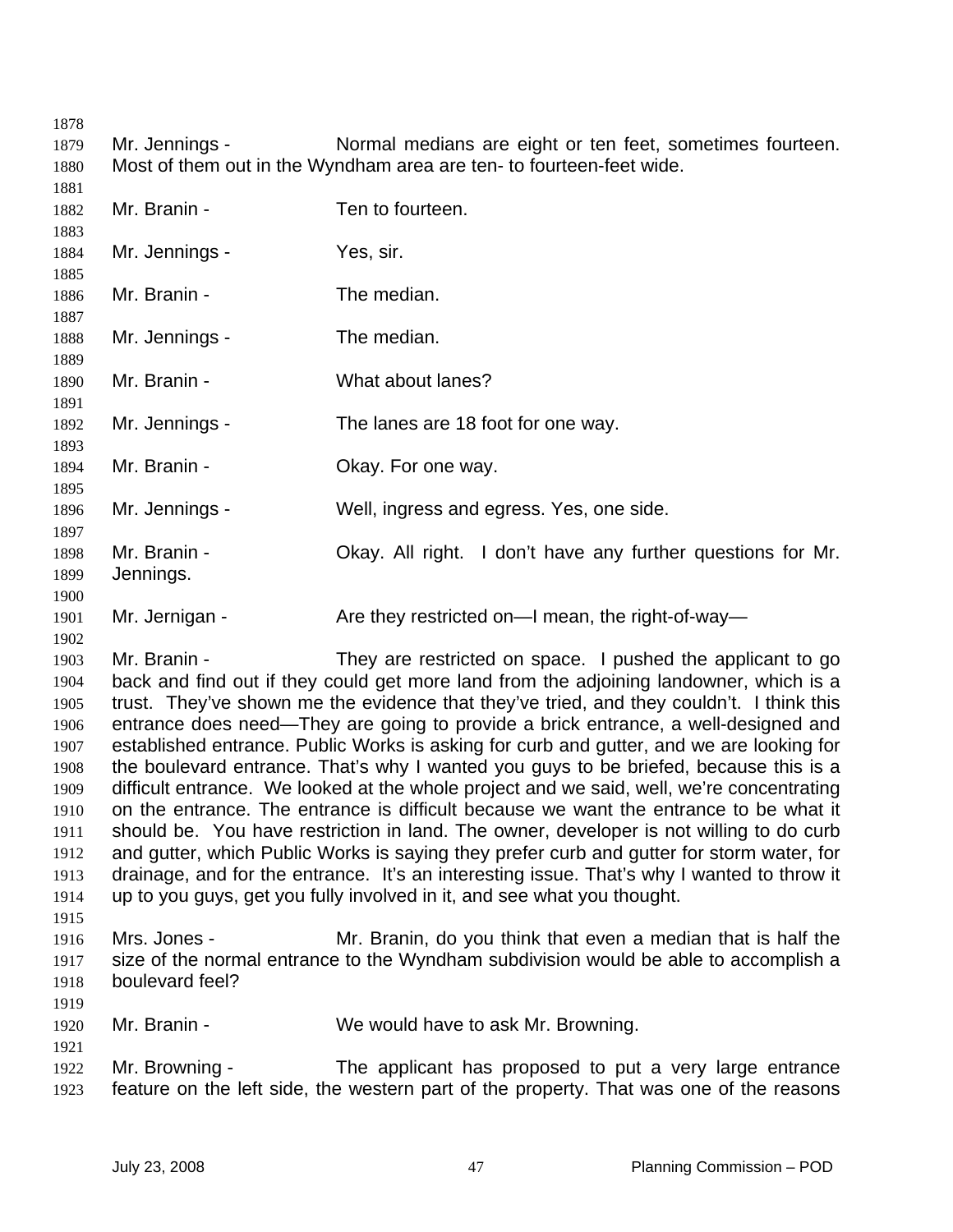Mr. Jennings - Normal medians are eight or ten feet, sometimes fourteen. Most of them out in the Wyndham area are ten- to fourteen-feet wide.

Mr. Branin - Ten to fourteen.

Mr. Jennings - Yes, sir.

Mr. Branin - The median.

Mr. Jennings - The median.

Mr. Branin - What about lanes?

Mr. Jennings - The lanes are 18 foot for one way.

Mr. Branin - Okay. For one way.

Mr. Jennings - Well, ingress and egress. Yes, one side.

Mr. Branin - Okay. All right. I don't have any further questions for Mr. Jennings.

Mr. Jernigan - Are they restricted on—I mean, the right-of-way—

Mr. Branin - They are restricted on space. I pushed the applicant to go back and find out if they could get more land from the adjoining landowner, which is a trust. They've shown me the evidence that they've tried, and they couldn't. I think this entrance does need—They are going to provide a brick entrance, a well-designed and established entrance. Public Works is asking for curb and gutter, and we are looking for the boulevard entrance. That's why I wanted you guys to be briefed, because this is a difficult entrance. We looked at the whole project and we said, well, we're concentrating on the entrance. The entrance is difficult because we want the entrance to be what it should be. You have restriction in land. The owner, developer is not willing to do curb and gutter, which Public Works is saying they prefer curb and gutter for storm water, for drainage, and for the entrance. It's an interesting issue. That's why I wanted to throw it up to you guys, get you fully involved in it, and see what you thought.

Mrs. Jones - Mr. Branin, do you think that even a median that is half the size of the normal entrance to the Wyndham subdivision would be able to accomplish a boulevard feel?

Mr. Branin - We would have to ask Mr. Browning.

Mr. Browning - The applicant has proposed to put a very large entrance feature on the left side, the western part of the property. That was one of the reasons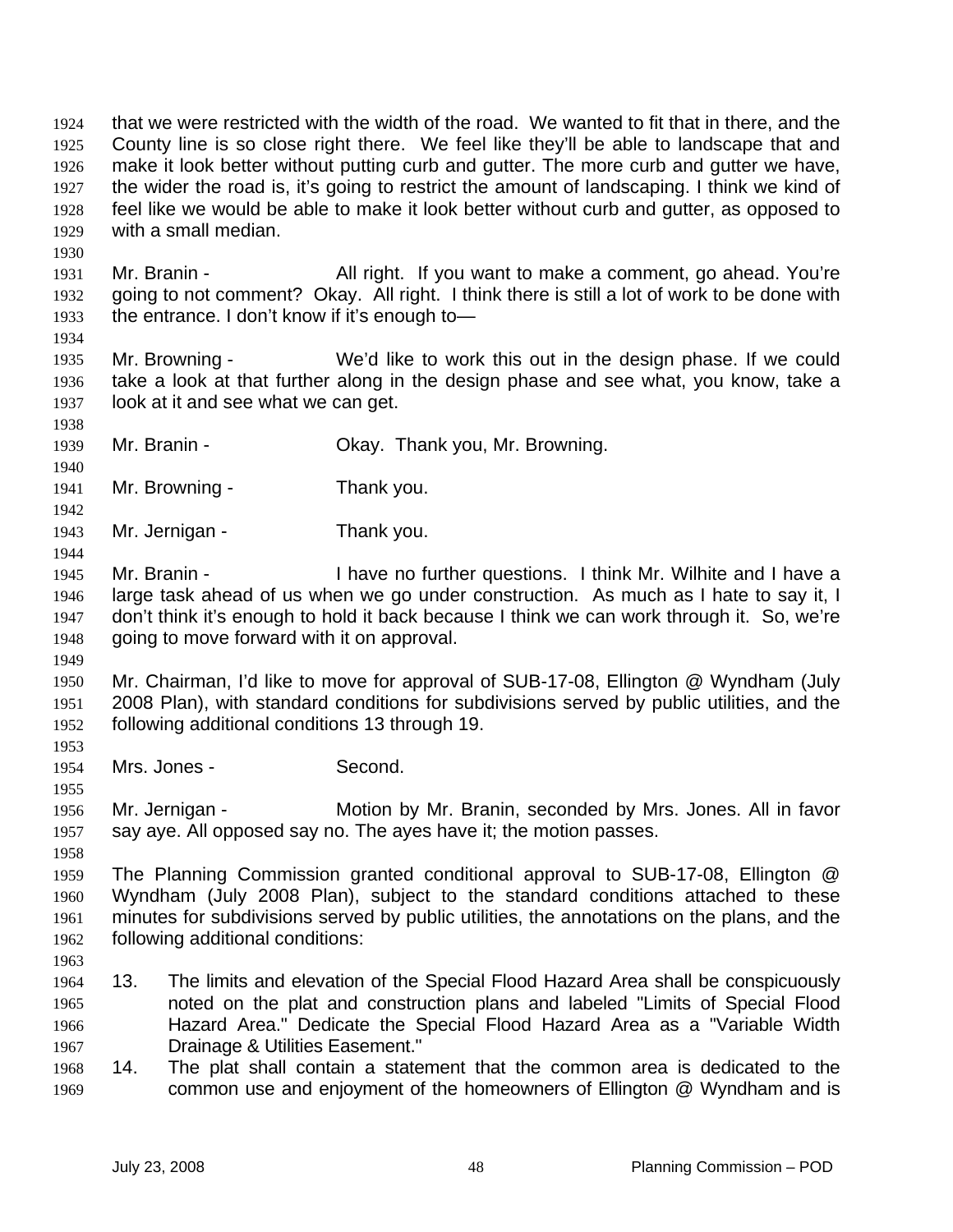that we were restricted with the width of the road. We wanted to fit that in there, and the County line is so close right there. We feel like they'll be able to landscape that and make it look better without putting curb and gutter. The more curb and gutter we have, the wider the road is, it's going to restrict the amount of landscaping. I think we kind of feel like we would be able to make it look better without curb and gutter, as opposed to with a small median.

Mr. Branin - All right. If you want to make a comment, go ahead. You're going to not comment? Okay. All right. I think there is still a lot of work to be done with the entrance. I don't know if it's enough to—

Mr. Browning - We'd like to work this out in the design phase. If we could take a look at that further along in the design phase and see what, you know, take a look at it and see what we can get.

Mr. Branin - Okay. Thank you, Mr. Browning.

Mr. Browning - Thank you.

Mr. Jernigan - Thank you.

Mr. Branin - I have no further questions. I think Mr. Wilhite and I have a large task ahead of us when we go under construction. As much as I hate to say it, I don't think it's enough to hold it back because I think we can work through it. So, we're going to move forward with it on approval.

Mr. Chairman, I'd like to move for approval of SUB-17-08, Ellington @ Wyndham (July 2008 Plan), with standard conditions for subdivisions served by public utilities, and the following additional conditions 13 through 19.

Mrs. Jones - Second.

Mr. Jernigan - Motion by Mr. Branin, seconded by Mrs. Jones. All in favor say aye. All opposed say no. The ayes have it; the motion passes.

The Planning Commission granted conditional approval to SUB-17-08, Ellington @ Wyndham (July 2008 Plan), subject to the standard conditions attached to these minutes for subdivisions served by public utilities, the annotations on the plans, and the following additional conditions:

13. The limits and elevation of the Special Flood Hazard Area shall be conspicuously noted on the plat and construction plans and labeled "Limits of Special Flood Hazard Area." Dedicate the Special Flood Hazard Area as a "Variable Width Drainage & Utilities Easement."
14. The plat shall contain a statement that the common area is dedicated to the common use and enjoyment of the homeowners of Ellington @ Wyndham and is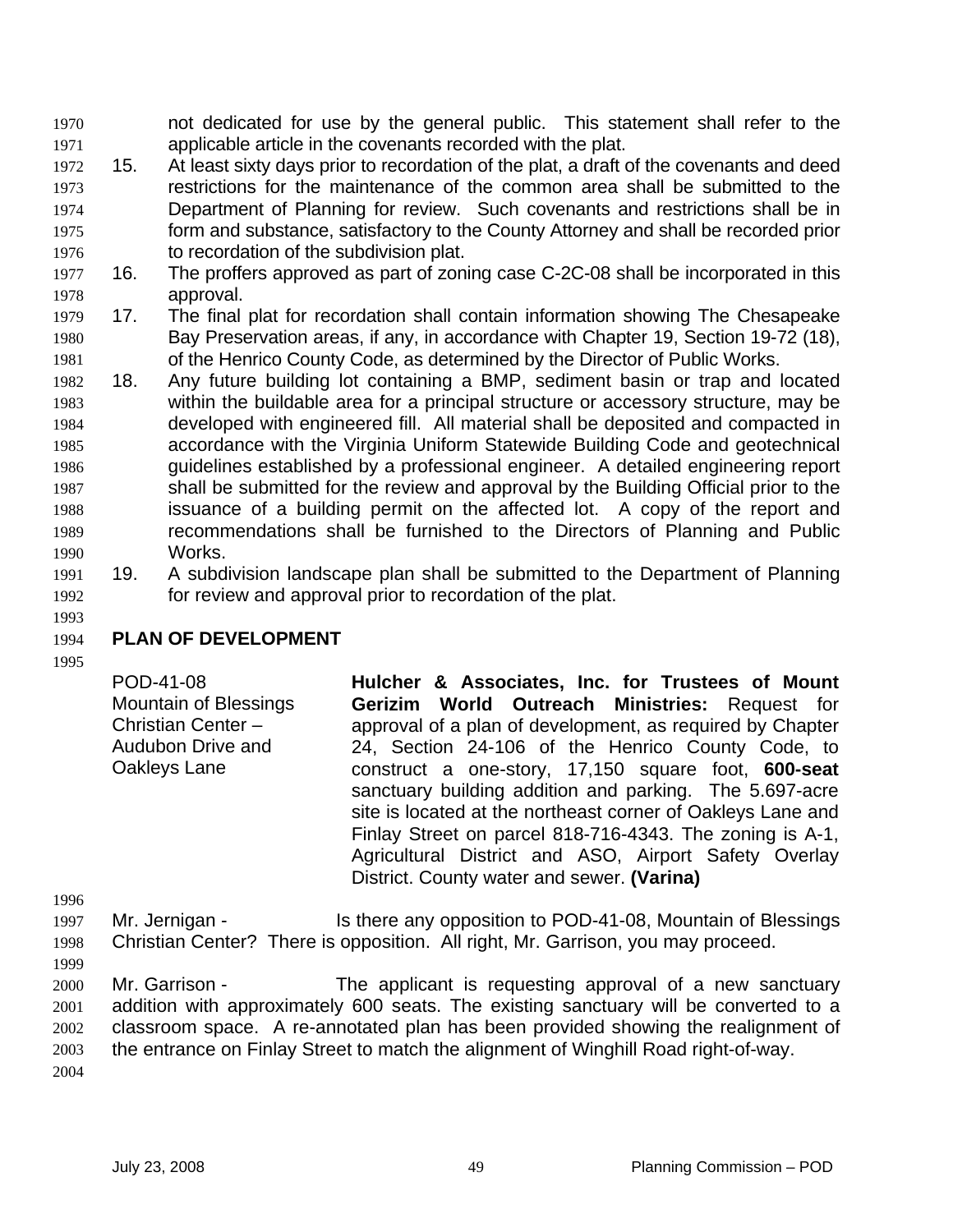not dedicated for use by the general public. This statement shall refer to the applicable article in the covenants recorded with the plat.

15. At least sixty days prior to recordation of the plat, a draft of the covenants and deed restrictions for the maintenance of the common area shall be submitted to the Department of Planning for review. Such covenants and restrictions shall be in form and substance, satisfactory to the County Attorney and shall be recorded prior to recordation of the subdivision plat.
16. The proffers approved as part of zoning case C-2C-08 shall be incorporated in this approval.
17. The final plat for recordation shall contain information showing The Chesapeake Bay Preservation areas, if any, in accordance with Chapter 19, Section 19-72 (18), of the Henrico County Code, as determined by the Director of Public Works.
18. Any future building lot containing a BMP, sediment basin or trap and located within the buildable area for a principal structure or accessory structure, may be developed with engineered fill. All material shall be deposited and compacted in accordance with the Virginia Uniform Statewide Building Code and geotechnical guidelines established by a professional engineer. A detailed engineering report shall be submitted for the review and approval by the Building Official prior to the issuance of a building permit on the affected lot. A copy of the report and recommendations shall be furnished to the Directors of Planning and Public Works.
19. A subdivision landscape plan shall be submitted to the Department of Planning for review and approval prior to recordation of the plat.

**PLAN OF DEVELOPMENT**

POD-41-08
Mountain of Blessings Christian Center – Audubon Drive and Oakleys Lane

**Hulcher & Associates, Inc. for Trustees of Mount Gerizim World Outreach Ministries:** Request for approval of a plan of development, as required by Chapter 24, Section 24-106 of the Henrico County Code, to construct a one-story, 17,150 square foot, **600-seat** sanctuary building addition and parking. The 5.697-acre site is located at the northeast corner of Oakleys Lane and Finlay Street on parcel 818-716-4343. The zoning is A-1, Agricultural District and ASO, Airport Safety Overlay District. County water and sewer. **(Varina)**

Mr. Jernigan - Is there any opposition to POD-41-08, Mountain of Blessings Christian Center? There is opposition. All right, Mr. Garrison, you may proceed.

Mr. Garrison - The applicant is requesting approval of a new sanctuary addition with approximately 600 seats. The existing sanctuary will be converted to a classroom space. A re-annotated plan has been provided showing the realignment of the entrance on Finlay Street to match the alignment of Winghill Road right-of-way.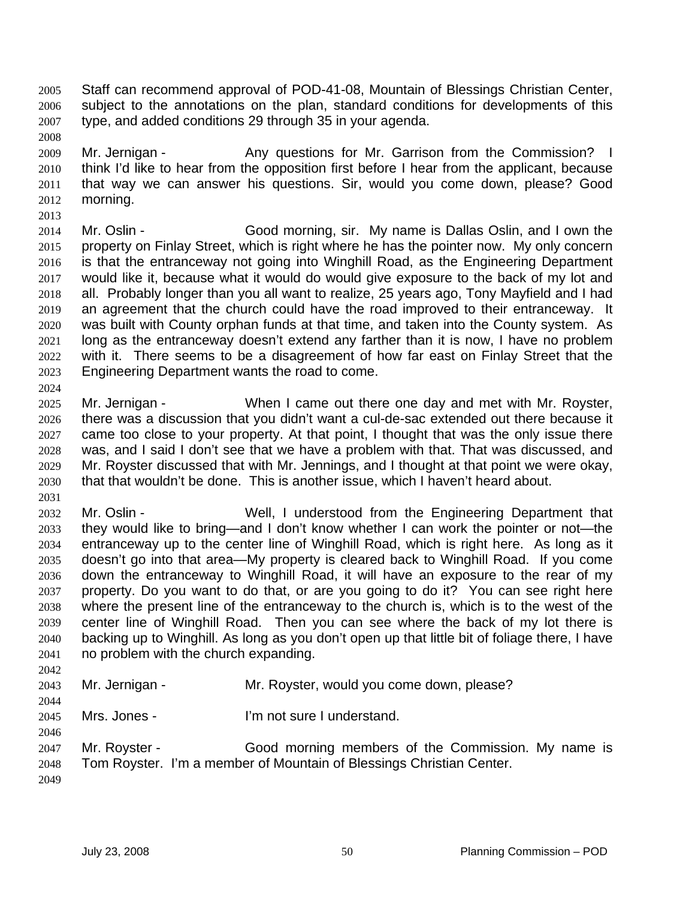Staff can recommend approval of POD-41-08, Mountain of Blessings Christian Center, subject to the annotations on the plan, standard conditions for developments of this type, and added conditions 29 through 35 in your agenda.

Mr. Jernigan - Any questions for Mr. Garrison from the Commission? I think I'd like to hear from the opposition first before I hear from the applicant, because that way we can answer his questions. Sir, would you come down, please? Good morning.

Mr. Oslin - Good morning, sir. My name is Dallas Oslin, and I own the property on Finlay Street, which is right where he has the pointer now. My only concern is that the entranceway not going into Winghill Road, as the Engineering Department would like it, because what it would do would give exposure to the back of my lot and all. Probably longer than you all want to realize, 25 years ago, Tony Mayfield and I had an agreement that the church could have the road improved to their entranceway. It was built with County orphan funds at that time, and taken into the County system. As long as the entranceway doesn't extend any farther than it is now, I have no problem with it. There seems to be a disagreement of how far east on Finlay Street that the Engineering Department wants the road to come.

Mr. Jernigan - When I came out there one day and met with Mr. Royster, there was a discussion that you didn't want a cul-de-sac extended out there because it came too close to your property. At that point, I thought that was the only issue there was, and I said I don't see that we have a problem with that. That was discussed, and Mr. Royster discussed that with Mr. Jennings, and I thought at that point we were okay, that that wouldn't be done. This is another issue, which I haven't heard about.

Mr. Oslin - Well, I understood from the Engineering Department that they would like to bring—and I don't know whether I can work the pointer or not—the entranceway up to the center line of Winghill Road, which is right here. As long as it doesn't go into that area—My property is cleared back to Winghill Road. If you come down the entranceway to Winghill Road, it will have an exposure to the rear of my property. Do you want to do that, or are you going to do it? You can see right here where the present line of the entranceway to the church is, which is to the west of the center line of Winghill Road. Then you can see where the back of my lot there is backing up to Winghill. As long as you don't open up that little bit of foliage there, I have no problem with the church expanding.

Mr. Jernigan - Mr. Royster, would you come down, please?

Mrs. Jones - I'm not sure I understand.

Mr. Royster - Good morning members of the Commission. My name is Tom Royster. I'm a member of Mountain of Blessings Christian Center.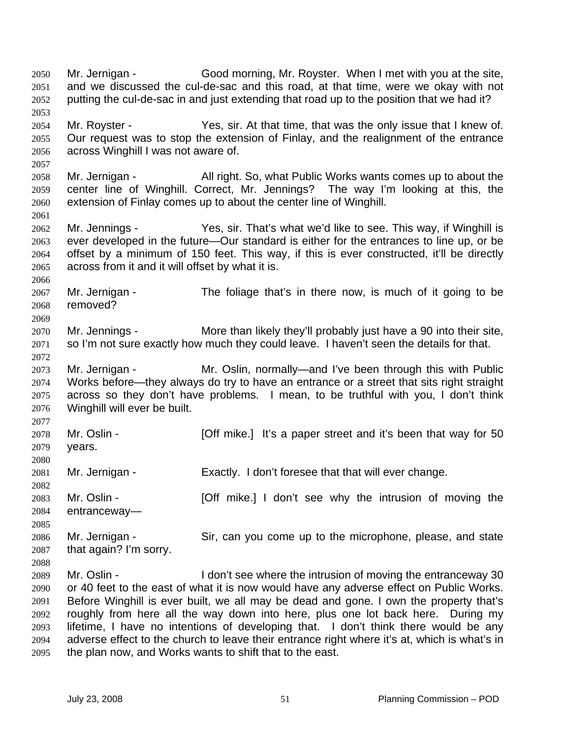Mr. Jernigan - Good morning, Mr. Royster. When I met with you at the site, and we discussed the cul-de-sac and this road, at that time, were we okay with not putting the cul-de-sac in and just extending that road up to the position that we had it?

Mr. Royster - Yes, sir. At that time, that was the only issue that I knew of. Our request was to stop the extension of Finlay, and the realignment of the entrance across Winghill I was not aware of.

Mr. Jernigan - All right. So, what Public Works wants comes up to about the center line of Winghill. Correct, Mr. Jennings? The way I'm looking at this, the extension of Finlay comes up to about the center line of Winghill.

Mr. Jennings - Yes, sir. That's what we'd like to see. This way, if Winghill is ever developed in the future—Our standard is either for the entrances to line up, or be offset by a minimum of 150 feet. This way, if this is ever constructed, it'll be directly across from it and it will offset by what it is.

Mr. Jernigan - The foliage that's in there now, is much of it going to be removed?

Mr. Jennings - More than likely they'll probably just have a 90 into their site, so I'm not sure exactly how much they could leave. I haven't seen the details for that.

Mr. Jernigan - Mr. Oslin, normally—and I've been through this with Public Works before—they always do try to have an entrance or a street that sits right straight across so they don't have problems. I mean, to be truthful with you, I don't think Winghill will ever be built.

Mr. Oslin - [Off mike.] It's a paper street and it's been that way for 50 years.

Mr. Jernigan - Exactly. I don't foresee that that will ever change.

Mr. Oslin - [Off mike.] I don't see why the intrusion of moving the entranceway—

Mr. Jernigan - Sir, can you come up to the microphone, please, and state that again? I'm sorry.

Mr. Oslin - I don't see where the intrusion of moving the entranceway 30 or 40 feet to the east of what it is now would have any adverse effect on Public Works. Before Winghill is ever built, we all may be dead and gone. I own the property that's roughly from here all the way down into here, plus one lot back here. During my lifetime, I have no intentions of developing that. I don't think there would be any adverse effect to the church to leave their entrance right where it's at, which is what's in the plan now, and Works wants to shift that to the east.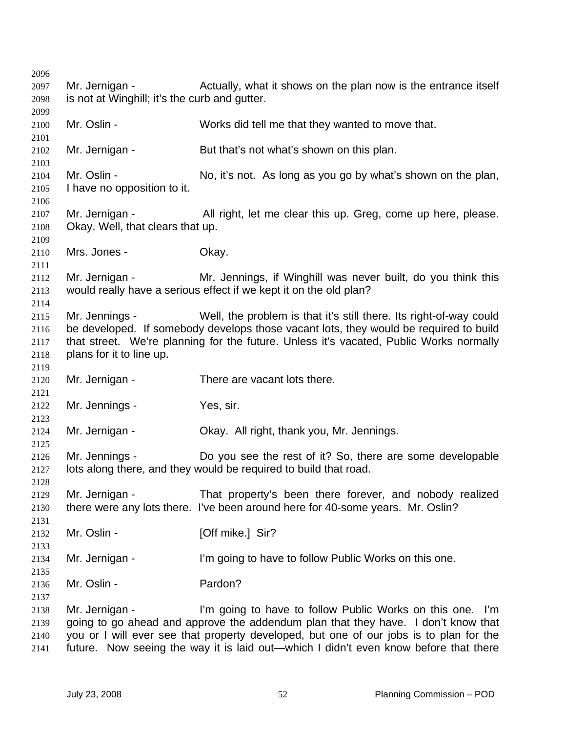Mr. Jernigan - Actually, what it shows on the plan now is the entrance itself is not at Winghill; it's the curb and gutter.

Mr. Oslin - Works did tell me that they wanted to move that.

Mr. Jernigan - But that's not what's shown on this plan.

Mr. Oslin - No, it's not. As long as you go by what's shown on the plan, I have no opposition to it.

Mr. Jernigan - All right, let me clear this up. Greg, come up here, please. Okay. Well, that clears that up.

Mrs. Jones - Okay.

Mr. Jernigan - Mr. Jennings, if Winghill was never built, do you think this would really have a serious effect if we kept it on the old plan?

Mr. Jennings - Well, the problem is that it's still there. Its right-of-way could be developed. If somebody develops those vacant lots, they would be required to build that street. We're planning for the future. Unless it's vacated, Public Works normally plans for it to line up.

Mr. Jernigan - There are vacant lots there.

Mr. Jennings - Yes, sir.

Mr. Jernigan - Okay. All right, thank you, Mr. Jennings.

Mr. Jennings - Do you see the rest of it? So, there are some developable lots along there, and they would be required to build that road.

Mr. Jernigan - That property's been there forever, and nobody realized there were any lots there. I've been around here for 40-some years. Mr. Oslin?

Mr. Oslin - [Off mike.] Sir?

Mr. Jernigan - I'm going to have to follow Public Works on this one.

Mr. Oslin - Pardon?

Mr. Jernigan - I'm going to have to follow Public Works on this one. I'm going to go ahead and approve the addendum plan that they have. I don't know that you or I will ever see that property developed, but one of our jobs is to plan for the future. Now seeing the way it is laid out—which I didn't even know before that there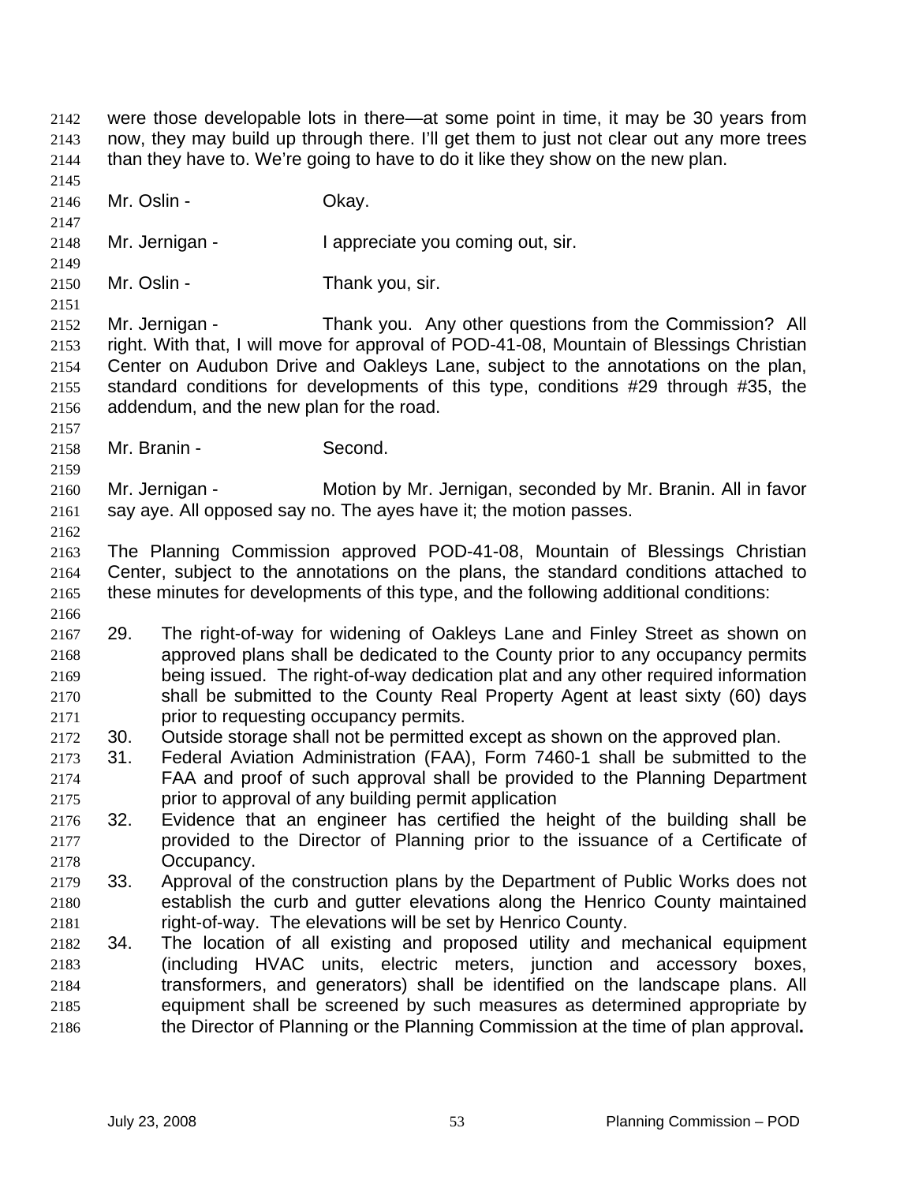were those developable lots in there—at some point in time, it may be 30 years from now, they may build up through there. I'll get them to just not clear out any more trees than they have to. We're going to have to do it like they show on the new plan.

Mr. Oslin - Okay.

Mr. Jernigan - I appreciate you coming out, sir.

Mr. Oslin - Thank you, sir.

Mr. Jernigan - Thank you. Any other questions from the Commission? All right. With that, I will move for approval of POD-41-08, Mountain of Blessings Christian Center on Audubon Drive and Oakleys Lane, subject to the annotations on the plan, standard conditions for developments of this type, conditions #29 through #35, the addendum, and the new plan for the road.

Mr. Branin - Second.

Mr. Jernigan - Motion by Mr. Jernigan, seconded by Mr. Branin. All in favor say aye. All opposed say no. The ayes have it; the motion passes.

The Planning Commission approved POD-41-08, Mountain of Blessings Christian Center, subject to the annotations on the plans, the standard conditions attached to these minutes for developments of this type, and the following additional conditions:

29. The right-of-way for widening of Oakleys Lane and Finley Street as shown on approved plans shall be dedicated to the County prior to any occupancy permits being issued. The right-of-way dedication plat and any other required information shall be submitted to the County Real Property Agent at least sixty (60) days prior to requesting occupancy permits.
30. Outside storage shall not be permitted except as shown on the approved plan.
31. Federal Aviation Administration (FAA), Form 7460-1 shall be submitted to the FAA and proof of such approval shall be provided to the Planning Department prior to approval of any building permit application
32. Evidence that an engineer has certified the height of the building shall be provided to the Director of Planning prior to the issuance of a Certificate of Occupancy.
33. Approval of the construction plans by the Department of Public Works does not establish the curb and gutter elevations along the Henrico County maintained right-of-way. The elevations will be set by Henrico County.
34. The location of all existing and proposed utility and mechanical equipment (including HVAC units, electric meters, junction and accessory boxes, transformers, and generators) shall be identified on the landscape plans. All equipment shall be screened by such measures as determined appropriate by the Director of Planning or the Planning Commission at the time of plan approval.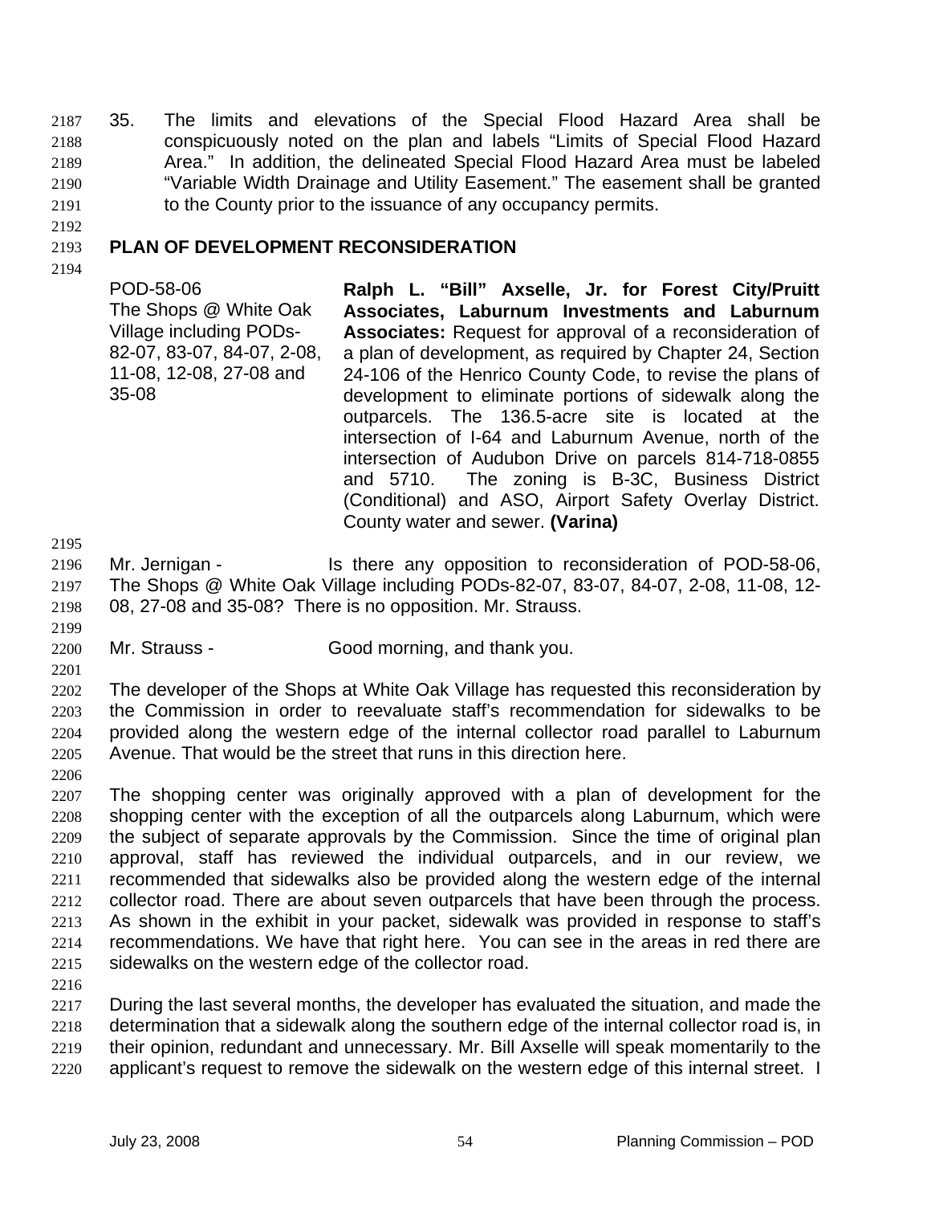35. The limits and elevations of the Special Flood Hazard Area shall be conspicuously noted on the plan and labels "Limits of Special Flood Hazard Area." In addition, the delineated Special Flood Hazard Area must be labeled "Variable Width Drainage and Utility Easement." The easement shall be granted to the County prior to the issuance of any occupancy permits.

**PLAN OF DEVELOPMENT RECONSIDERATION**

| | |
|---|---|
| POD-58-06 The Shops @ White Oak Village including PODs-82-07, 83-07, 84-07, 2-08, 11-08, 12-08, 27-08 and 35-08 | **Ralph L. "Bill" Axselle, Jr. for Forest City/Pruitt Associates, Laburnum Investments and Laburnum Associates:** Request for approval of a reconsideration of a plan of development, as required by Chapter 24, Section 24-106 of the Henrico County Code, to revise the plans of development to eliminate portions of sidewalk along the outparcels. The 136.5-acre site is located at the intersection of I-64 and Laburnum Avenue, north of the intersection of Audubon Drive on parcels 814-718-0855 and 5710. The zoning is B-3C, Business District (Conditional) and ASO, Airport Safety Overlay District. County water and sewer. **(Varina)** |

Mr. Jernigan - Is there any opposition to reconsideration of POD-58-06, The Shops @ White Oak Village including PODs-82-07, 83-07, 84-07, 2-08, 11-08, 12-08, 27-08 and 35-08? There is no opposition. Mr. Strauss.

Mr. Strauss - Good morning, and thank you.

The developer of the Shops at White Oak Village has requested this reconsideration by the Commission in order to reevaluate staff's recommendation for sidewalks to be provided along the western edge of the internal collector road parallel to Laburnum Avenue. That would be the street that runs in this direction here.

The shopping center was originally approved with a plan of development for the shopping center with the exception of all the outparcels along Laburnum, which were the subject of separate approvals by the Commission. Since the time of original plan approval, staff has reviewed the individual outparcels, and in our review, we recommended that sidewalks also be provided along the western edge of the internal collector road. There are about seven outparcels that have been through the process. As shown in the exhibit in your packet, sidewalk was provided in response to staff's recommendations. We have that right here. You can see in the areas in red there are sidewalks on the western edge of the collector road.

During the last several months, the developer has evaluated the situation, and made the determination that a sidewalk along the southern edge of the internal collector road is, in their opinion, redundant and unnecessary. Mr. Bill Axselle will speak momentarily to the applicant's request to remove the sidewalk on the western edge of this internal street. I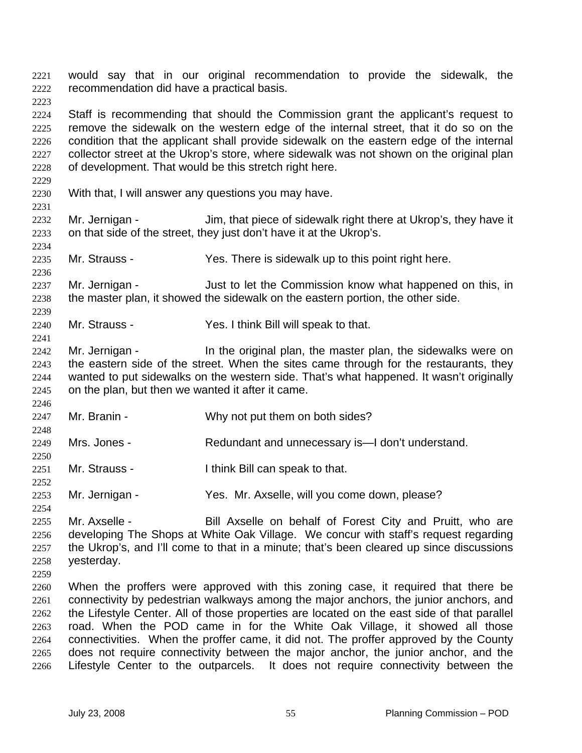would say that in our original recommendation to provide the sidewalk, the recommendation did have a practical basis.

Staff is recommending that should the Commission grant the applicant's request to remove the sidewalk on the western edge of the internal street, that it do so on the condition that the applicant shall provide sidewalk on the eastern edge of the internal collector street at the Ukrop's store, where sidewalk was not shown on the original plan of development. That would be this stretch right here.

With that, I will answer any questions you may have.

Mr. Jernigan - Jim, that piece of sidewalk right there at Ukrop's, they have it on that side of the street, they just don't have it at the Ukrop's.

Mr. Strauss - Yes. There is sidewalk up to this point right here.

Mr. Jernigan - Just to let the Commission know what happened on this, in the master plan, it showed the sidewalk on the eastern portion, the other side.

Mr. Strauss - Yes. I think Bill will speak to that.

Mr. Jernigan - In the original plan, the master plan, the sidewalks were on the eastern side of the street. When the sites came through for the restaurants, they wanted to put sidewalks on the western side. That's what happened. It wasn't originally on the plan, but then we wanted it after it came.

Mr. Branin - Why not put them on both sides?

Mrs. Jones - Redundant and unnecessary is—I don't understand.

Mr. Strauss - I think Bill can speak to that.

Mr. Jernigan - Yes. Mr. Axselle, will you come down, please?

Mr. Axselle - Bill Axselle on behalf of Forest City and Pruitt, who are developing The Shops at White Oak Village. We concur with staff's request regarding the Ukrop's, and I'll come to that in a minute; that's been cleared up since discussions yesterday.

When the proffers were approved with this zoning case, it required that there be connectivity by pedestrian walkways among the major anchors, the junior anchors, and the Lifestyle Center. All of those properties are located on the east side of that parallel road. When the POD came in for the White Oak Village, it showed all those connectivities. When the proffer came, it did not. The proffer approved by the County does not require connectivity between the major anchor, the junior anchor, and the Lifestyle Center to the outparcels. It does not require connectivity between the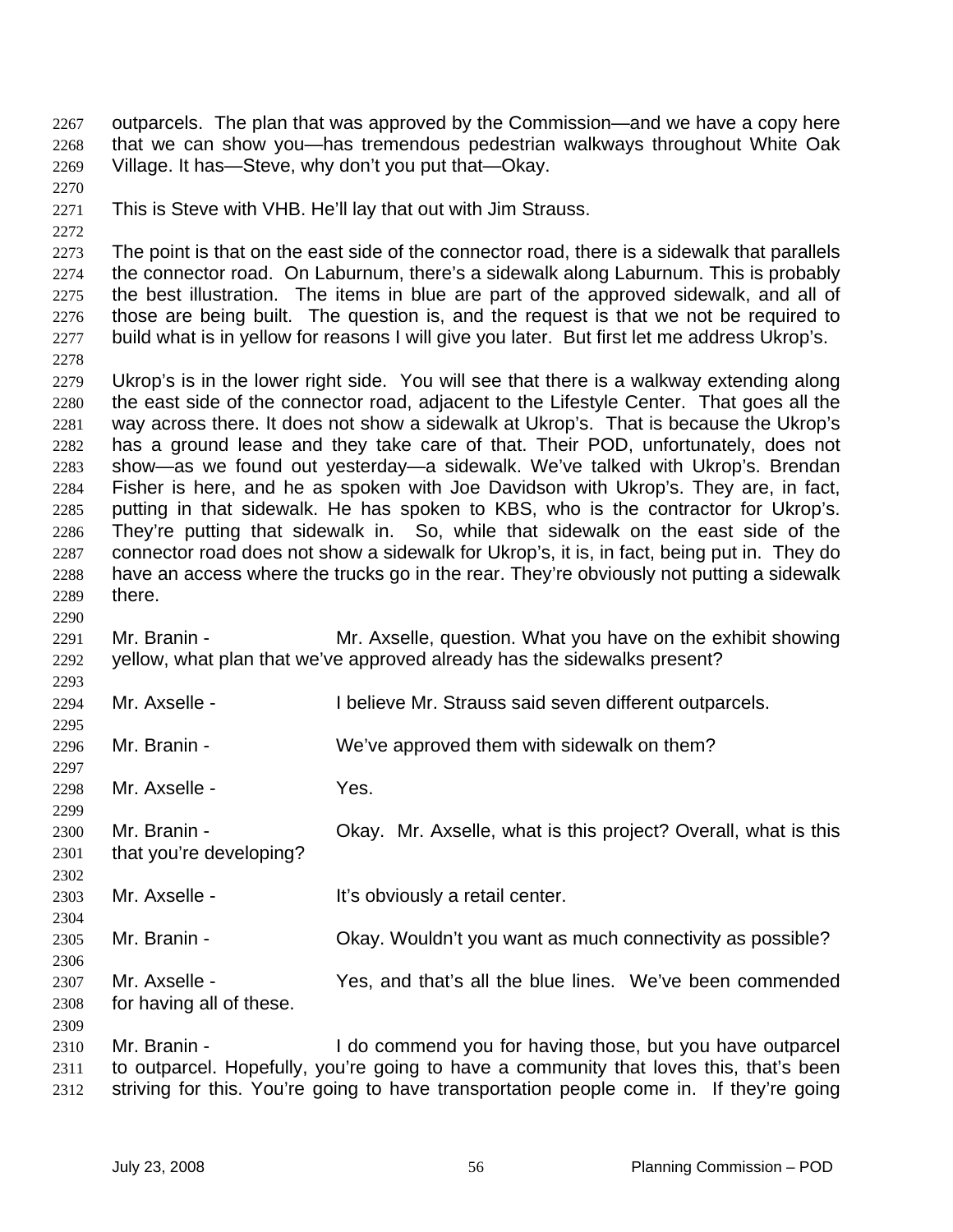outparcels. The plan that was approved by the Commission—and we have a copy here that we can show you—has tremendous pedestrian walkways throughout White Oak Village. It has—Steve, why don't you put that—Okay.

This is Steve with VHB. He'll lay that out with Jim Strauss.

The point is that on the east side of the connector road, there is a sidewalk that parallels the connector road. On Laburnum, there's a sidewalk along Laburnum. This is probably the best illustration. The items in blue are part of the approved sidewalk, and all of those are being built. The question is, and the request is that we not be required to build what is in yellow for reasons I will give you later. But first let me address Ukrop's.

Ukrop's is in the lower right side. You will see that there is a walkway extending along the east side of the connector road, adjacent to the Lifestyle Center. That goes all the way across there. It does not show a sidewalk at Ukrop's. That is because the Ukrop's has a ground lease and they take care of that. Their POD, unfortunately, does not show—as we found out yesterday—a sidewalk. We've talked with Ukrop's. Brendan Fisher is here, and he as spoken with Joe Davidson with Ukrop's. They are, in fact, putting in that sidewalk. He has spoken to KBS, who is the contractor for Ukrop's. They're putting that sidewalk in. So, while that sidewalk on the east side of the connector road does not show a sidewalk for Ukrop's, it is, in fact, being put in. They do have an access where the trucks go in the rear. They're obviously not putting a sidewalk there.

Mr. Branin - Mr. Axselle, question. What you have on the exhibit showing yellow, what plan that we've approved already has the sidewalks present?

Mr. Axselle - I believe Mr. Strauss said seven different outparcels.

Mr. Branin - We've approved them with sidewalk on them?

Mr. Axselle - Yes.

Mr. Branin - Okay. Mr. Axselle, what is this project? Overall, what is this that you're developing?

Mr. Axselle - It's obviously a retail center.

Mr. Branin - Okay. Wouldn't you want as much connectivity as possible?

Mr. Axselle - Yes, and that's all the blue lines. We've been commended for having all of these.

Mr. Branin - I do commend you for having those, but you have outparcel to outparcel. Hopefully, you're going to have a community that loves this, that's been striving for this. You're going to have transportation people come in. If they're going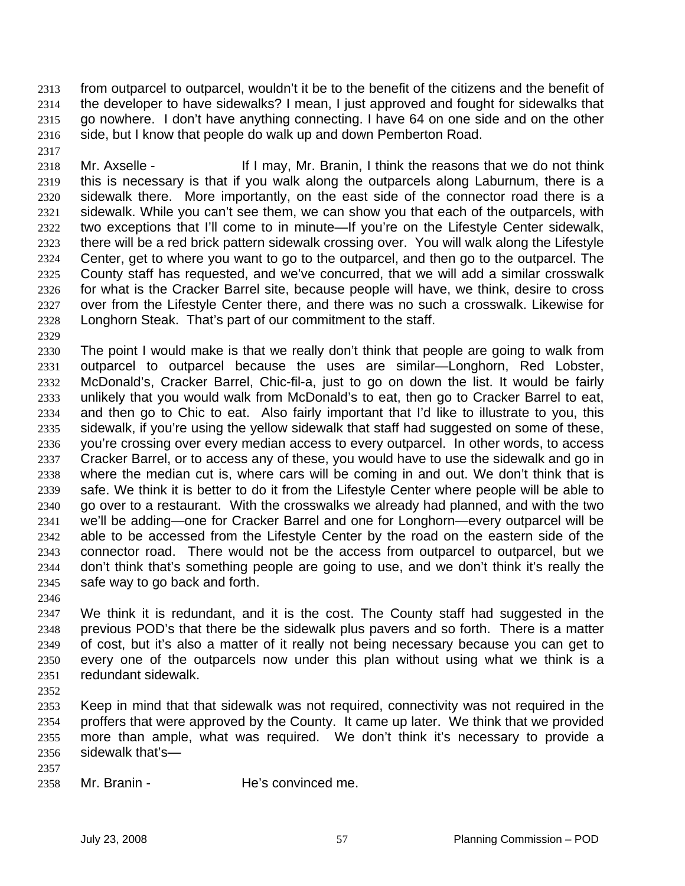from outparcel to outparcel, wouldn't it be to the benefit of the citizens and the benefit of the developer to have sidewalks? I mean, I just approved and fought for sidewalks that go nowhere. I don't have anything connecting. I have 64 on one side and on the other side, but I know that people do walk up and down Pemberton Road.

Mr. Axselle - If I may, Mr. Branin, I think the reasons that we do not think this is necessary is that if you walk along the outparcels along Laburnum, there is a sidewalk there. More importantly, on the east side of the connector road there is a sidewalk. While you can't see them, we can show you that each of the outparcels, with two exceptions that I'll come to in minute—If you're on the Lifestyle Center sidewalk, there will be a red brick pattern sidewalk crossing over. You will walk along the Lifestyle Center, get to where you want to go to the outparcel, and then go to the outparcel. The County staff has requested, and we've concurred, that we will add a similar crosswalk for what is the Cracker Barrel site, because people will have, we think, desire to cross over from the Lifestyle Center there, and there was no such a crosswalk. Likewise for Longhorn Steak. That's part of our commitment to the staff.

The point I would make is that we really don't think that people are going to walk from outparcel to outparcel because the uses are similar—Longhorn, Red Lobster, McDonald's, Cracker Barrel, Chic-fil-a, just to go on down the list. It would be fairly unlikely that you would walk from McDonald's to eat, then go to Cracker Barrel to eat, and then go to Chic to eat. Also fairly important that I'd like to illustrate to you, this sidewalk, if you're using the yellow sidewalk that staff had suggested on some of these, you're crossing over every median access to every outparcel. In other words, to access Cracker Barrel, or to access any of these, you would have to use the sidewalk and go in where the median cut is, where cars will be coming in and out. We don't think that is safe. We think it is better to do it from the Lifestyle Center where people will be able to go over to a restaurant. With the crosswalks we already had planned, and with the two we'll be adding—one for Cracker Barrel and one for Longhorn—every outparcel will be able to be accessed from the Lifestyle Center by the road on the eastern side of the connector road. There would not be the access from outparcel to outparcel, but we don't think that's something people are going to use, and we don't think it's really the safe way to go back and forth.

We think it is redundant, and it is the cost. The County staff had suggested in the previous POD's that there be the sidewalk plus pavers and so forth. There is a matter of cost, but it's also a matter of it really not being necessary because you can get to every one of the outparcels now under this plan without using what we think is a redundant sidewalk.

Keep in mind that that sidewalk was not required, connectivity was not required in the proffers that were approved by the County. It came up later. We think that we provided more than ample, what was required. We don't think it's necessary to provide a sidewalk that's—

Mr. Branin - He's convinced me.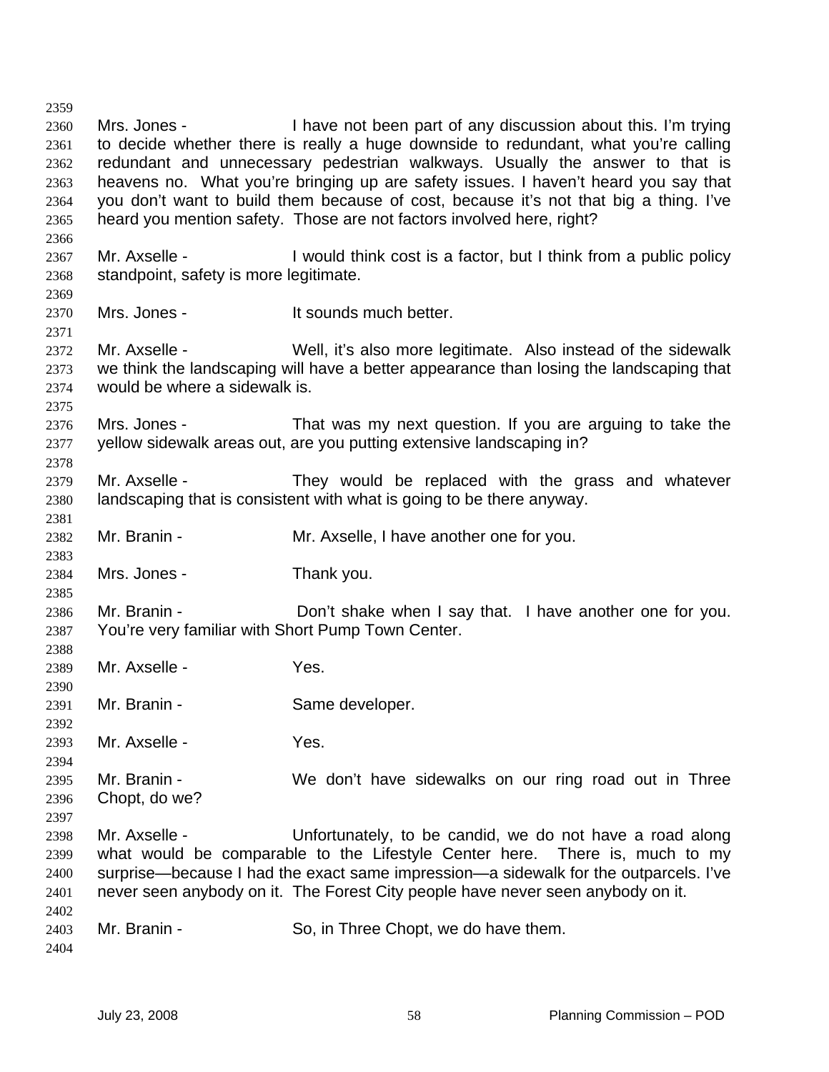Mrs. Jones - I have not been part of any discussion about this. I'm trying to decide whether there is really a huge downside to redundant, what you're calling redundant and unnecessary pedestrian walkways. Usually the answer to that is heavens no. What you're bringing up are safety issues. I haven't heard you say that you don't want to build them because of cost, because it's not that big a thing. I've heard you mention safety. Those are not factors involved here, right?

Mr. Axselle - I would think cost is a factor, but I think from a public policy standpoint, safety is more legitimate.

Mrs. Jones - It sounds much better.

Mr. Axselle - Well, it's also more legitimate. Also instead of the sidewalk we think the landscaping will have a better appearance than losing the landscaping that would be where a sidewalk is.

Mrs. Jones - That was my next question. If you are arguing to take the yellow sidewalk areas out, are you putting extensive landscaping in?

Mr. Axselle - They would be replaced with the grass and whatever landscaping that is consistent with what is going to be there anyway.

Mr. Branin - Mr. Axselle, I have another one for you.

Mrs. Jones - Thank you.

Mr. Branin - Don't shake when I say that. I have another one for you. You're very familiar with Short Pump Town Center.

Mr. Axselle - Yes.

Mr. Branin - Same developer.

Mr. Axselle - Yes.

Mr. Branin - We don't have sidewalks on our ring road out in Three Chopt, do we?

Mr. Axselle - Unfortunately, to be candid, we do not have a road along what would be comparable to the Lifestyle Center here. There is, much to my surprise—because I had the exact same impression—a sidewalk for the outparcels. I've never seen anybody on it. The Forest City people have never seen anybody on it.

Mr. Branin - So, in Three Chopt, we do have them.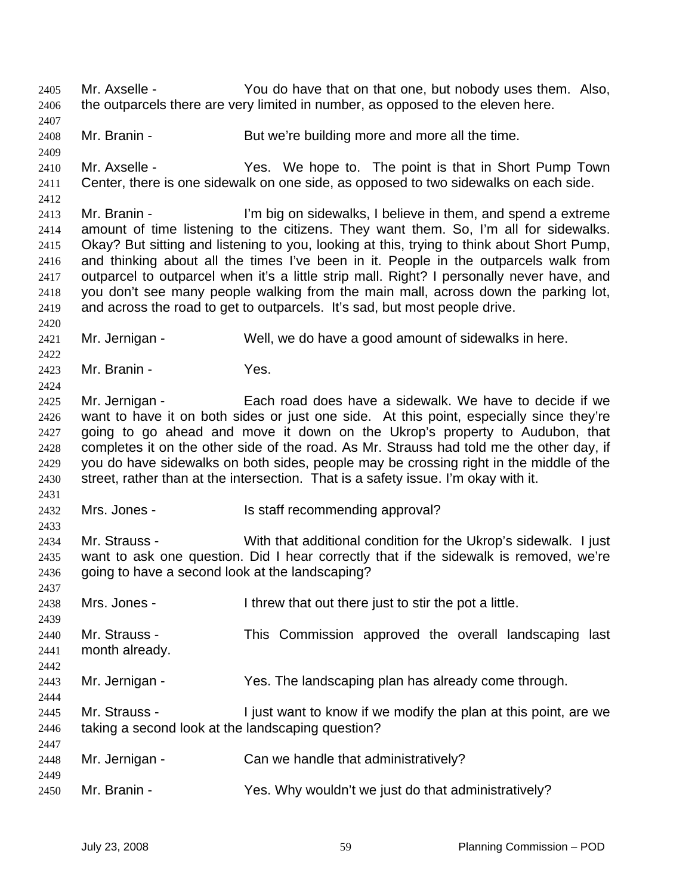Mr. Axselle - You do have that on that one, but nobody uses them. Also, the outparcels there are very limited in number, as opposed to the eleven here.

Mr. Branin - But we're building more and more all the time.

Mr. Axselle - Yes. We hope to. The point is that in Short Pump Town Center, there is one sidewalk on one side, as opposed to two sidewalks on each side.

Mr. Branin - I'm big on sidewalks, I believe in them, and spend a extreme amount of time listening to the citizens. They want them. So, I'm all for sidewalks. Okay? But sitting and listening to you, looking at this, trying to think about Short Pump, and thinking about all the times I've been in it. People in the outparcels walk from outparcel to outparcel when it's a little strip mall. Right? I personally never have, and you don't see many people walking from the main mall, across down the parking lot, and across the road to get to outparcels. It's sad, but most people drive.

Mr. Jernigan - Well, we do have a good amount of sidewalks in here.

Mr. Branin - Yes.

Mr. Jernigan - Each road does have a sidewalk. We have to decide if we want to have it on both sides or just one side. At this point, especially since they're going to go ahead and move it down on the Ukrop's property to Audubon, that completes it on the other side of the road. As Mr. Strauss had told me the other day, if you do have sidewalks on both sides, people may be crossing right in the middle of the street, rather than at the intersection. That is a safety issue. I'm okay with it.

Mrs. Jones - Is staff recommending approval?

Mr. Strauss - With that additional condition for the Ukrop's sidewalk. I just want to ask one question. Did I hear correctly that if the sidewalk is removed, we're going to have a second look at the landscaping?

Mrs. Jones - I threw that out there just to stir the pot a little.

Mr. Strauss - This Commission approved the overall landscaping last month already.

Mr. Jernigan - Yes. The landscaping plan has already come through.

Mr. Strauss - I just want to know if we modify the plan at this point, are we taking a second look at the landscaping question?

Mr. Jernigan - Can we handle that administratively?

Mr. Branin - Yes. Why wouldn't we just do that administratively?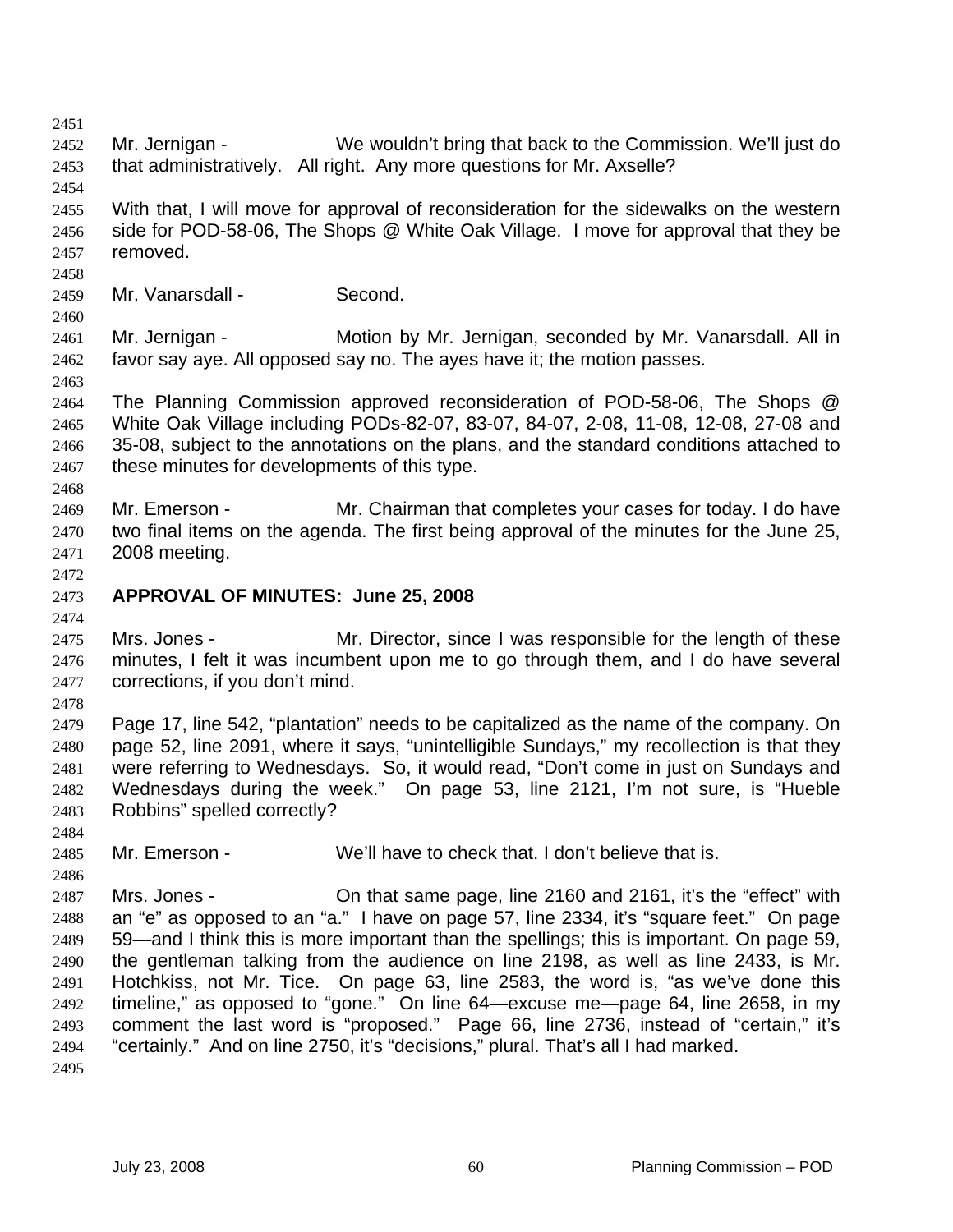Mr. Jernigan - We wouldn't bring that back to the Commission. We'll just do that administratively. All right. Any more questions for Mr. Axselle?

With that, I will move for approval of reconsideration for the sidewalks on the western side for POD-58-06, The Shops @ White Oak Village. I move for approval that they be removed.

Mr. Vanarsdall - Second.

Mr. Jernigan - Motion by Mr. Jernigan, seconded by Mr. Vanarsdall. All in favor say aye. All opposed say no. The ayes have it; the motion passes.

The Planning Commission approved reconsideration of POD-58-06, The Shops @ White Oak Village including PODs-82-07, 83-07, 84-07, 2-08, 11-08, 12-08, 27-08 and 35-08, subject to the annotations on the plans, and the standard conditions attached to these minutes for developments of this type.

Mr. Emerson - Mr. Chairman that completes your cases for today. I do have two final items on the agenda. The first being approval of the minutes for the June 25, 2008 meeting.

**APPROVAL OF MINUTES: June 25, 2008**

Mrs. Jones - Mr. Director, since I was responsible for the length of these minutes, I felt it was incumbent upon me to go through them, and I do have several corrections, if you don't mind.

Page 17, line 542, "plantation" needs to be capitalized as the name of the company. On page 52, line 2091, where it says, "unintelligible Sundays," my recollection is that they were referring to Wednesdays. So, it would read, "Don't come in just on Sundays and Wednesdays during the week." On page 53, line 2121, I'm not sure, is "Hueble Robbins" spelled correctly?

Mr. Emerson - We'll have to check that. I don't believe that is.

Mrs. Jones - On that same page, line 2160 and 2161, it's the "effect" with an "e" as opposed to an "a." I have on page 57, line 2334, it's "square feet." On page 59—and I think this is more important than the spellings; this is important. On page 59, the gentleman talking from the audience on line 2198, as well as line 2433, is Mr. Hotchkiss, not Mr. Tice. On page 63, line 2583, the word is, "as we've done this timeline," as opposed to "gone." On line 64—excuse me—page 64, line 2658, in my comment the last word is "proposed." Page 66, line 2736, instead of "certain," it's "certainly." And on line 2750, it's "decisions," plural. That's all I had marked.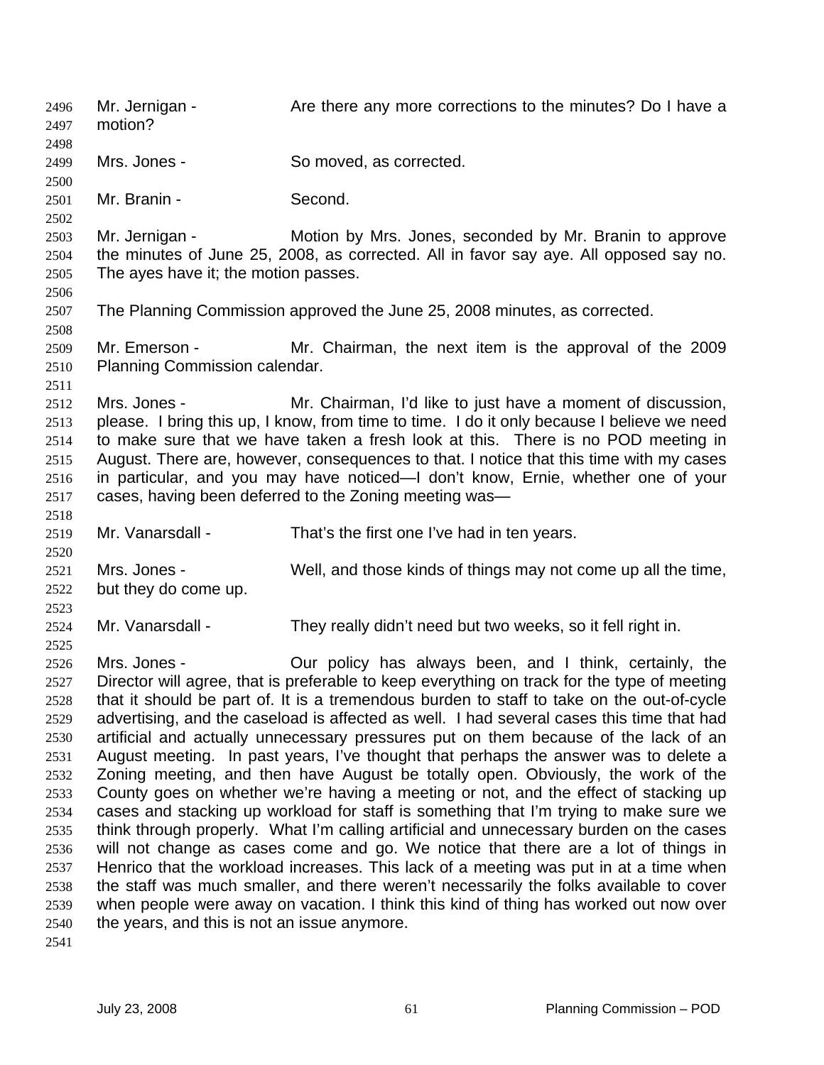Mr. Jernigan - Are there any more corrections to the minutes? Do I have a motion?

Mrs. Jones - So moved, as corrected.

Mr. Branin - Second.

Mr. Jernigan - Motion by Mrs. Jones, seconded by Mr. Branin to approve the minutes of June 25, 2008, as corrected. All in favor say aye. All opposed say no. The ayes have it; the motion passes.

The Planning Commission approved the June 25, 2008 minutes, as corrected.

Mr. Emerson - Mr. Chairman, the next item is the approval of the 2009 Planning Commission calendar.

Mrs. Jones - Mr. Chairman, I'd like to just have a moment of discussion, please. I bring this up, I know, from time to time. I do it only because I believe we need to make sure that we have taken a fresh look at this. There is no POD meeting in August. There are, however, consequences to that. I notice that this time with my cases in particular, and you may have noticed—I don't know, Ernie, whether one of your cases, having been deferred to the Zoning meeting was—

Mr. Vanarsdall - That's the first one I've had in ten years.

Mrs. Jones - Well, and those kinds of things may not come up all the time, but they do come up.

Mr. Vanarsdall - They really didn't need but two weeks, so it fell right in.

Mrs. Jones - Our policy has always been, and I think, certainly, the Director will agree, that is preferable to keep everything on track for the type of meeting that it should be part of. It is a tremendous burden to staff to take on the out-of-cycle advertising, and the caseload is affected as well. I had several cases this time that had artificial and actually unnecessary pressures put on them because of the lack of an August meeting. In past years, I've thought that perhaps the answer was to delete a Zoning meeting, and then have August be totally open. Obviously, the work of the County goes on whether we're having a meeting or not, and the effect of stacking up cases and stacking up workload for staff is something that I'm trying to make sure we think through properly. What I'm calling artificial and unnecessary burden on the cases will not change as cases come and go. We notice that there are a lot of things in Henrico that the workload increases. This lack of a meeting was put in at a time when the staff was much smaller, and there weren't necessarily the folks available to cover when people were away on vacation. I think this kind of thing has worked out now over the years, and this is not an issue anymore.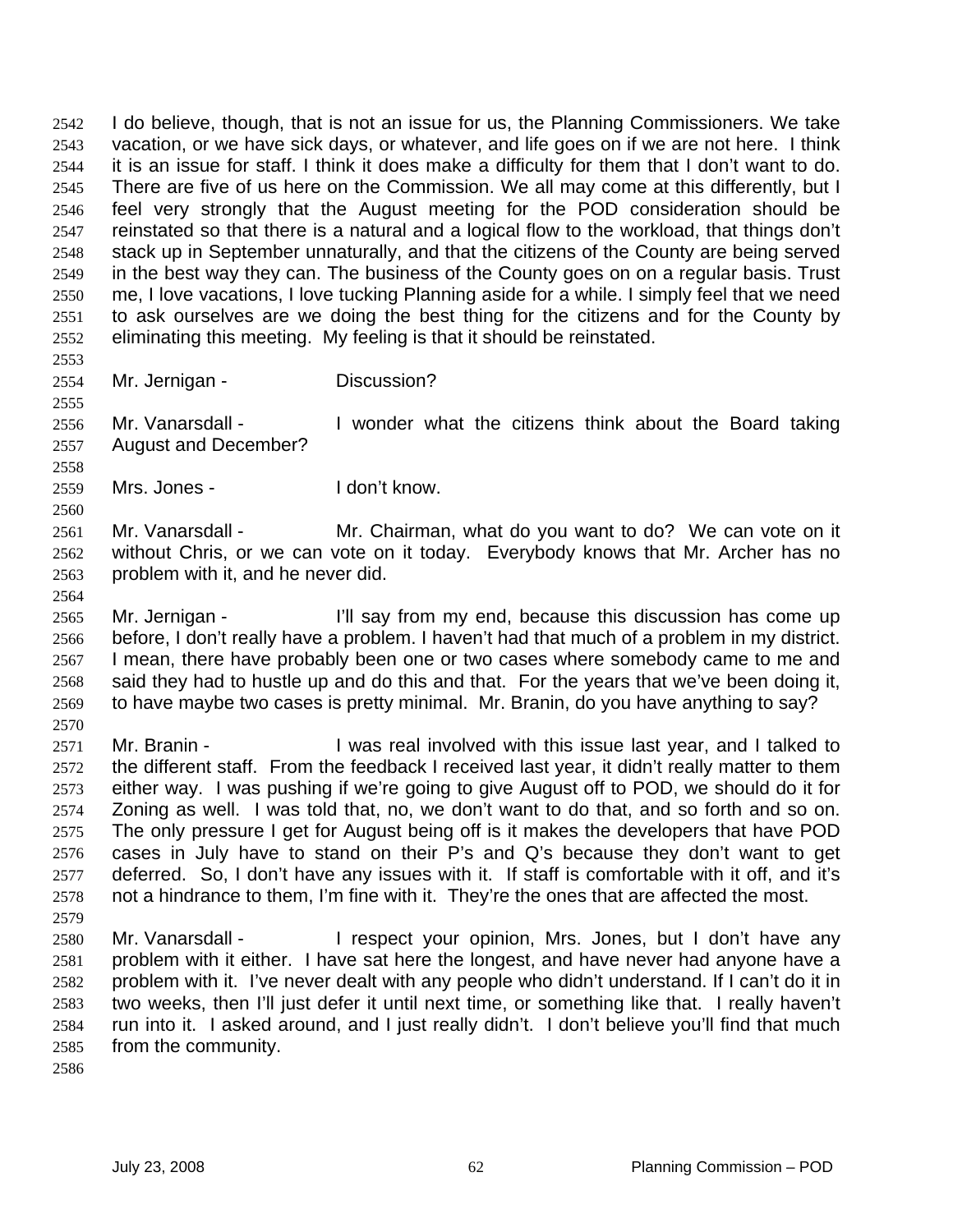I do believe, though, that is not an issue for us, the Planning Commissioners. We take vacation, or we have sick days, or whatever, and life goes on if we are not here. I think it is an issue for staff. I think it does make a difficulty for them that I don't want to do. There are five of us here on the Commission. We all may come at this differently, but I feel very strongly that the August meeting for the POD consideration should be reinstated so that there is a natural and a logical flow to the workload, that things don't stack up in September unnaturally, and that the citizens of the County are being served in the best way they can. The business of the County goes on on a regular basis. Trust me, I love vacations, I love tucking Planning aside for a while. I simply feel that we need to ask ourselves are we doing the best thing for the citizens and for the County by eliminating this meeting. My feeling is that it should be reinstated.

Mr. Jernigan - Discussion?

Mr. Vanarsdall - I wonder what the citizens think about the Board taking August and December?

Mrs. Jones - I don't know.

Mr. Vanarsdall - Mr. Chairman, what do you want to do? We can vote on it without Chris, or we can vote on it today. Everybody knows that Mr. Archer has no problem with it, and he never did.

Mr. Jernigan - I'll say from my end, because this discussion has come up before, I don't really have a problem. I haven't had that much of a problem in my district. I mean, there have probably been one or two cases where somebody came to me and said they had to hustle up and do this and that. For the years that we've been doing it, to have maybe two cases is pretty minimal. Mr. Branin, do you have anything to say?

Mr. Branin - I was real involved with this issue last year, and I talked to the different staff. From the feedback I received last year, it didn't really matter to them either way. I was pushing if we're going to give August off to POD, we should do it for Zoning as well. I was told that, no, we don't want to do that, and so forth and so on. The only pressure I get for August being off is it makes the developers that have POD cases in July have to stand on their P's and Q's because they don't want to get deferred. So, I don't have any issues with it. If staff is comfortable with it off, and it's not a hindrance to them, I'm fine with it. They're the ones that are affected the most.

Mr. Vanarsdall - I respect your opinion, Mrs. Jones, but I don't have any problem with it either. I have sat here the longest, and have never had anyone have a problem with it. I've never dealt with any people who didn't understand. If I can't do it in two weeks, then I'll just defer it until next time, or something like that. I really haven't run into it. I asked around, and I just really didn't. I don't believe you'll find that much from the community.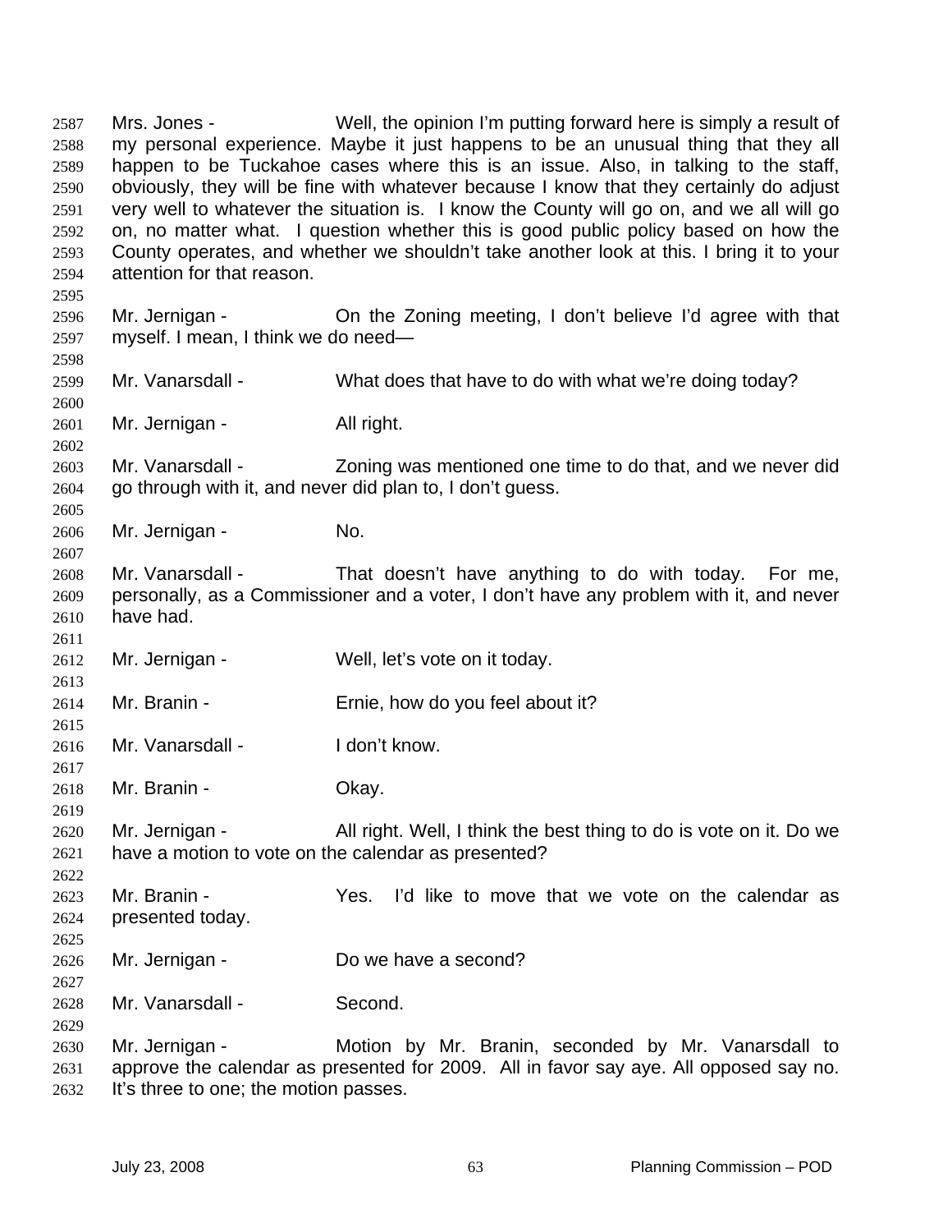Mrs. Jones - Well, the opinion I'm putting forward here is simply a result of my personal experience. Maybe it just happens to be an unusual thing that they all happen to be Tuckahoe cases where this is an issue. Also, in talking to the staff, obviously, they will be fine with whatever because I know that they certainly do adjust very well to whatever the situation is. I know the County will go on, and we all will go on, no matter what. I question whether this is good public policy based on how the County operates, and whether we shouldn't take another look at this. I bring it to your attention for that reason.

Mr. Jernigan - On the Zoning meeting, I don't believe I'd agree with that myself. I mean, I think we do need—

Mr. Vanarsdall - What does that have to do with what we're doing today?

Mr. Jernigan - All right.

Mr. Vanarsdall - Zoning was mentioned one time to do that, and we never did go through with it, and never did plan to, I don't guess.

Mr. Jernigan - No.

Mr. Vanarsdall - That doesn't have anything to do with today. For me, personally, as a Commissioner and a voter, I don't have any problem with it, and never have had.

Mr. Jernigan - Well, let's vote on it today.

Mr. Branin - Ernie, how do you feel about it?

Mr. Vanarsdall - I don't know.

Mr. Branin - Okay.

Mr. Jernigan - All right. Well, I think the best thing to do is vote on it. Do we have a motion to vote on the calendar as presented?

Mr. Branin - Yes. I'd like to move that we vote on the calendar as presented today.

Mr. Jernigan - Do we have a second?

Mr. Vanarsdall - Second.

Mr. Jernigan - Motion by Mr. Branin, seconded by Mr. Vanarsdall to approve the calendar as presented for 2009. All in favor say aye. All opposed say no. It's three to one; the motion passes.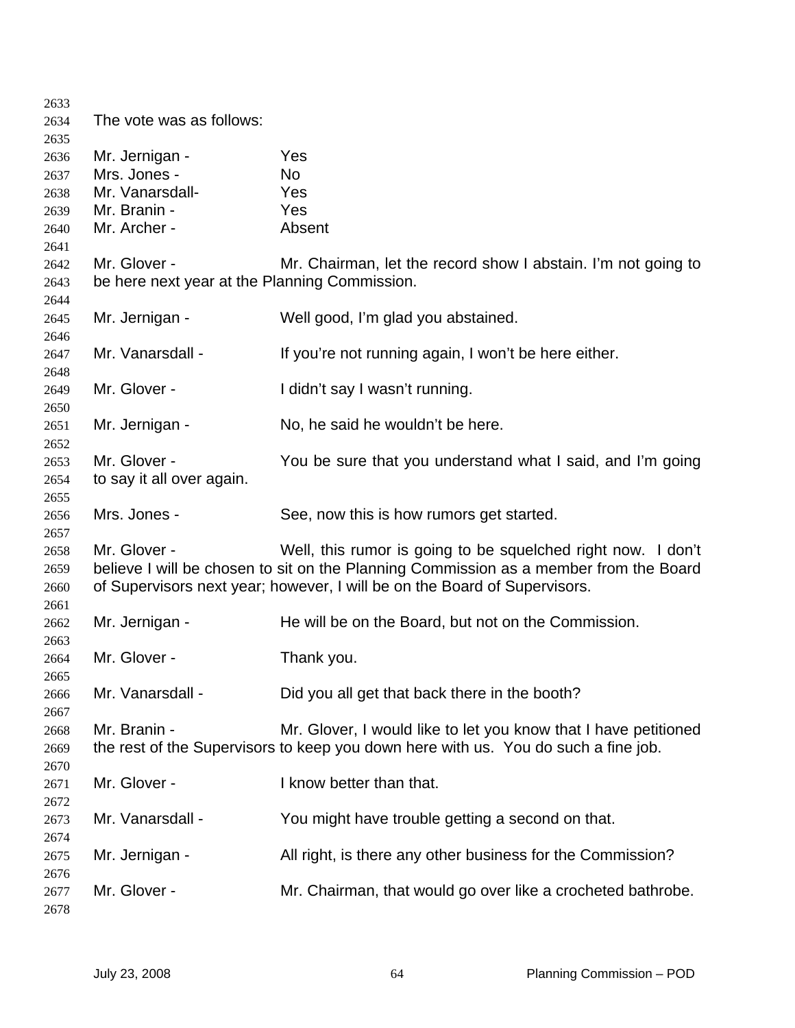The vote was as follows:

Mr. Jernigan - Yes
Mrs. Jones - No
Mr. Vanarsdall- Yes
Mr. Branin - Yes
Mr. Archer - Absent

Mr. Glover - Mr. Chairman, let the record show I abstain. I'm not going to be here next year at the Planning Commission.

Mr. Jernigan - Well good, I'm glad you abstained.

Mr. Vanarsdall - If you're not running again, I won't be here either.

Mr. Glover - I didn't say I wasn't running.

Mr. Jernigan - No, he said he wouldn't be here.

Mr. Glover - You be sure that you understand what I said, and I'm going to say it all over again.

Mrs. Jones - See, now this is how rumors get started.

Mr. Glover - Well, this rumor is going to be squelched right now. I don't believe I will be chosen to sit on the Planning Commission as a member from the Board of Supervisors next year; however, I will be on the Board of Supervisors.

Mr. Jernigan - He will be on the Board, but not on the Commission.

Mr. Glover - Thank you.

Mr. Vanarsdall - Did you all get that back there in the booth?

Mr. Branin - Mr. Glover, I would like to let you know that I have petitioned the rest of the Supervisors to keep you down here with us. You do such a fine job.

Mr. Glover - I know better than that.

Mr. Vanarsdall - You might have trouble getting a second on that.

Mr. Jernigan - All right, is there any other business for the Commission?

Mr. Glover - Mr. Chairman, that would go over like a crocheted bathrobe.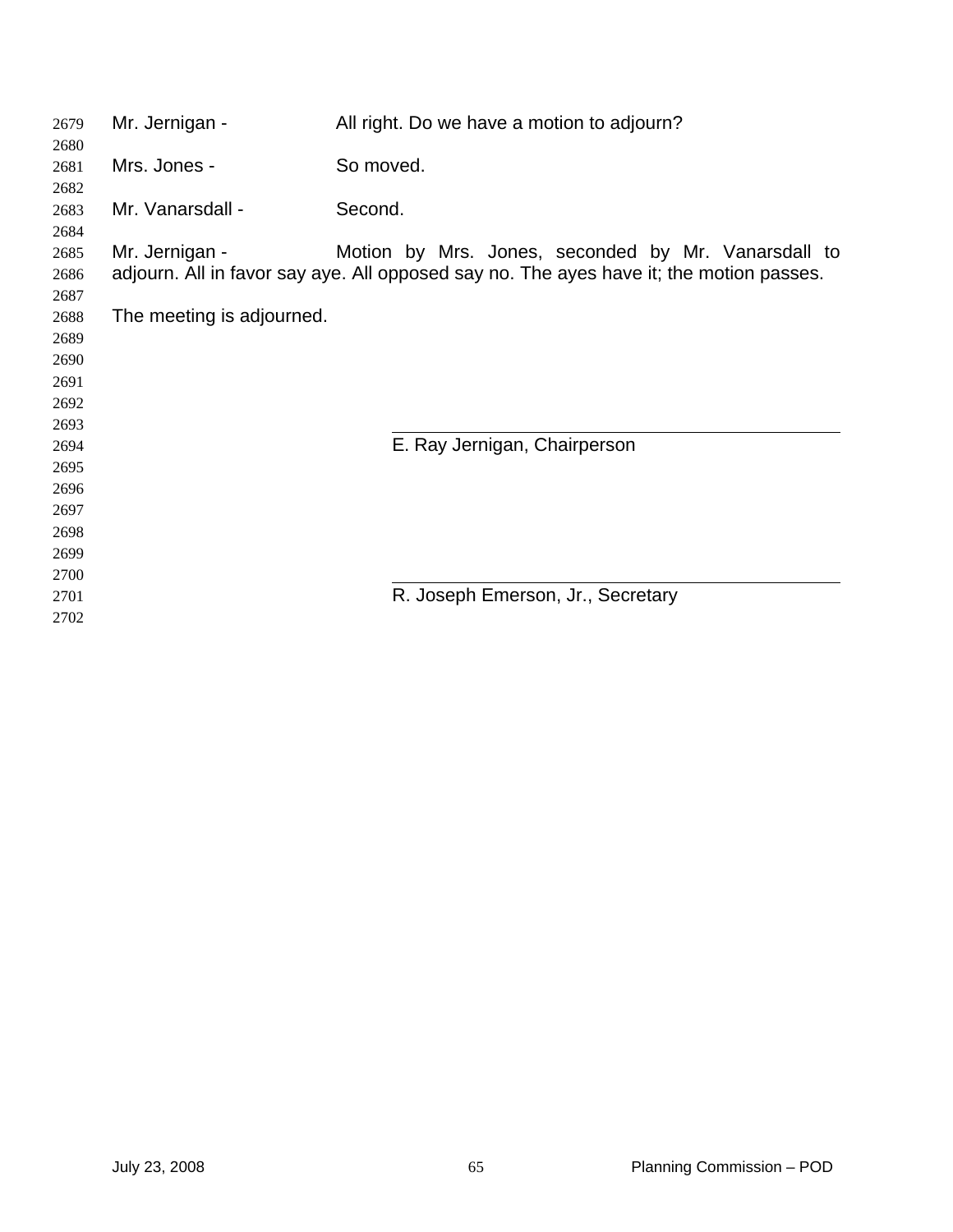Mr. Jernigan - All right. Do we have a motion to adjourn?

Mrs. Jones - So moved.

Mr. Vanarsdall - Second.

Mr. Jernigan - Motion by Mrs. Jones, seconded by Mr. Vanarsdall to adjourn. All in favor say aye. All opposed say no. The ayes have it; the motion passes.

The meeting is adjourned.

\_\_\_\_\_\_\_\_\_\_\_\_\_\_\_\_\_\_\_\_\_\_\_\_\_\_\_\_\_\_\_\_\_\_\_\_\_\_\_\_

E. Ray Jernigan, Chairperson

\_\_\_\_\_\_\_\_\_\_\_\_\_\_\_\_\_\_\_\_\_\_\_\_\_\_\_\_\_\_\_\_\_\_\_\_\_\_\_\_

R. Joseph Emerson, Jr., Secretary